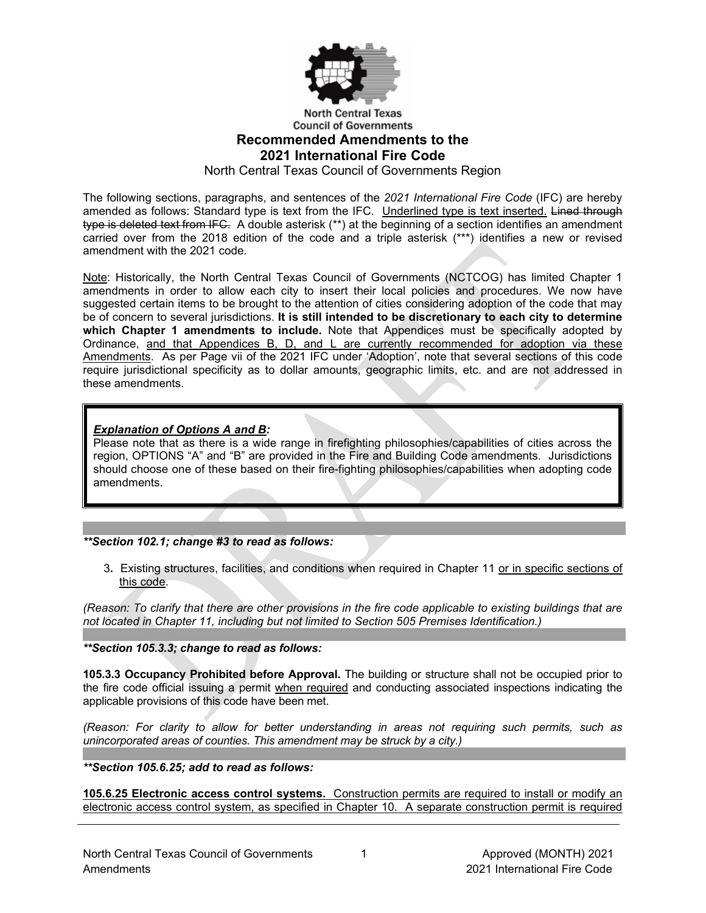North Central Texas Council of Governments

# Recommended Amendments to the 2021 International Fire Code

North Central Texas Council of Governments Region

The following sections, paragraphs, and sentences of the *2021 International Fire Code* (IFC) are hereby amended as follows: Standard type is text from the IFC. <u>Underlined type is text inserted.</u> ~~Lined through type is deleted text from IFC.~~ A double asterisk (**) at the beginning of a section identifies an amendment carried over from the 2018 edition of the code and a triple asterisk (***) identifies a new or revised amendment with the 2021 code.

<u>Note</u>: Historically, the North Central Texas Council of Governments (NCTCOG) has limited Chapter 1 amendments in order to allow each city to insert their local policies and procedures. We now have suggested certain items to be brought to the attention of cities considering adoption of the code that may be of concern to several jurisdictions. **It is still intended to be discretionary to each city to determine which Chapter 1 amendments to include.** Note that Appendices must be specifically adopted by Ordinance, <u>and that Appendices B, D, and L are currently recommended for adoption via these Amendments</u>. As per Page vii of the 2021 IFC under 'Adoption', note that several sections of this code require jurisdictional specificity as to dollar amounts, geographic limits, etc. and are not addressed in these amendments.

> ***<u>Explanation of Options A and B</u>:***
> Please note that as there is a wide range in firefighting philosophies/capabilities of cities across the region, OPTIONS "A" and "B" are provided in the Fire and Building Code amendments. Jurisdictions should choose one of these based on their fire-fighting philosophies/capabilities when adopting code amendments.

***\*\*Section 102.1; change #3 to read as follows:***

3. Existing structures, facilities, and conditions when required in Chapter 11 <u>or in specific sections of this code</u>.

*(Reason: To clarify that there are other provisions in the fire code applicable to existing buildings that are not located in Chapter 11, including but not limited to Section 505 Premises Identification.)*

***\*\*Section 105.3.3; change to read as follows:***

**105.3.3 Occupancy Prohibited before Approval.** The building or structure shall not be occupied prior to the fire code official issuing a permit <u>when required</u> and conducting associated inspections indicating the applicable provisions of this code have been met.

*(Reason: For clarity to allow for better understanding in areas not requiring such permits, such as unincorporated areas of counties. This amendment may be struck by a city.)*

***\*\*Section 105.6.25; add to read as follows:***

<u>**105.6.25 Electronic access control systems.** Construction permits are required to install or modify an electronic access control system, as specified in Chapter 10. A separate construction permit is required</u>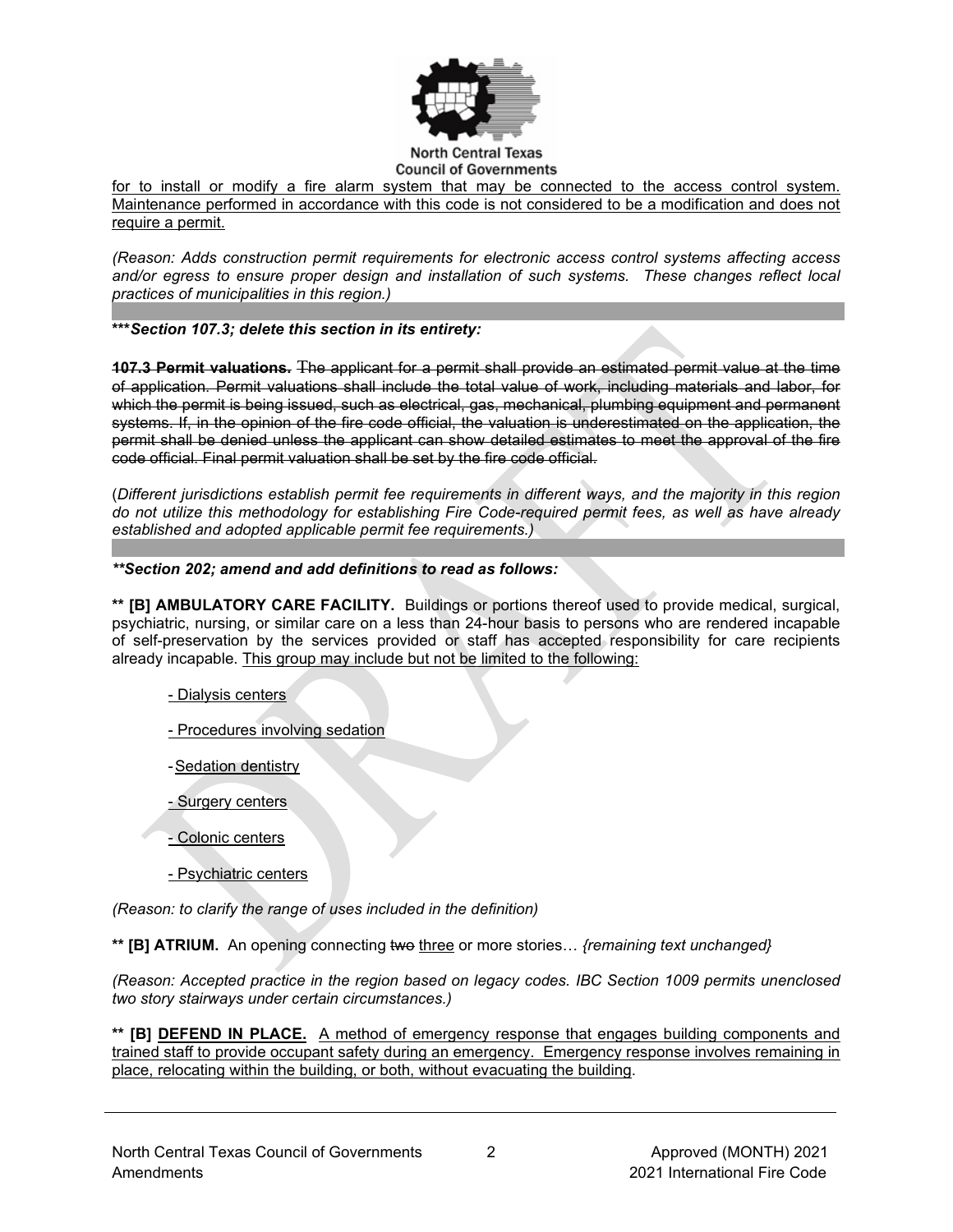for to install or modify a fire alarm system that may be connected to the access control system. Maintenance performed in accordance with this code is not considered to be a modification and does not require a permit.

*(Reason: Adds construction permit requirements for electronic access control systems affecting access and/or egress to ensure proper design and installation of such systems. These changes reflect local practices of municipalities in this region.)*

***\*\*\*Section 107.3; delete this section in its entirety:***

~~**107.3 Permit valuations.** The applicant for a permit shall provide an estimated permit value at the time of application. Permit valuations shall include the total value of work, including materials and labor, for which the permit is being issued, such as electrical, gas, mechanical, plumbing equipment and permanent systems. If, in the opinion of the fire code official, the valuation is underestimated on the application, the permit shall be denied unless the applicant can show detailed estimates to meet the approval of the fire code official. Final permit valuation shall be set by the fire code official.~~

(*Different jurisdictions establish permit fee requirements in different ways, and the majority in this region do not utilize this methodology for establishing Fire Code-required permit fees, as well as have already established and adopted applicable permit fee requirements.)*

***\*\*Section 202; amend and add definitions to read as follows:***

**\*\* [B] AMBULATORY CARE FACILITY.** Buildings or portions thereof used to provide medical, surgical, psychiatric, nursing, or similar care on a less than 24-hour basis to persons who are rendered incapable of self-preservation by the services provided or staff has accepted responsibility for care recipients already incapable. This group may include but not be limited to the following:

- Dialysis centers
- Procedures involving sedation
- Sedation dentistry
- Surgery centers
- Colonic centers
- Psychiatric centers

*(Reason: to clarify the range of uses included in the definition)*

**\*\* [B] ATRIUM.** An opening connecting ~~two~~ three or more stories… *{remaining text unchanged}*

*(Reason: Accepted practice in the region based on legacy codes. IBC Section 1009 permits unenclosed two story stairways under certain circumstances.)*

**\*\* [B] DEFEND IN PLACE.** A method of emergency response that engages building components and trained staff to provide occupant safety during an emergency. Emergency response involves remaining in place, relocating within the building, or both, without evacuating the building.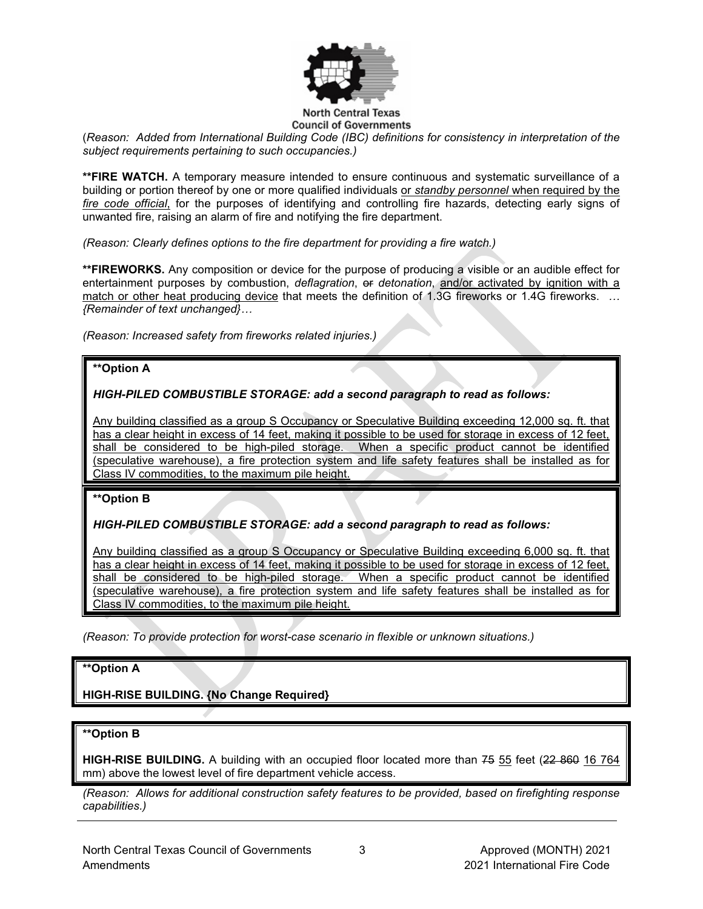(*Reason: Added from International Building Code (IBC) definitions for consistency in interpretation of the subject requirements pertaining to such occupancies.)*

**\*\*FIRE WATCH.** A temporary measure intended to ensure continuous and systematic surveillance of a building or portion thereof by one or more qualified individuals <u>or *standby personnel* when required by the *fire code official*</u>, for the purposes of identifying and controlling fire hazards, detecting early signs of unwanted fire, raising an alarm of fire and notifying the fire department.

*(Reason: Clearly defines options to the fire department for providing a fire watch.)*

**\*\*FIREWORKS.** Any composition or device for the purpose of producing a visible or an audible effect for entertainment purposes by combustion, *deflagration*, ~~or~~ *detonation*, <u>and/or activated by ignition with a match or other heat producing device</u> that meets the definition of 1.3G fireworks or 1.4G fireworks. … *{Remainder of text unchanged}…*

*(Reason: Increased safety from fireworks related injuries.)*

**\*\*Option A**

***HIGH-PILED COMBUSTIBLE STORAGE: add a second paragraph to read as follows:***

<u>Any building classified as a group S Occupancy or Speculative Building exceeding 12,000 sq. ft. that has a clear height in excess of 14 feet, making it possible to be used for storage in excess of 12 feet, shall be considered to be high-piled storage. When a specific product cannot be identified (speculative warehouse), a fire protection system and life safety features shall be installed as for Class IV commodities, to the maximum pile height.</u>

**\*\*Option B**

***HIGH-PILED COMBUSTIBLE STORAGE: add a second paragraph to read as follows:***

<u>Any building classified as a group S Occupancy or Speculative Building exceeding 6,000 sq. ft. that has a clear height in excess of 14 feet, making it possible to be used for storage in excess of 12 feet, shall be considered to be high-piled storage. When a specific product cannot be identified (speculative warehouse), a fire protection system and life safety features shall be installed as for Class IV commodities, to the maximum pile height.</u>

*(Reason: To provide protection for worst-case scenario in flexible or unknown situations.)*

**\*\*Option A**

**HIGH-RISE BUILDING. {No Change Required}**

**\*\*Option B**

**HIGH-RISE BUILDING.** A building with an occupied floor located more than ~~75~~ <u>55</u> feet (~~22 860~~ <u>16 764</u> mm) above the lowest level of fire department vehicle access.

*(Reason: Allows for additional construction safety features to be provided, based on firefighting response capabilities.)*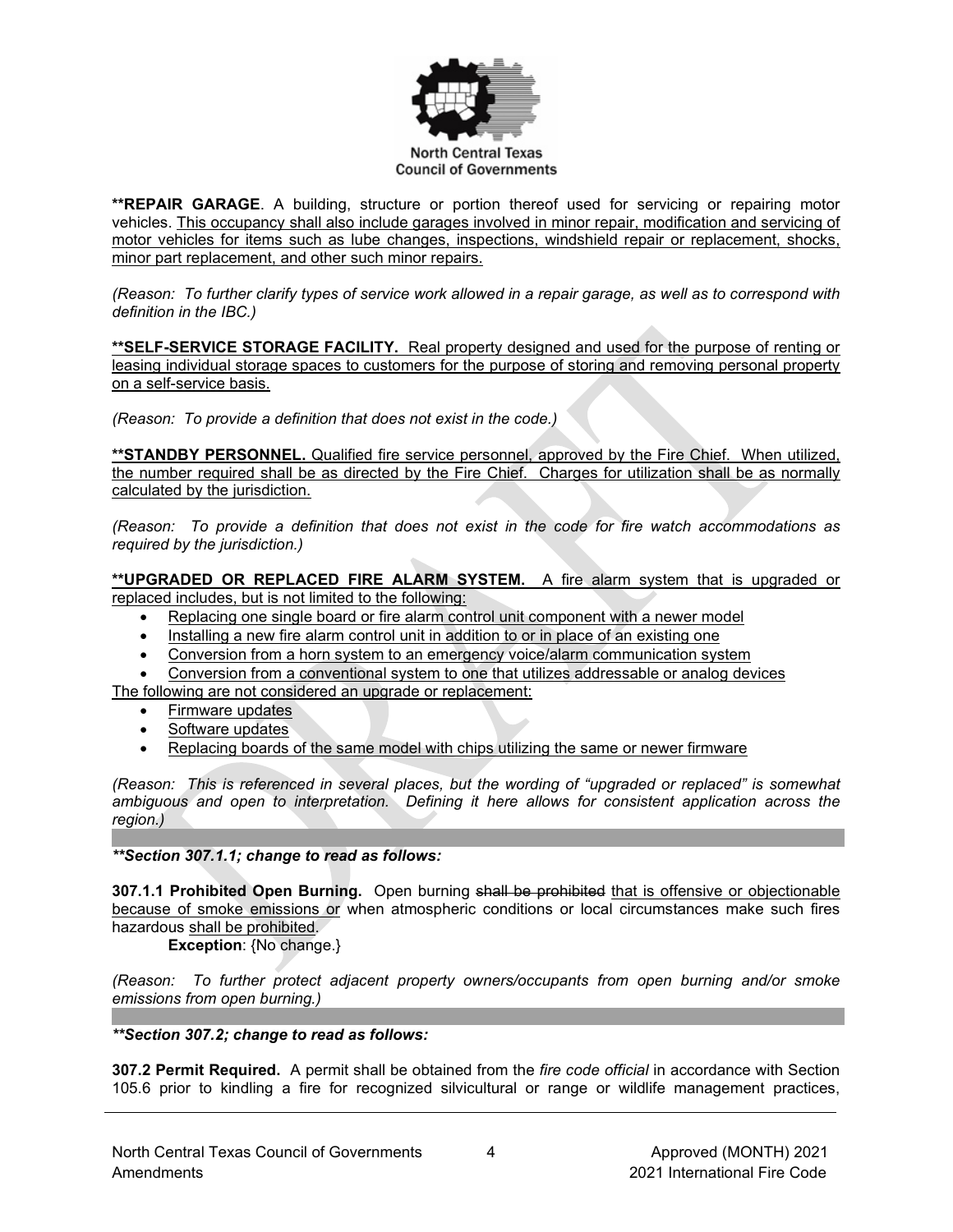**\*\*REPAIR GARAGE**. A building, structure or portion thereof used for servicing or repairing motor vehicles. <u>This occupancy shall also include garages involved in minor repair, modification and servicing of motor vehicles for items such as lube changes, inspections, windshield repair or replacement, shocks, minor part replacement, and other such minor repairs.</u>

*(Reason: To further clarify types of service work allowed in a repair garage, as well as to correspond with definition in the IBC.)*

**<u>\*\*SELF-SERVICE STORAGE FACILITY.</u>** <u>Real property designed and used for the purpose of renting or leasing individual storage spaces to customers for the purpose of storing and removing personal property on a self-service basis.</u>

*(Reason: To provide a definition that does not exist in the code.)*

**<u>\*\*STANDBY PERSONNEL.</u>** <u>Qualified fire service personnel, approved by the Fire Chief. When utilized, the number required shall be as directed by the Fire Chief. Charges for utilization shall be as normally calculated by the jurisdiction.</u>

*(Reason: To provide a definition that does not exist in the code for fire watch accommodations as required by the jurisdiction.)*

**<u>\*\*UPGRADED OR REPLACED FIRE ALARM SYSTEM.</u>** <u>A fire alarm system that is upgraded or replaced includes, but is not limited to the following:</u>

- <u>Replacing one single board or fire alarm control unit component with a newer model</u>
- <u>Installing a new fire alarm control unit in addition to or in place of an existing one</u>
- <u>Conversion from a horn system to an emergency voice/alarm communication system</u>
- <u>Conversion from a conventional system to one that utilizes addressable or analog devices</u>

<u>The following are not considered an upgrade or replacement:</u>

- <u>Firmware updates</u>
- <u>Software updates</u>
- <u>Replacing boards of the same model with chips utilizing the same or newer firmware</u>

*(Reason: This is referenced in several places, but the wording of "upgraded or replaced" is somewhat ambiguous and open to interpretation. Defining it here allows for consistent application across the region.)*

***\*\*Section 307.1.1; change to read as follows:***

**307.1.1 Prohibited Open Burning.** Open burning ~~shall be prohibited~~ <u>that is offensive or objectionable because of smoke emissions or</u> when atmospheric conditions or local circumstances make such fires hazardous <u>shall be prohibited</u>.

**Exception**: {No change.}

*(Reason: To further protect adjacent property owners/occupants from open burning and/or smoke emissions from open burning.)*

***\*\*Section 307.2; change to read as follows:***

**307.2 Permit Required.** A permit shall be obtained from the *fire code official* in accordance with Section 105.6 prior to kindling a fire for recognized silvicultural or range or wildlife management practices,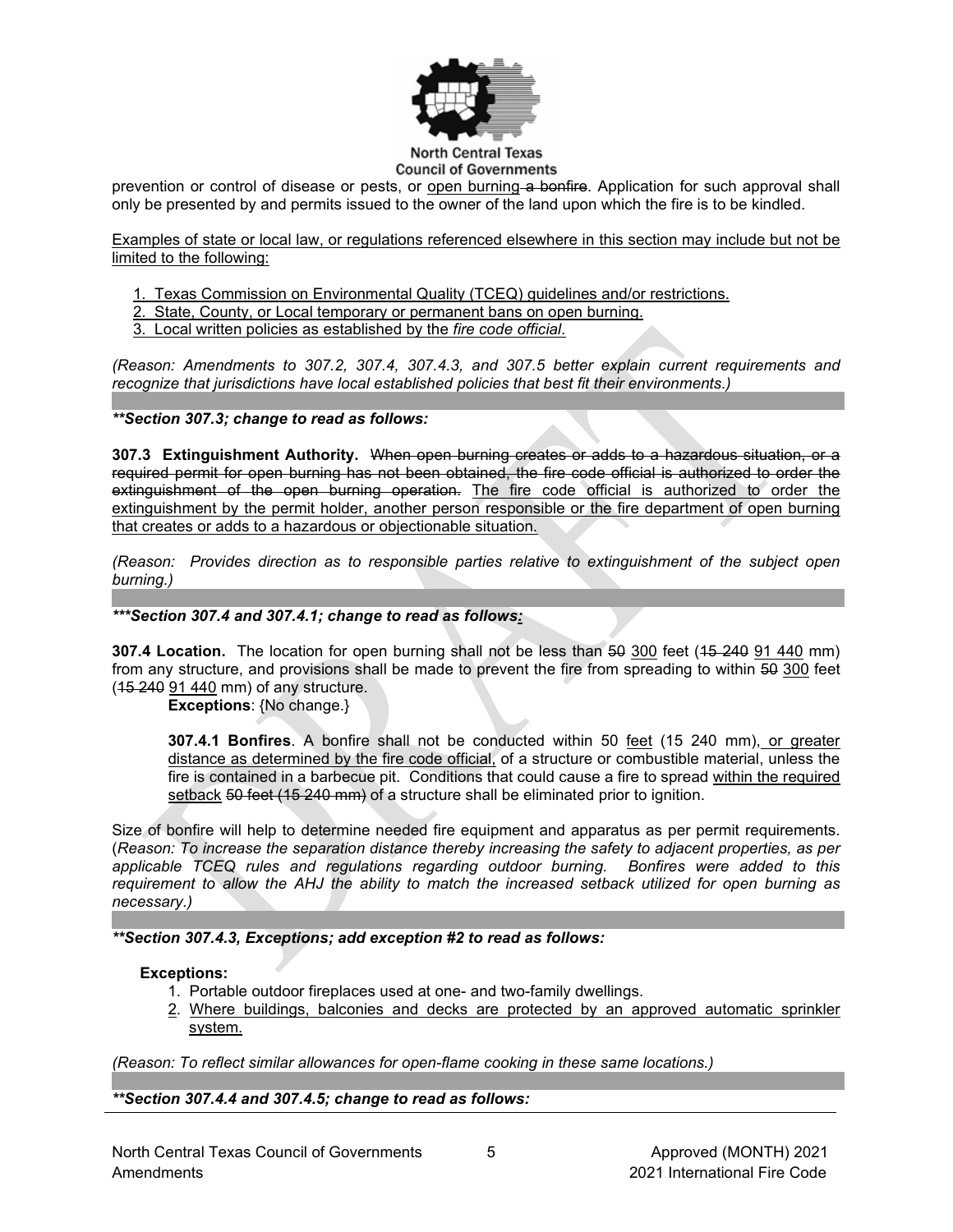prevention or control of disease or pests, or <u>open burning</u> ~~a bonfire~~. Application for such approval shall only be presented by and permits issued to the owner of the land upon which the fire is to be kindled.

<u>Examples of state or local law, or regulations referenced elsewhere in this section may include but not be limited to the following:</u>

1. <u>Texas Commission on Environmental Quality (TCEQ) guidelines and/or restrictions.</u>
2. <u>State, County, or Local temporary or permanent bans on open burning.</u>
3. <u>Local written policies as established by the *fire code official*.</u>

*(Reason: Amendments to 307.2, 307.4, 307.4.3, and 307.5 better explain current requirements and recognize that jurisdictions have local established policies that best fit their environments.)*

***\*\*Section 307.3; change to read as follows:***

**307.3 Extinguishment Authority.** ~~When open burning creates or adds to a hazardous situation, or a required permit for open burning has not been obtained, the fire code official is authorized to order the extinguishment of the open burning operation.~~ <u>The fire code official is authorized to order the extinguishment by the permit holder, another person responsible or the fire department of open burning that creates or adds to a hazardous or objectionable situation.</u>

*(Reason: Provides direction as to responsible parties relative to extinguishment of the subject open burning.)*

***\*\*\*Section 307.4 and 307.4.1; change to read as follows:***

**307.4 Location.** The location for open burning shall not be less than ~~50~~ <u>300</u> feet (~~15 240~~ <u>91 440</u> mm) from any structure, and provisions shall be made to prevent the fire from spreading to within ~~50~~ <u>300</u> feet (~~15 240~~ <u>91 440</u> mm) of any structure.

**Exceptions**: {No change.}

**307.4.1 Bonfires**. A bonfire shall not be conducted within 50 <u>feet</u> (15 240 mm)<u>, or greater distance as determined by the fire code official,</u> of a structure or combustible material, unless the fire is contained in a barbecue pit. Conditions that could cause a fire to spread <u>within the required setback</u> ~~50 feet (15 240 mm)~~ of a structure shall be eliminated prior to ignition.

Size of bonfire will help to determine needed fire equipment and apparatus as per permit requirements. (*Reason: To increase the separation distance thereby increasing the safety to adjacent properties, as per applicable TCEQ rules and regulations regarding outdoor burning. Bonfires were added to this requirement to allow the AHJ the ability to match the increased setback utilized for open burning as necessary.)*

***\*\*Section 307.4.3, Exceptions; add exception #2 to read as follows:***

**Exceptions:**

1. Portable outdoor fireplaces used at one- and two-family dwellings.
2. <u>Where buildings, balconies and decks are protected by an approved automatic sprinkler system.</u>

*(Reason: To reflect similar allowances for open-flame cooking in these same locations.)*

***\*\*Section 307.4.4 and 307.4.5; change to read as follows:***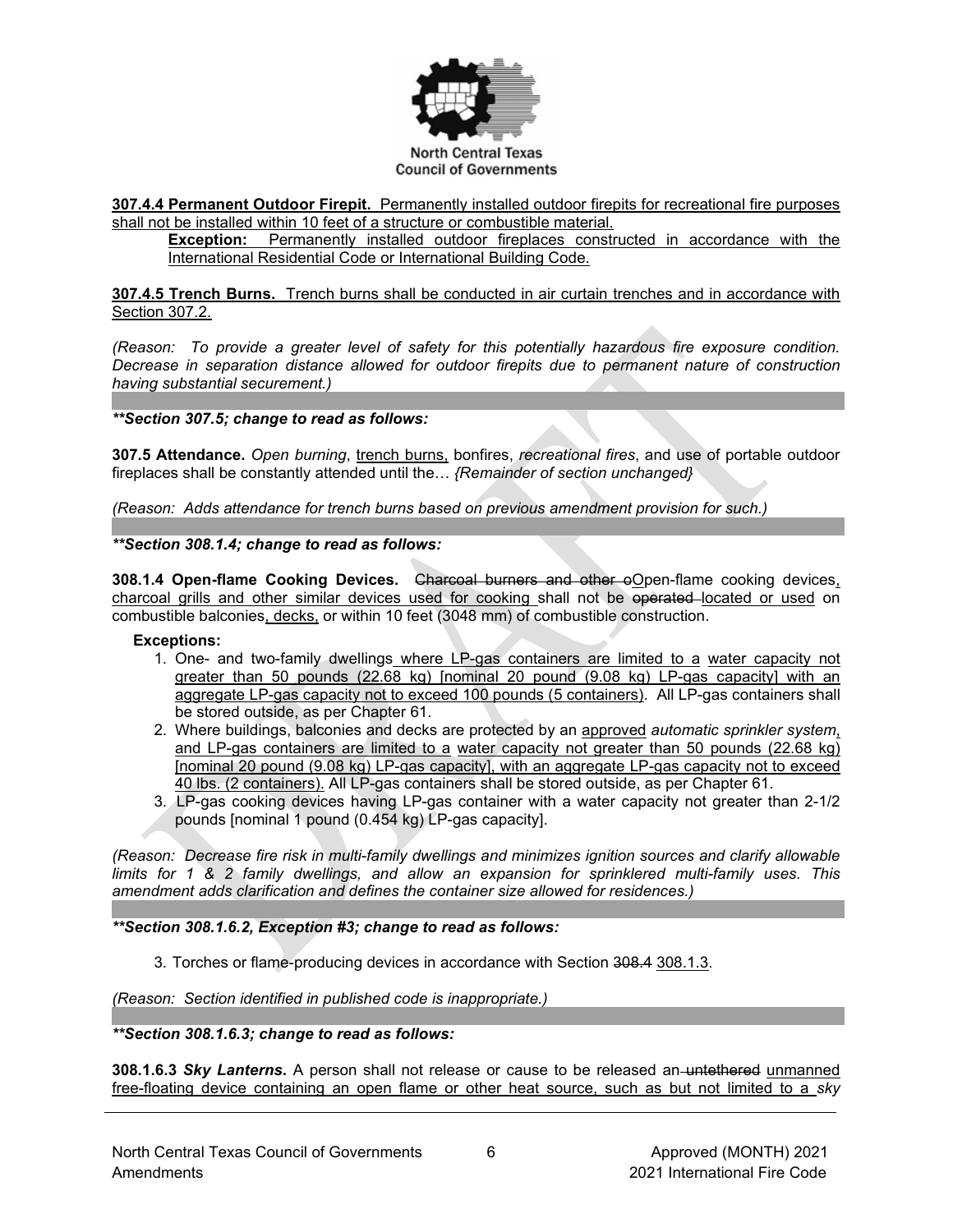**307.4.4 Permanent Outdoor Firepit.** Permanently installed outdoor firepits for recreational fire purposes shall not be installed within 10 feet of a structure or combustible material.

> **Exception:** Permanently installed outdoor fireplaces constructed in accordance with the International Residential Code or International Building Code.

**307.4.5 Trench Burns.** Trench burns shall be conducted in air curtain trenches and in accordance with Section 307.2.

*(Reason: To provide a greater level of safety for this potentially hazardous fire exposure condition. Decrease in separation distance allowed for outdoor firepits due to permanent nature of construction having substantial securement.)*

***\*\*Section 307.5; change to read as follows:***

**307.5 Attendance.** *Open burning*, trench burns, bonfires, *recreational fires*, and use of portable outdoor fireplaces shall be constantly attended until the… *{Remainder of section unchanged}*

*(Reason: Adds attendance for trench burns based on previous amendment provision for such.)*

***\*\*Section 308.1.4; change to read as follows:***

**308.1.4 Open-flame Cooking Devices.** ~~Charcoal burners and other o~~Open-flame cooking devices, charcoal grills and other similar devices used for cooking shall not be ~~operated~~ located or used on combustible balconies, decks, or within 10 feet (3048 mm) of combustible construction.

**Exceptions:**

1. One- and two-family dwellings where LP-gas containers are limited to a water capacity not greater than 50 pounds (22.68 kg) [nominal 20 pound (9.08 kg) LP-gas capacity] with an aggregate LP-gas capacity not to exceed 100 pounds (5 containers). All LP-gas containers shall be stored outside, as per Chapter 61.
2. Where buildings, balconies and decks are protected by an approved *automatic sprinkler system*, and LP-gas containers are limited to a water capacity not greater than 50 pounds (22.68 kg) [nominal 20 pound (9.08 kg) LP-gas capacity], with an aggregate LP-gas capacity not to exceed 40 lbs. (2 containers). All LP-gas containers shall be stored outside, as per Chapter 61.
3. LP-gas cooking devices having LP-gas container with a water capacity not greater than 2-1/2 pounds [nominal 1 pound (0.454 kg) LP-gas capacity].

*(Reason: Decrease fire risk in multi-family dwellings and minimizes ignition sources and clarify allowable limits for 1 & 2 family dwellings, and allow an expansion for sprinklered multi-family uses. This amendment adds clarification and defines the container size allowed for residences.)*

***\*\*Section 308.1.6.2, Exception #3; change to read as follows:***

3. Torches or flame-producing devices in accordance with Section ~~308.4~~ 308.1.3.

*(Reason: Section identified in published code is inappropriate.)*

***\*\*Section 308.1.6.3; change to read as follows:***

**308.1.6.3 *Sky Lanterns*.** A person shall not release or cause to be released an ~~untethered~~ unmanned free-floating device containing an open flame or other heat source, such as but not limited to a *sky*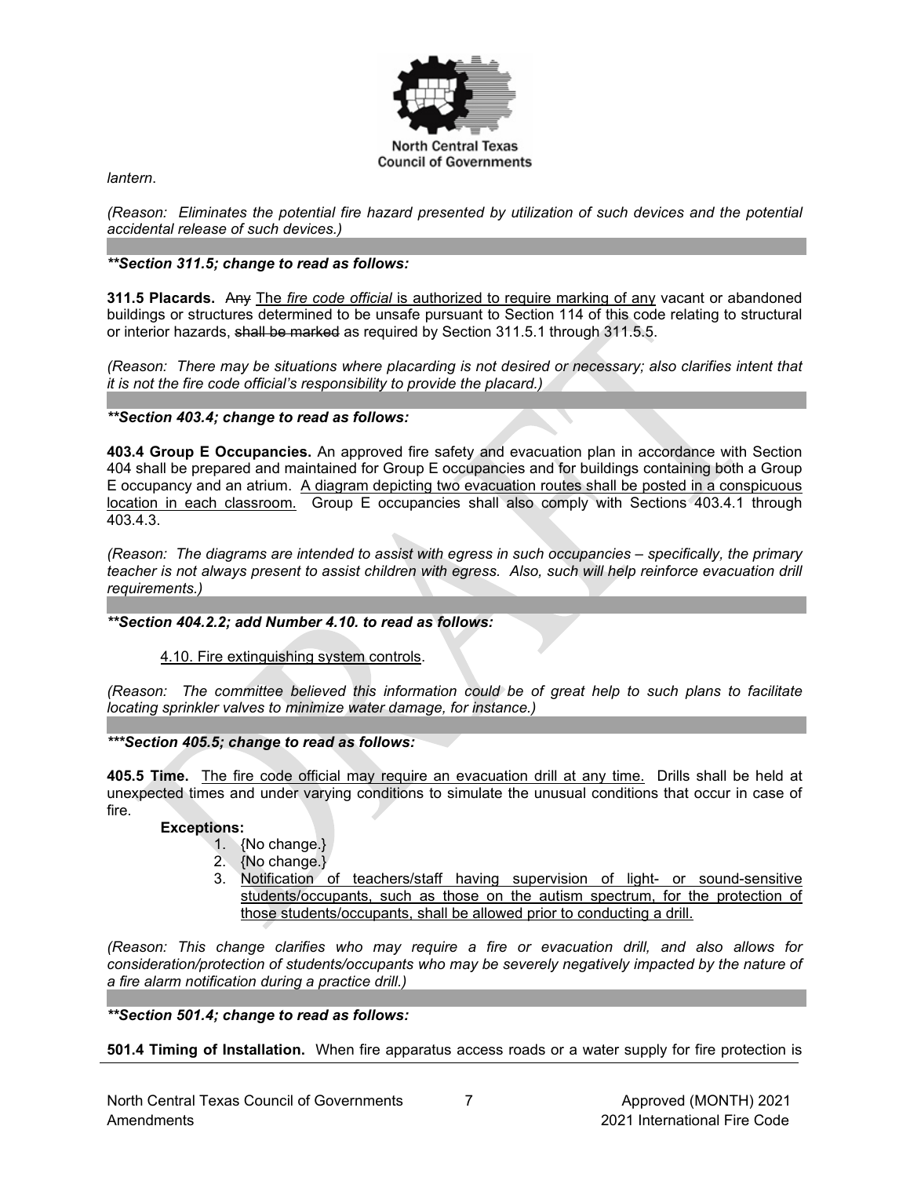*lantern*.

*(Reason: Eliminates the potential fire hazard presented by utilization of such devices and the potential accidental release of such devices.)*

***\*\*Section 311.5; change to read as follows:***

**311.5 Placards.** ~~Any~~ <u>The *fire code official* is authorized to require marking of any</u> vacant or abandoned buildings or structures determined to be unsafe pursuant to Section 114 of this code relating to structural or interior hazards, ~~shall be marked~~ as required by Section 311.5.1 through 311.5.5.

*(Reason: There may be situations where placarding is not desired or necessary; also clarifies intent that it is not the fire code official's responsibility to provide the placard.)*

***\*\*Section 403.4; change to read as follows:***

**403.4 Group E Occupancies.** An approved fire safety and evacuation plan in accordance with Section 404 shall be prepared and maintained for Group E occupancies and for buildings containing both a Group E occupancy and an atrium. <u>A diagram depicting two evacuation routes shall be posted in a conspicuous location in each classroom.</u> Group E occupancies shall also comply with Sections 403.4.1 through 403.4.3.

*(Reason: The diagrams are intended to assist with egress in such occupancies – specifically, the primary teacher is not always present to assist children with egress. Also, such will help reinforce evacuation drill requirements.)*

***\*\*Section 404.2.2; add Number 4.10. to read as follows:***

<u>4.10. Fire extinguishing system controls</u>.

*(Reason: The committee believed this information could be of great help to such plans to facilitate locating sprinkler valves to minimize water damage, for instance.)*

***\*\*\*Section 405.5; change to read as follows:***

**405.5 Time.** <u>The fire code official may require an evacuation drill at any time.</u> Drills shall be held at unexpected times and under varying conditions to simulate the unusual conditions that occur in case of fire.

**Exceptions:**

1. {No change.}
2. {No change.}
3. <u>Notification of teachers/staff having supervision of light- or sound-sensitive students/occupants, such as those on the autism spectrum, for the protection of those students/occupants, shall be allowed prior to conducting a drill.</u>

*(Reason: This change clarifies who may require a fire or evacuation drill, and also allows for consideration/protection of students/occupants who may be severely negatively impacted by the nature of a fire alarm notification during a practice drill.)*

***\*\*Section 501.4; change to read as follows:***

**501.4 Timing of Installation.** When fire apparatus access roads or a water supply for fire protection is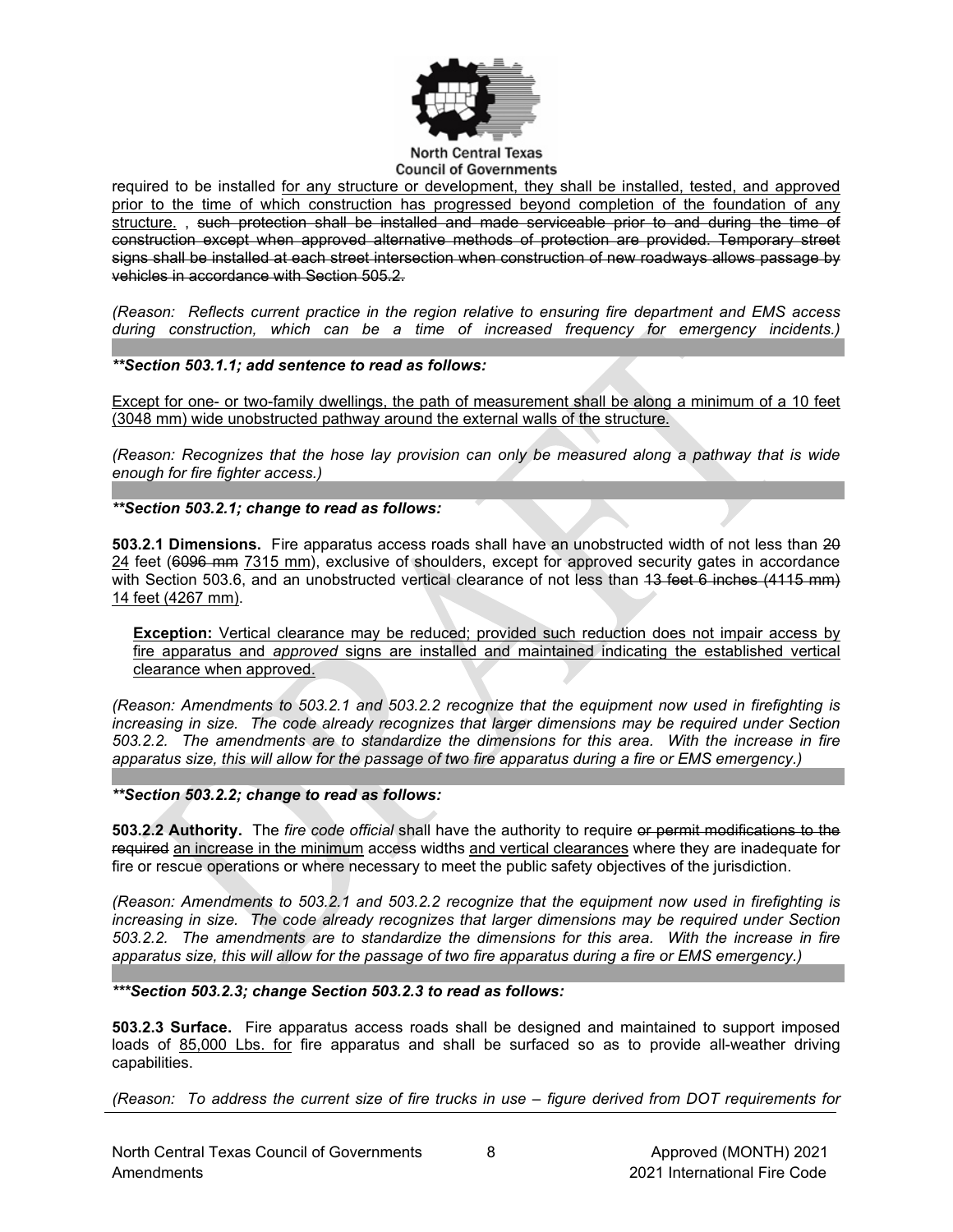required to be installed <u>for any structure or development, they shall be installed, tested, and approved prior to the time of which construction has progressed beyond completion of the foundation of any structure.</u> , ~~such protection shall be installed and made serviceable prior to and during the time of construction except when approved alternative methods of protection are provided. Temporary street signs shall be installed at each street intersection when construction of new roadways allows passage by vehicles in accordance with Section 505.2.~~

*(Reason: Reflects current practice in the region relative to ensuring fire department and EMS access during construction, which can be a time of increased frequency for emergency incidents.)*

***\*\*Section 503.1.1; add sentence to read as follows:***

<u>Except for one- or two-family dwellings, the path of measurement shall be along a minimum of a 10 feet (3048 mm) wide unobstructed pathway around the external walls of the structure.</u>

*(Reason: Recognizes that the hose lay provision can only be measured along a pathway that is wide enough for fire fighter access.)*

***\*\*Section 503.2.1; change to read as follows:***

**503.2.1 Dimensions.** Fire apparatus access roads shall have an unobstructed width of not less than ~~20~~ <u>24</u> feet (~~6096 mm~~ <u>7315 mm</u>), exclusive of shoulders, except for approved security gates in accordance with Section 503.6, and an unobstructed vertical clearance of not less than ~~13 feet 6 inches (4115 mm)~~ <u>14 feet (4267 mm)</u>.

> **<u>Exception:</u>** <u>Vertical clearance may be reduced; provided such reduction does not impair access by fire apparatus and *approved* signs are installed and maintained indicating the established vertical clearance when approved.</u>

*(Reason: Amendments to 503.2.1 and 503.2.2 recognize that the equipment now used in firefighting is increasing in size. The code already recognizes that larger dimensions may be required under Section 503.2.2. The amendments are to standardize the dimensions for this area. With the increase in fire apparatus size, this will allow for the passage of two fire apparatus during a fire or EMS emergency.)*

***\*\*Section 503.2.2; change to read as follows:***

**503.2.2 Authority.** The *fire code official* shall have the authority to require ~~or permit modifications to the required~~ <u>an increase in the minimum</u> access widths <u>and vertical clearances</u> where they are inadequate for fire or rescue operations or where necessary to meet the public safety objectives of the jurisdiction.

*(Reason: Amendments to 503.2.1 and 503.2.2 recognize that the equipment now used in firefighting is increasing in size. The code already recognizes that larger dimensions may be required under Section 503.2.2. The amendments are to standardize the dimensions for this area. With the increase in fire apparatus size, this will allow for the passage of two fire apparatus during a fire or EMS emergency.)*

***\*\*\*Section 503.2.3; change Section 503.2.3 to read as follows:***

**503.2.3 Surface.** Fire apparatus access roads shall be designed and maintained to support imposed loads of <u>85,000 Lbs. for</u> fire apparatus and shall be surfaced so as to provide all-weather driving capabilities.

*(Reason: To address the current size of fire trucks in use – figure derived from DOT requirements for*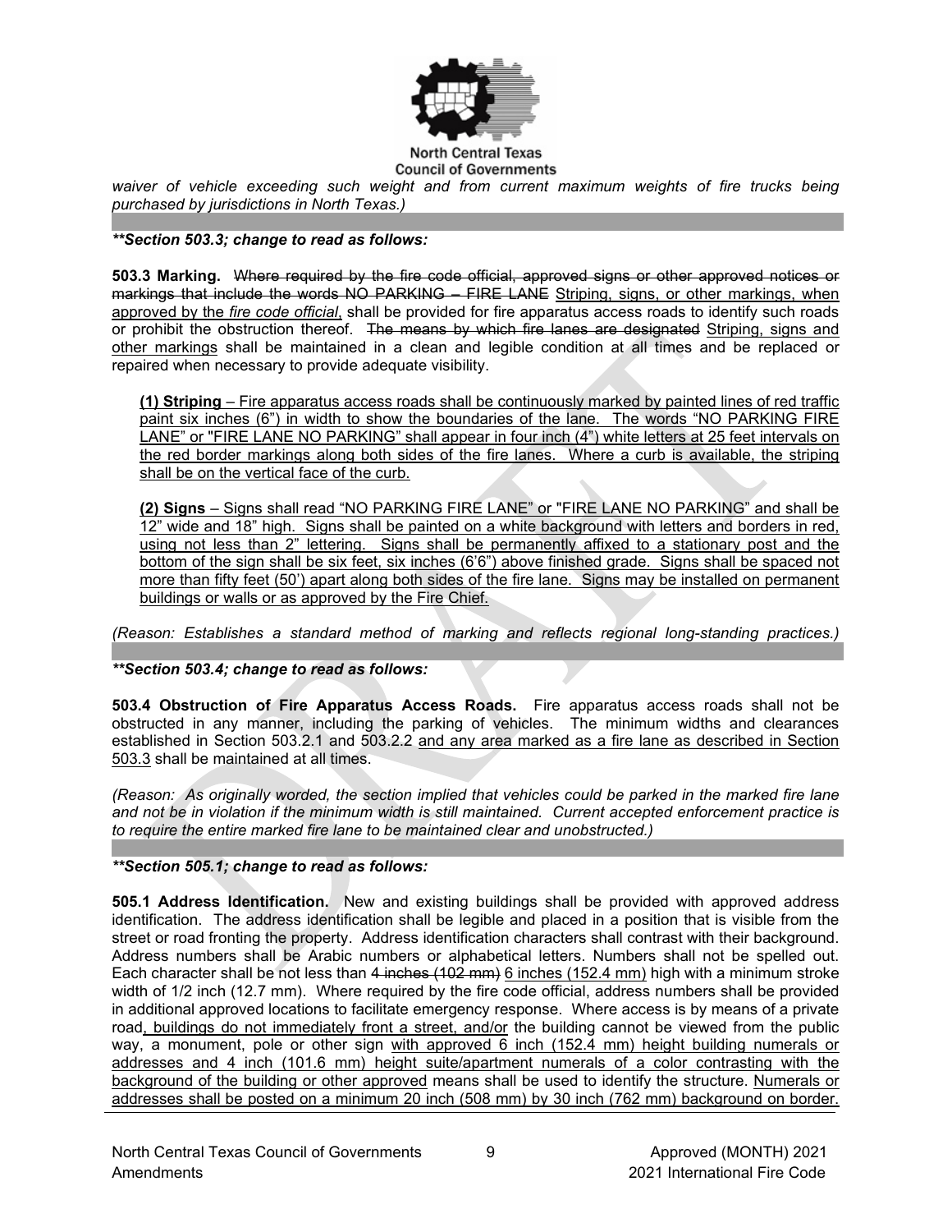*waiver of vehicle exceeding such weight and from current maximum weights of fire trucks being purchased by jurisdictions in North Texas.)*

***\*\*Section 503.3; change to read as follows:***

**503.3 Marking.** ~~Where required by the fire code official, approved signs or other approved notices or markings that include the words NO PARKING – FIRE LANE~~ <u>Striping, signs, or other markings, when approved by the *fire code official*,</u> shall be provided for fire apparatus access roads to identify such roads or prohibit the obstruction thereof. ~~The means by which fire lanes are designated~~ <u>Striping, signs and other markings</u> shall be maintained in a clean and legible condition at all times and be replaced or repaired when necessary to provide adequate visibility.

<u>**(1) Striping** – Fire apparatus access roads shall be continuously marked by painted lines of red traffic paint six inches (6") in width to show the boundaries of the lane. The words "NO PARKING FIRE LANE" or "FIRE LANE NO PARKING" shall appear in four inch (4") white letters at 25 feet intervals on the red border markings along both sides of the fire lanes. Where a curb is available, the striping shall be on the vertical face of the curb.</u>

<u>**(2) Signs** – Signs shall read "NO PARKING FIRE LANE" or "FIRE LANE NO PARKING" and shall be 12" wide and 18" high. Signs shall be painted on a white background with letters and borders in red, using not less than 2" lettering. Signs shall be permanently affixed to a stationary post and the bottom of the sign shall be six feet, six inches (6'6") above finished grade. Signs shall be spaced not more than fifty feet (50') apart along both sides of the fire lane. Signs may be installed on permanent buildings or walls or as approved by the Fire Chief.</u>

*(Reason: Establishes a standard method of marking and reflects regional long-standing practices.)*

***\*\*Section 503.4; change to read as follows:***

**503.4 Obstruction of Fire Apparatus Access Roads.** Fire apparatus access roads shall not be obstructed in any manner, including the parking of vehicles. The minimum widths and clearances established in Section 503.2.1 and 503.2.2 <u>and any area marked as a fire lane as described in Section 503.3</u> shall be maintained at all times.

*(Reason: As originally worded, the section implied that vehicles could be parked in the marked fire lane and not be in violation if the minimum width is still maintained. Current accepted enforcement practice is to require the entire marked fire lane to be maintained clear and unobstructed.)*

***\*\*Section 505.1; change to read as follows:***

**505.1 Address Identification.** New and existing buildings shall be provided with approved address identification. The address identification shall be legible and placed in a position that is visible from the street or road fronting the property. Address identification characters shall contrast with their background. Address numbers shall be Arabic numbers or alphabetical letters. Numbers shall not be spelled out. Each character shall be not less than ~~4 inches (102 mm)~~ <u>6 inches (152.4 mm)</u> high with a minimum stroke width of 1/2 inch (12.7 mm). Where required by the fire code official, address numbers shall be provided in additional approved locations to facilitate emergency response. Where access is by means of a private road<u>, buildings do not immediately front a street, and/or</u> the building cannot be viewed from the public way, a monument, pole or other sign <u>with approved 6 inch (152.4 mm) height building numerals or addresses and 4 inch (101.6 mm) height suite/apartment numerals of a color contrasting with the background of the building or other approved</u> means shall be used to identify the structure. <u>Numerals or addresses shall be posted on a minimum 20 inch (508 mm) by 30 inch (762 mm) background on border.</u>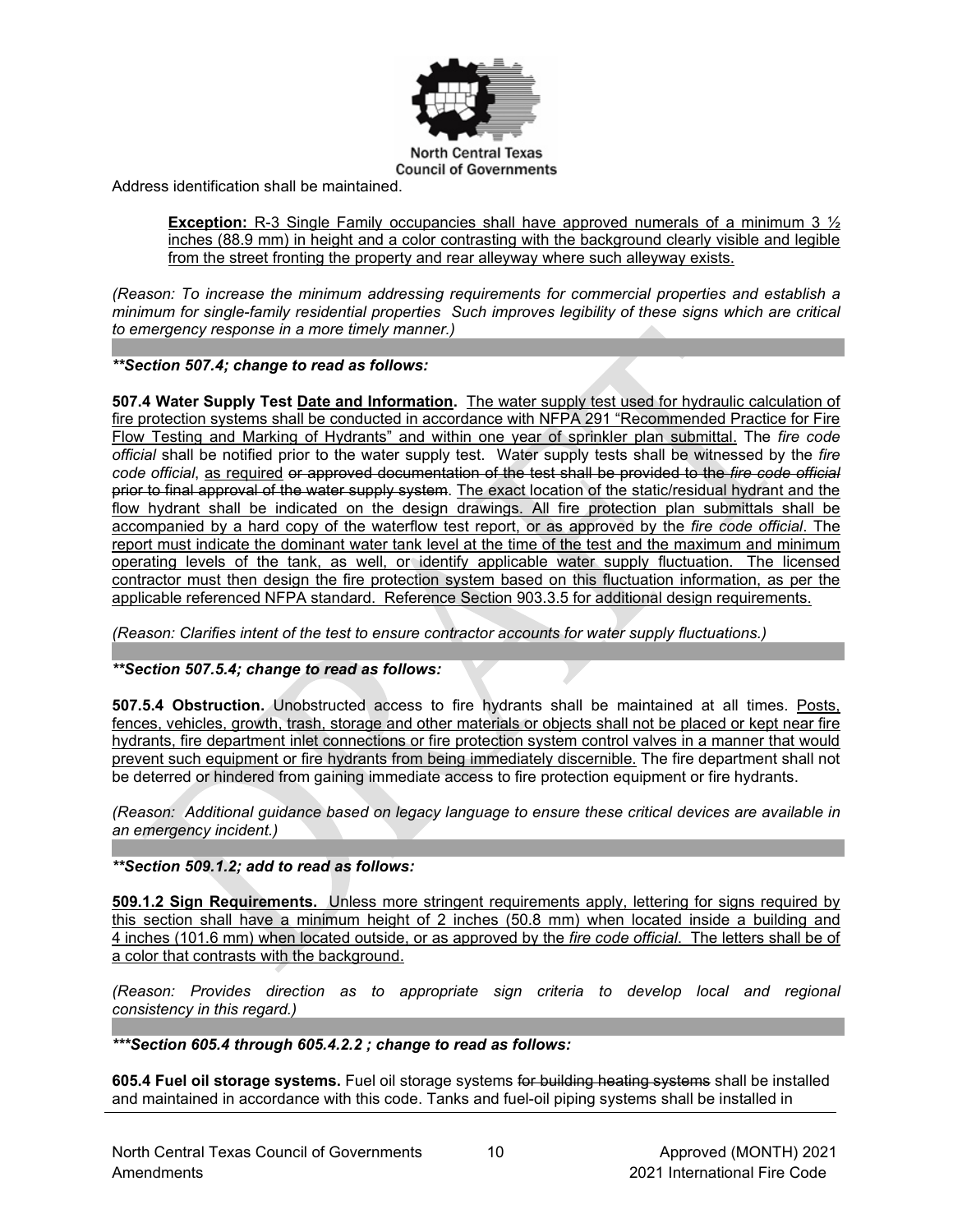Address identification shall be maintained.

> **Exception:** <u>R-3 Single Family occupancies shall have approved numerals of a minimum 3 ½ inches (88.9 mm) in height and a color contrasting with the background clearly visible and legible from the street fronting the property and rear alleyway where such alleyway exists.</u>

*(Reason: To increase the minimum addressing requirements for commercial properties and establish a minimum for single-family residential properties Such improves legibility of these signs which are critical to emergency response in a more timely manner.)*

***\*\*Section 507.4; change to read as follows:***

**507.4 Water Supply Test <u>Date and Information</u>.** <u>The water supply test used for hydraulic calculation of fire protection systems shall be conducted in accordance with NFPA 291 "Recommended Practice for Fire Flow Testing and Marking of Hydrants" and within one year of sprinkler plan submittal.</u> The *fire code official* shall be notified prior to the water supply test. Water supply tests shall be witnessed by the *fire code official*, <u>as required</u> ~~or approved documentation of the test shall be provided to the *fire code official* prior to final approval of the water supply system~~. <u>The exact location of the static/residual hydrant and the flow hydrant shall be indicated on the design drawings. All fire protection plan submittals shall be accompanied by a hard copy of the waterflow test report, or as approved by the *fire code official*. The report must indicate the dominant water tank level at the time of the test and the maximum and minimum operating levels of the tank, as well, or identify applicable water supply fluctuation. The licensed contractor must then design the fire protection system based on this fluctuation information, as per the applicable referenced NFPA standard. Reference Section 903.3.5 for additional design requirements.</u>

*(Reason: Clarifies intent of the test to ensure contractor accounts for water supply fluctuations.)*

***\*\*Section 507.5.4; change to read as follows:***

**507.5.4 Obstruction.** Unobstructed access to fire hydrants shall be maintained at all times. <u>Posts, fences, vehicles, growth, trash, storage and other materials or objects shall not be placed or kept near fire hydrants, fire department inlet connections or fire protection system control valves in a manner that would prevent such equipment or fire hydrants from being immediately discernible.</u> The fire department shall not be deterred or hindered from gaining immediate access to fire protection equipment or fire hydrants.

*(Reason: Additional guidance based on legacy language to ensure these critical devices are available in an emergency incident.)*

***\*\*Section 509.1.2; add to read as follows:***

<u>**509.1.2 Sign Requirements.** Unless more stringent requirements apply, lettering for signs required by this section shall have a minimum height of 2 inches (50.8 mm) when located inside a building and 4 inches (101.6 mm) when located outside, or as approved by the *fire code official*. The letters shall be of a color that contrasts with the background.</u>

*(Reason: Provides direction as to appropriate sign criteria to develop local and regional consistency in this regard.)*

***\*\*\*Section 605.4 through 605.4.2.2 ; change to read as follows:***

**605.4 Fuel oil storage systems.** Fuel oil storage systems ~~for building heating systems~~ shall be installed and maintained in accordance with this code. Tanks and fuel-oil piping systems shall be installed in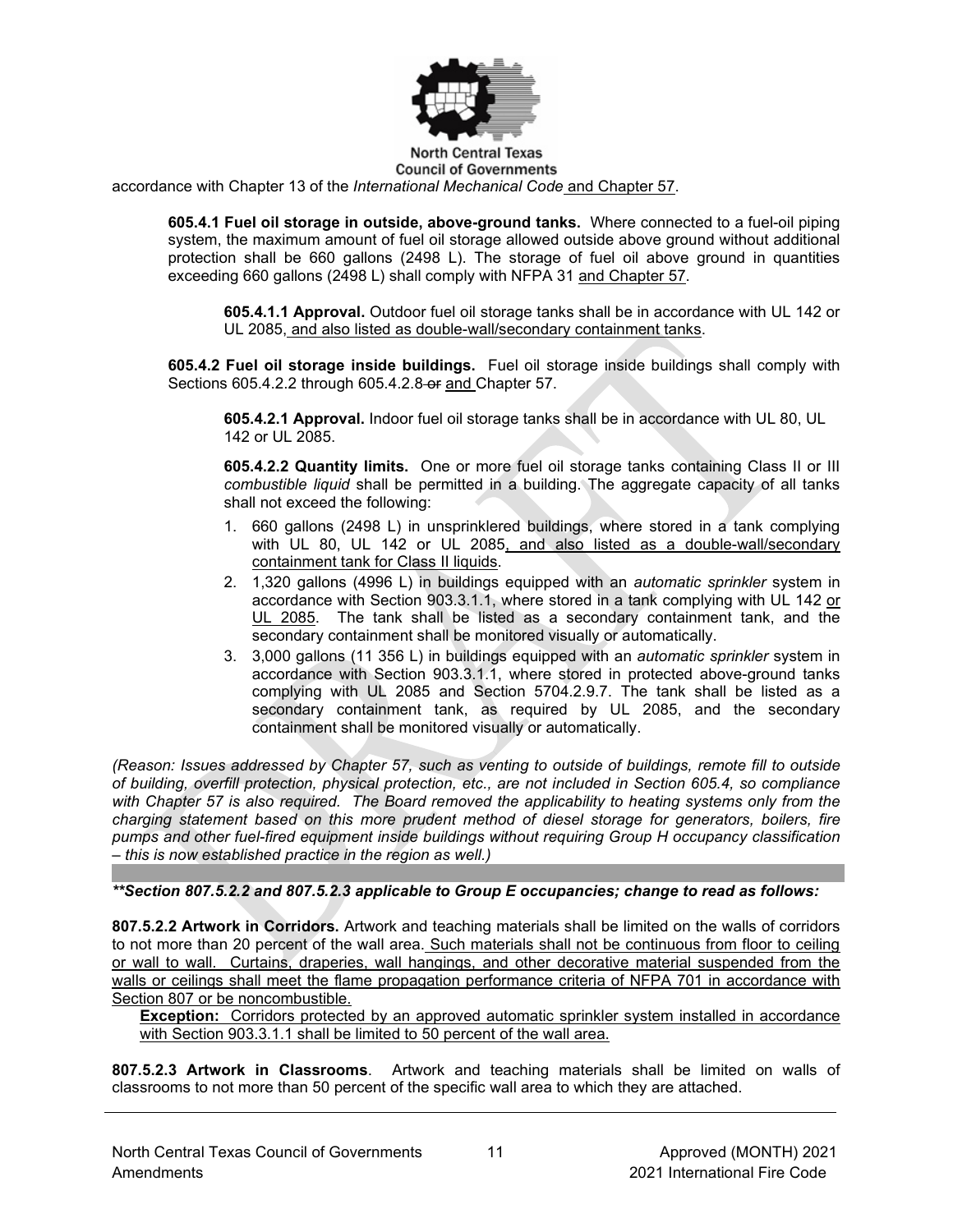accordance with Chapter 13 of the *International Mechanical Code* and Chapter 57.

**605.4.1 Fuel oil storage in outside, above-ground tanks.** Where connected to a fuel-oil piping system, the maximum amount of fuel oil storage allowed outside above ground without additional protection shall be 660 gallons (2498 L). The storage of fuel oil above ground in quantities exceeding 660 gallons (2498 L) shall comply with NFPA 31 and Chapter 57.

**605.4.1.1 Approval.** Outdoor fuel oil storage tanks shall be in accordance with UL 142 or UL 2085, and also listed as double-wall/secondary containment tanks.

**605.4.2 Fuel oil storage inside buildings.** Fuel oil storage inside buildings shall comply with Sections 605.4.2.2 through 605.4.2.8 ~~or~~ and Chapter 57.

**605.4.2.1 Approval.** Indoor fuel oil storage tanks shall be in accordance with UL 80, UL 142 or UL 2085.

**605.4.2.2 Quantity limits.** One or more fuel oil storage tanks containing Class II or III *combustible liquid* shall be permitted in a building. The aggregate capacity of all tanks shall not exceed the following:

1. 660 gallons (2498 L) in unsprinklered buildings, where stored in a tank complying with UL 80, UL 142 or UL 2085, and also listed as a double-wall/secondary containment tank for Class II liquids.
2. 1,320 gallons (4996 L) in buildings equipped with an *automatic sprinkler* system in accordance with Section 903.3.1.1, where stored in a tank complying with UL 142 or UL 2085. The tank shall be listed as a secondary containment tank, and the secondary containment shall be monitored visually or automatically.
3. 3,000 gallons (11 356 L) in buildings equipped with an *automatic sprinkler* system in accordance with Section 903.3.1.1, where stored in protected above-ground tanks complying with UL 2085 and Section 5704.2.9.7. The tank shall be listed as a secondary containment tank, as required by UL 2085, and the secondary containment shall be monitored visually or automatically.

*(Reason: Issues addressed by Chapter 57, such as venting to outside of buildings, remote fill to outside of building, overfill protection, physical protection, etc., are not included in Section 605.4, so compliance with Chapter 57 is also required. The Board removed the applicability to heating systems only from the charging statement based on this more prudent method of diesel storage for generators, boilers, fire pumps and other fuel-fired equipment inside buildings without requiring Group H occupancy classification – this is now established practice in the region as well.)*

***\*\*Section 807.5.2.2 and 807.5.2.3 applicable to Group E occupancies; change to read as follows:***

**807.5.2.2 Artwork in Corridors.** Artwork and teaching materials shall be limited on the walls of corridors to not more than 20 percent of the wall area. Such materials shall not be continuous from floor to ceiling or wall to wall. Curtains, draperies, wall hangings, and other decorative material suspended from the walls or ceilings shall meet the flame propagation performance criteria of NFPA 701 in accordance with Section 807 or be noncombustible.

**Exception:** Corridors protected by an approved automatic sprinkler system installed in accordance with Section 903.3.1.1 shall be limited to 50 percent of the wall area.

**807.5.2.3 Artwork in Classrooms**. Artwork and teaching materials shall be limited on walls of classrooms to not more than 50 percent of the specific wall area to which they are attached.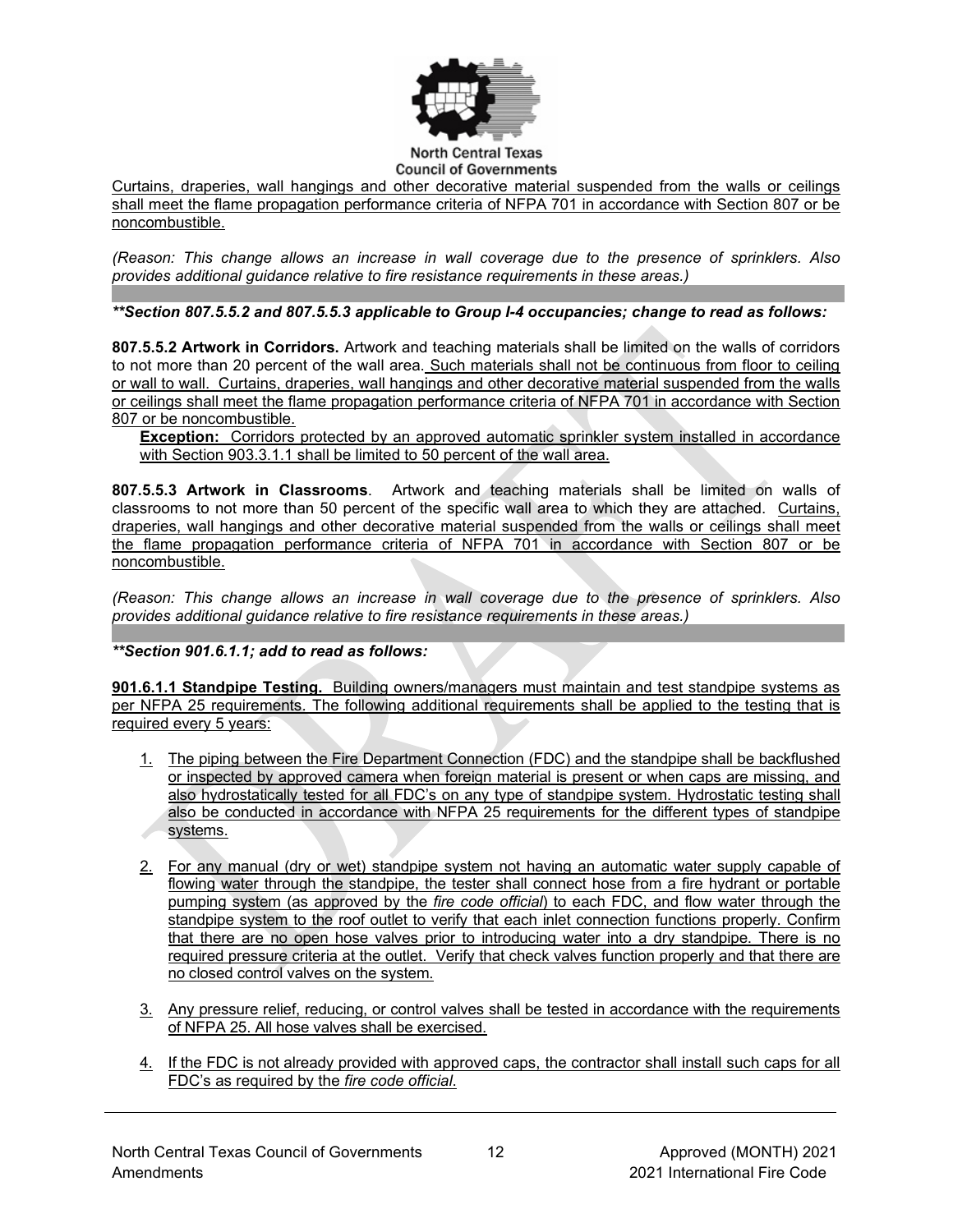Curtains, draperies, wall hangings and other decorative material suspended from the walls or ceilings shall meet the flame propagation performance criteria of NFPA 701 in accordance with Section 807 or be noncombustible.

*(Reason: This change allows an increase in wall coverage due to the presence of sprinklers. Also provides additional guidance relative to fire resistance requirements in these areas.)*

***\*\*Section 807.5.5.2 and 807.5.5.3 applicable to Group I-4 occupancies; change to read as follows:***

**807.5.5.2 Artwork in Corridors.** Artwork and teaching materials shall be limited on the walls of corridors to not more than 20 percent of the wall area. Such materials shall not be continuous from floor to ceiling or wall to wall. Curtains, draperies, wall hangings and other decorative material suspended from the walls or ceilings shall meet the flame propagation performance criteria of NFPA 701 in accordance with Section 807 or be noncombustible.

**Exception:** Corridors protected by an approved automatic sprinkler system installed in accordance with Section 903.3.1.1 shall be limited to 50 percent of the wall area.

**807.5.5.3 Artwork in Classrooms**. Artwork and teaching materials shall be limited on walls of classrooms to not more than 50 percent of the specific wall area to which they are attached. Curtains, draperies, wall hangings and other decorative material suspended from the walls or ceilings shall meet the flame propagation performance criteria of NFPA 701 in accordance with Section 807 or be noncombustible.

*(Reason: This change allows an increase in wall coverage due to the presence of sprinklers. Also provides additional guidance relative to fire resistance requirements in these areas.)*

***\*\*Section 901.6.1.1; add to read as follows:***

**901.6.1.1 Standpipe Testing.** Building owners/managers must maintain and test standpipe systems as per NFPA 25 requirements. The following additional requirements shall be applied to the testing that is required every 5 years:

1. The piping between the Fire Department Connection (FDC) and the standpipe shall be backflushed or inspected by approved camera when foreign material is present or when caps are missing, and also hydrostatically tested for all FDC's on any type of standpipe system. Hydrostatic testing shall also be conducted in accordance with NFPA 25 requirements for the different types of standpipe systems.

2. For any manual (dry or wet) standpipe system not having an automatic water supply capable of flowing water through the standpipe, the tester shall connect hose from a fire hydrant or portable pumping system (as approved by the *fire code official*) to each FDC, and flow water through the standpipe system to the roof outlet to verify that each inlet connection functions properly. Confirm that there are no open hose valves prior to introducing water into a dry standpipe. There is no required pressure criteria at the outlet. Verify that check valves function properly and that there are no closed control valves on the system.

3. Any pressure relief, reducing, or control valves shall be tested in accordance with the requirements of NFPA 25. All hose valves shall be exercised.

4. If the FDC is not already provided with approved caps, the contractor shall install such caps for all FDC's as required by the *fire code official*.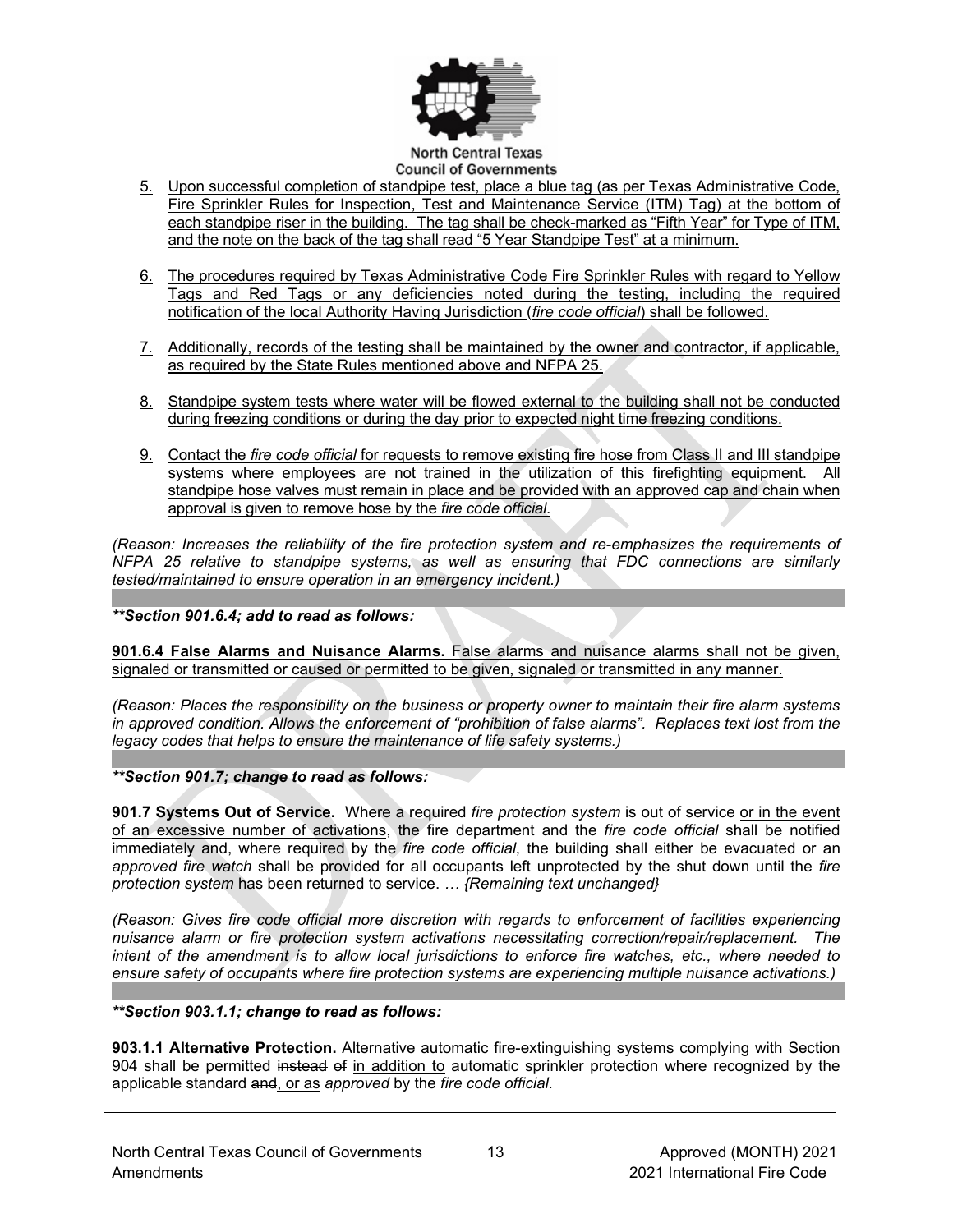5. Upon successful completion of standpipe test, place a blue tag (as per Texas Administrative Code, Fire Sprinkler Rules for Inspection, Test and Maintenance Service (ITM) Tag) at the bottom of each standpipe riser in the building. The tag shall be check-marked as "Fifth Year" for Type of ITM, and the note on the back of the tag shall read "5 Year Standpipe Test" at a minimum.

6. The procedures required by Texas Administrative Code Fire Sprinkler Rules with regard to Yellow Tags and Red Tags or any deficiencies noted during the testing, including the required notification of the local Authority Having Jurisdiction (*fire code official*) shall be followed.

7. Additionally, records of the testing shall be maintained by the owner and contractor, if applicable, as required by the State Rules mentioned above and NFPA 25.

8. Standpipe system tests where water will be flowed external to the building shall not be conducted during freezing conditions or during the day prior to expected night time freezing conditions.

9. Contact the *fire code official* for requests to remove existing fire hose from Class II and III standpipe systems where employees are not trained in the utilization of this firefighting equipment. All standpipe hose valves must remain in place and be provided with an approved cap and chain when approval is given to remove hose by the *fire code official*.

*(Reason: Increases the reliability of the fire protection system and re-emphasizes the requirements of NFPA 25 relative to standpipe systems, as well as ensuring that FDC connections are similarly tested/maintained to ensure operation in an emergency incident.)*

***\*\*Section 901.6.4; add to read as follows:***

**901.6.4 False Alarms and Nuisance Alarms.** False alarms and nuisance alarms shall not be given, signaled or transmitted or caused or permitted to be given, signaled or transmitted in any manner.

*(Reason: Places the responsibility on the business or property owner to maintain their fire alarm systems in approved condition. Allows the enforcement of "prohibition of false alarms". Replaces text lost from the legacy codes that helps to ensure the maintenance of life safety systems.)*

***\*\*Section 901.7; change to read as follows:***

**901.7 Systems Out of Service.** Where a required *fire protection system* is out of service or in the event of an excessive number of activations, the fire department and the *fire code official* shall be notified immediately and, where required by the *fire code official*, the building shall either be evacuated or an *approved fire watch* shall be provided for all occupants left unprotected by the shut down until the *fire protection system* has been returned to service. *… {Remaining text unchanged}*

*(Reason: Gives fire code official more discretion with regards to enforcement of facilities experiencing nuisance alarm or fire protection system activations necessitating correction/repair/replacement. The intent of the amendment is to allow local jurisdictions to enforce fire watches, etc., where needed to ensure safety of occupants where fire protection systems are experiencing multiple nuisance activations.)*

***\*\*Section 903.1.1; change to read as follows:***

**903.1.1 Alternative Protection.** Alternative automatic fire-extinguishing systems complying with Section 904 shall be permitted ~~instead of~~ in addition to automatic sprinkler protection where recognized by the applicable standard ~~and~~, or as *approved* by the *fire code official*.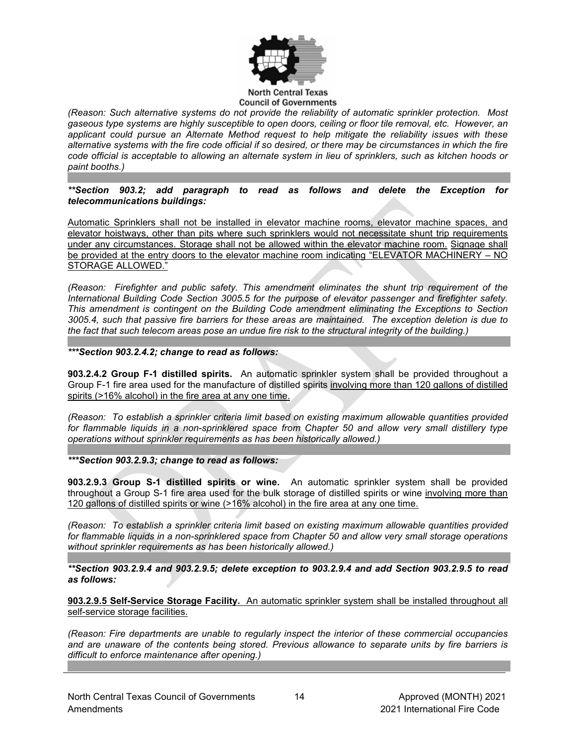*(Reason: Such alternative systems do not provide the reliability of automatic sprinkler protection. Most gaseous type systems are highly susceptible to open doors, ceiling or floor tile removal, etc. However, an applicant could pursue an Alternate Method request to help mitigate the reliability issues with these alternative systems with the fire code official if so desired, or there may be circumstances in which the fire code official is acceptable to allowing an alternate system in lieu of sprinklers, such as kitchen hoods or paint booths.)*

***\*\*Section 903.2; add paragraph to read as follows and delete the Exception for telecommunications buildings:***

<u>Automatic Sprinklers shall not be installed in elevator machine rooms, elevator machine spaces, and elevator hoistways, other than pits where such sprinklers would not necessitate shunt trip requirements under any circumstances. Storage shall not be allowed within the elevator machine room.</u> <u>Signage shall be provided at the entry doors to the elevator machine room indicating "ELEVATOR MACHINERY – NO STORAGE ALLOWED."</u>

*(Reason: Firefighter and public safety. This amendment eliminates the shunt trip requirement of the International Building Code Section 3005.5 for the purpose of elevator passenger and firefighter safety. This amendment is contingent on the Building Code amendment eliminating the Exceptions to Section 3005.4, such that passive fire barriers for these areas are maintained. The exception deletion is due to the fact that such telecom areas pose an undue fire risk to the structural integrity of the building.)*

***\*\*\*Section 903.2.4.2; change to read as follows:***

**903.2.4.2 Group F-1 distilled spirits.** An automatic sprinkler system shall be provided throughout a Group F-1 fire area used for the manufacture of distilled spirits <u>involving more than 120 gallons of distilled spirits (>16% alcohol) in the fire area at any one time.</u>

*(Reason: To establish a sprinkler criteria limit based on existing maximum allowable quantities provided for flammable liquids in a non-sprinklered space from Chapter 50 and allow very small distillery type operations without sprinkler requirements as has been historically allowed.)*

***\*\*\*Section 903.2.9.3; change to read as follows:***

**903.2.9.3 Group S-1 distilled spirits or wine.** An automatic sprinkler system shall be provided throughout a Group S-1 fire area used for the bulk storage of distilled spirits or wine <u>involving more than 120 gallons of distilled spirits or wine (>16% alcohol) in the fire area at any one time.</u>

*(Reason: To establish a sprinkler criteria limit based on existing maximum allowable quantities provided for flammable liquids in a non-sprinklered space from Chapter 50 and allow very small storage operations without sprinkler requirements as has been historically allowed.)*

***\*\*Section 903.2.9.4 and 903.2.9.5; delete exception to 903.2.9.4 and add Section 903.2.9.5 to read as follows:***

<u>**903.2.9.5 Self-Service Storage Facility.** An automatic sprinkler system shall be installed throughout all self-service storage facilities.</u>

*(Reason: Fire departments are unable to regularly inspect the interior of these commercial occupancies and are unaware of the contents being stored. Previous allowance to separate units by fire barriers is difficult to enforce maintenance after opening.)*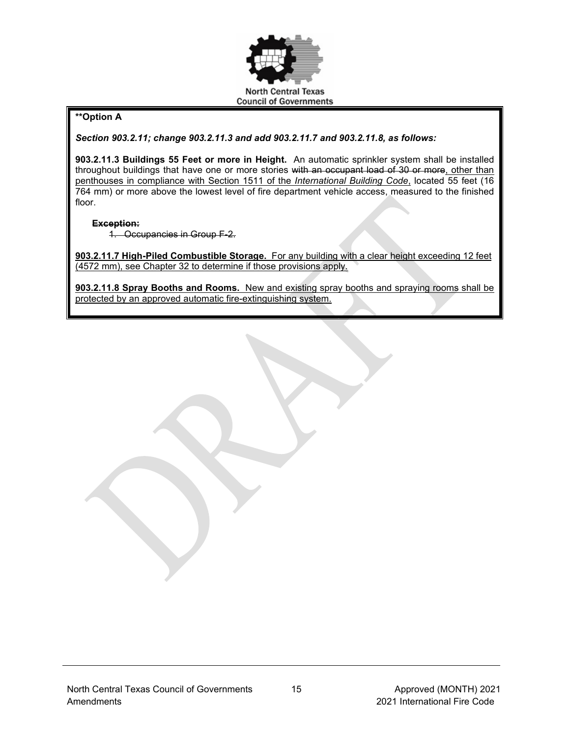**Option A

***Section 903.2.11; change 903.2.11.3 and add 903.2.11.7 and 903.2.11.8, as follows:***

**903.2.11.3 Buildings 55 Feet or more in Height.** An automatic sprinkler system shall be installed throughout buildings that have one or more stories ~~with an occupant load of 30 or more~~, other than penthouses in compliance with Section 1511 of the *International Building Code*, located 55 feet (16 764 mm) or more above the lowest level of fire department vehicle access, measured to the finished floor.

~~**Exception:**~~

~~1. Occupancies in Group F-2.~~

**903.2.11.7 High-Piled Combustible Storage.** For any building with a clear height exceeding 12 feet (4572 mm), see Chapter 32 to determine if those provisions apply.

**903.2.11.8 Spray Booths and Rooms.** New and existing spray booths and spraying rooms shall be protected by an approved automatic fire-extinguishing system.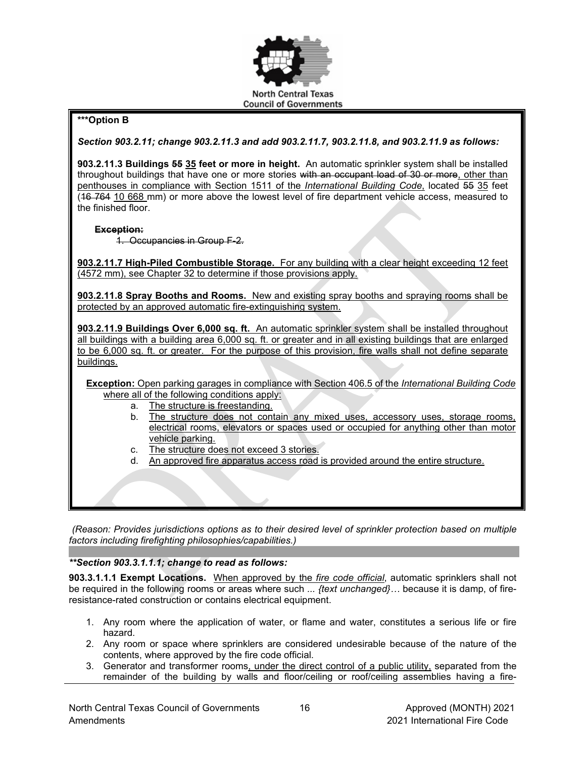***Option B**

***Section 903.2.11; change 903.2.11.3 and add 903.2.11.7, 903.2.11.8, and 903.2.11.9 as follows:***

**903.2.11.3 Buildings ~~55~~ 35 feet or more in height.** An automatic sprinkler system shall be installed throughout buildings that have one or more stories ~~with an occupant load of 30 or more~~, other than penthouses in compliance with Section 1511 of the *International Building Code*, located ~~55~~ 35 feet (~~16 764~~ 10 668 mm) or more above the lowest level of fire department vehicle access, measured to the finished floor.

~~**Exception:**~~

~~1. Occupancies in Group F-2.~~

**903.2.11.7 High-Piled Combustible Storage.** For any building with a clear height exceeding 12 feet (4572 mm), see Chapter 32 to determine if those provisions apply.

**903.2.11.8 Spray Booths and Rooms.** New and existing spray booths and spraying rooms shall be protected by an approved automatic fire-extinguishing system.

**903.2.11.9 Buildings Over 6,000 sq. ft.** An automatic sprinkler system shall be installed throughout all buildings with a building area 6,000 sq. ft. or greater and in all existing buildings that are enlarged to be 6,000 sq. ft. or greater. For the purpose of this provision, fire walls shall not define separate buildings.

**Exception:** Open parking garages in compliance with Section 406.5 of the *International Building Code* where all of the following conditions apply:

a. The structure is freestanding.
b. The structure does not contain any mixed uses, accessory uses, storage rooms, electrical rooms, elevators or spaces used or occupied for anything other than motor vehicle parking.
c. The structure does not exceed 3 stories.
d. An approved fire apparatus access road is provided around the entire structure.

*(Reason: Provides jurisdictions options as to their desired level of sprinkler protection based on multiple factors including firefighting philosophies/capabilities.)*

***Section 903.3.1.1.1; change to read as follows:**

**903.3.1.1.1 Exempt Locations.** When approved by the *fire code official*, automatic sprinklers shall not be required in the following rooms or areas where such ... *{text unchanged}*… because it is damp, of fire-resistance-rated construction or contains electrical equipment.

1. Any room where the application of water, or flame and water, constitutes a serious life or fire hazard.
2. Any room or space where sprinklers are considered undesirable because of the nature of the contents, where approved by the fire code official.
3. Generator and transformer rooms, under the direct control of a public utility, separated from the remainder of the building by walls and floor/ceiling or roof/ceiling assemblies having a fire-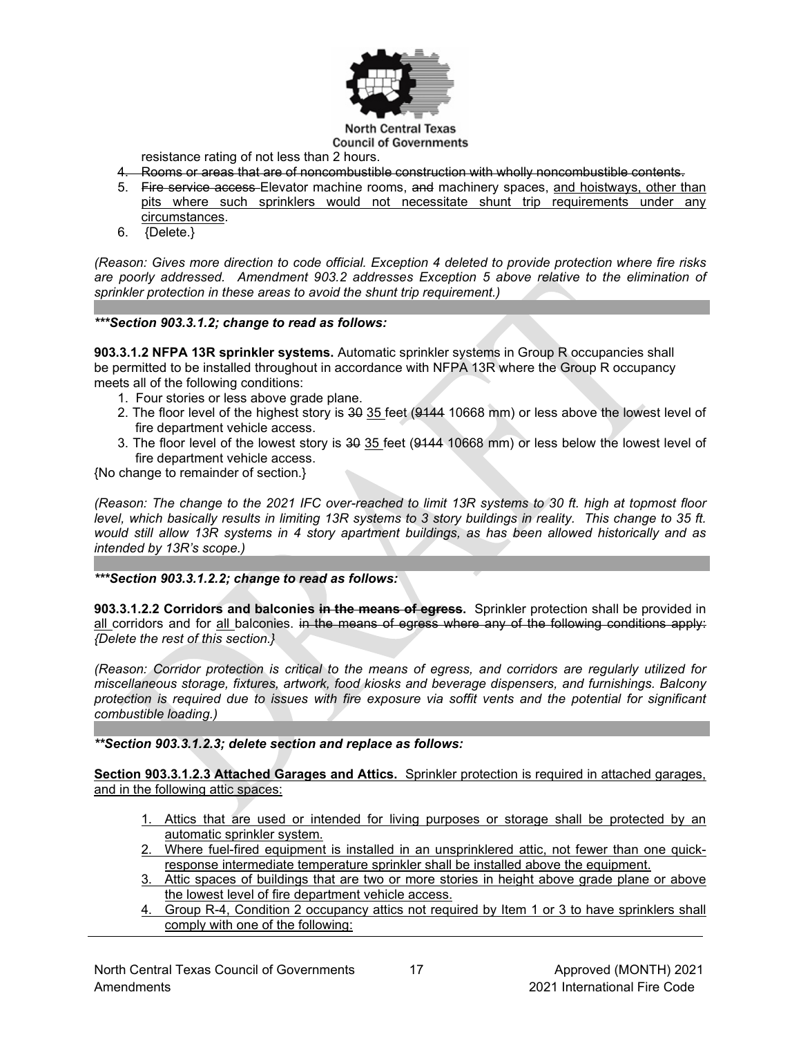resistance rating of not less than 2 hours.

4. ~~Rooms or areas that are of noncombustible construction with wholly noncombustible contents.~~
5. ~~Fire service access~~ Elevator machine rooms, ~~and~~ machinery spaces, <u>and hoistways, other than pits where such sprinklers would not necessitate shunt trip requirements under any circumstances</u>.
6. {Delete.}

*(Reason: Gives more direction to code official. Exception 4 deleted to provide protection where fire risks are poorly addressed. Amendment 903.2 addresses Exception 5 above relative to the elimination of sprinkler protection in these areas to avoid the shunt trip requirement.)*

***\*\*\*Section 903.3.1.2; change to read as follows:***

**903.3.1.2 NFPA 13R sprinkler systems.** Automatic sprinkler systems in Group R occupancies shall be permitted to be installed throughout in accordance with NFPA 13R where the Group R occupancy meets all of the following conditions:

1. Four stories or less above grade plane.
2. The floor level of the highest story is ~~30~~ <u>35</u> feet (~~9144~~ 10668 mm) or less above the lowest level of fire department vehicle access.
3. The floor level of the lowest story is ~~30~~ <u>35</u> feet (~~9144~~ 10668 mm) or less below the lowest level of fire department vehicle access.

{No change to remainder of section.}

*(Reason: The change to the 2021 IFC over-reached to limit 13R systems to 30 ft. high at topmost floor level, which basically results in limiting 13R systems to 3 story buildings in reality. This change to 35 ft. would still allow 13R systems in 4 story apartment buildings, as has been allowed historically and as intended by 13R's scope.)*

***\*\*\*Section 903.3.1.2.2; change to read as follows:***

**903.3.1.2.2 Corridors and balconies ~~in the means of egress~~.** Sprinkler protection shall be provided in <u>all</u> corridors and for <u>all</u> balconies. ~~in the means of egress where any of the following conditions apply:~~ *{Delete the rest of this section.}*

*(Reason: Corridor protection is critical to the means of egress, and corridors are regularly utilized for miscellaneous storage, fixtures, artwork, food kiosks and beverage dispensers, and furnishings. Balcony protection is required due to issues with fire exposure via soffit vents and the potential for significant combustible loading.)*

***\*\*Section 903.3.1.2.3; delete section and replace as follows:***

<u>**Section 903.3.1.2.3 Attached Garages and Attics.** Sprinkler protection is required in attached garages, and in the following attic spaces:</u>

1. <u>Attics that are used or intended for living purposes or storage shall be protected by an automatic sprinkler system.</u>
2. <u>Where fuel-fired equipment is installed in an unsprinklered attic, not fewer than one quick-response intermediate temperature sprinkler shall be installed above the equipment.</u>
3. <u>Attic spaces of buildings that are two or more stories in height above grade plane or above the lowest level of fire department vehicle access.</u>
4. <u>Group R-4, Condition 2 occupancy attics not required by Item 1 or 3 to have sprinklers shall comply with one of the following:</u>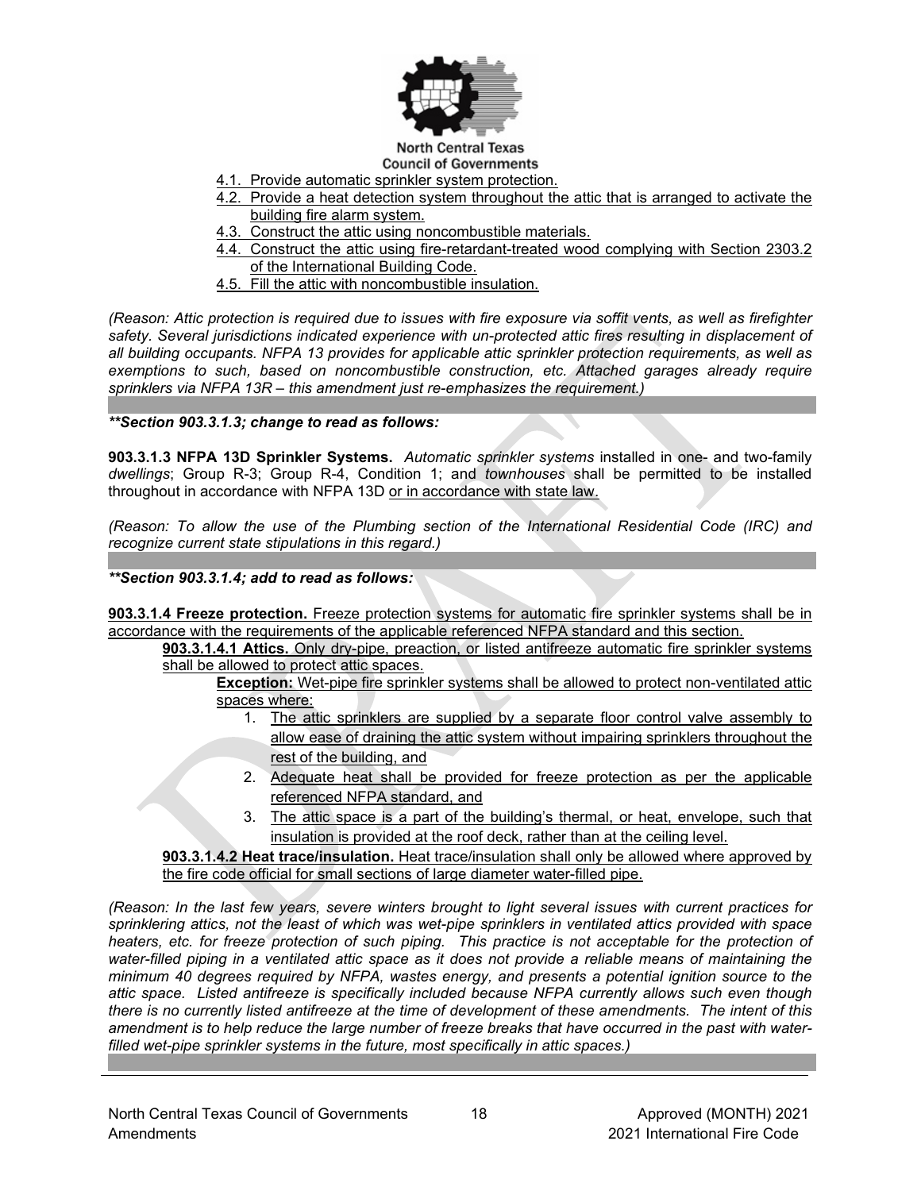4.1. Provide automatic sprinkler system protection.
4.2. Provide a heat detection system throughout the attic that is arranged to activate the building fire alarm system.
4.3. Construct the attic using noncombustible materials.
4.4. Construct the attic using fire-retardant-treated wood complying with Section 2303.2 of the International Building Code.
4.5. Fill the attic with noncombustible insulation.

*(Reason: Attic protection is required due to issues with fire exposure via soffit vents, as well as firefighter safety. Several jurisdictions indicated experience with un-protected attic fires resulting in displacement of all building occupants. NFPA 13 provides for applicable attic sprinkler protection requirements, as well as exemptions to such, based on noncombustible construction, etc. Attached garages already require sprinklers via NFPA 13R – this amendment just re-emphasizes the requirement.)*

***\*\*Section 903.3.1.3; change to read as follows:***

**903.3.1.3 NFPA 13D Sprinkler Systems.** *Automatic sprinkler systems* installed in one- and two-family *dwellings*; Group R-3; Group R-4, Condition 1; and *townhouses* shall be permitted to be installed throughout in accordance with NFPA 13D or in accordance with state law.

*(Reason: To allow the use of the Plumbing section of the International Residential Code (IRC) and recognize current state stipulations in this regard.)*

***\*\*Section 903.3.1.4; add to read as follows:***

**903.3.1.4 Freeze protection.** Freeze protection systems for automatic fire sprinkler systems shall be in accordance with the requirements of the applicable referenced NFPA standard and this section.

**903.3.1.4.1 Attics.** Only dry-pipe, preaction, or listed antifreeze automatic fire sprinkler systems shall be allowed to protect attic spaces.

**Exception:** Wet-pipe fire sprinkler systems shall be allowed to protect non-ventilated attic spaces where:

1. The attic sprinklers are supplied by a separate floor control valve assembly to allow ease of draining the attic system without impairing sprinklers throughout the rest of the building, and
2. Adequate heat shall be provided for freeze protection as per the applicable referenced NFPA standard, and
3. The attic space is a part of the building's thermal, or heat, envelope, such that insulation is provided at the roof deck, rather than at the ceiling level.

**903.3.1.4.2 Heat trace/insulation.** Heat trace/insulation shall only be allowed where approved by the fire code official for small sections of large diameter water-filled pipe.

*(Reason: In the last few years, severe winters brought to light several issues with current practices for sprinklering attics, not the least of which was wet-pipe sprinklers in ventilated attics provided with space heaters, etc. for freeze protection of such piping. This practice is not acceptable for the protection of water-filled piping in a ventilated attic space as it does not provide a reliable means of maintaining the minimum 40 degrees required by NFPA, wastes energy, and presents a potential ignition source to the attic space. Listed antifreeze is specifically included because NFPA currently allows such even though there is no currently listed antifreeze at the time of development of these amendments. The intent of this amendment is to help reduce the large number of freeze breaks that have occurred in the past with water-filled wet-pipe sprinkler systems in the future, most specifically in attic spaces.)*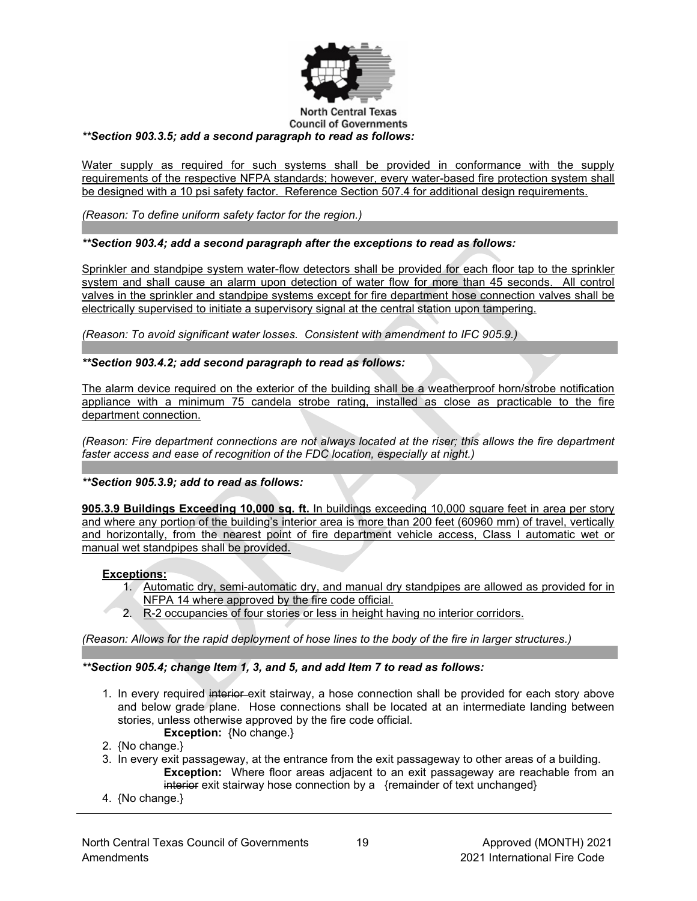***Section 903.3.5; add a second paragraph to read as follows:***

Water supply as required for such systems shall be provided in conformance with the supply requirements of the respective NFPA standards; however, every water-based fire protection system shall be designed with a 10 psi safety factor. Reference Section 507.4 for additional design requirements.

*(Reason: To define uniform safety factor for the region.)*

***Section 903.4; add a second paragraph after the exceptions to read as follows:***

Sprinkler and standpipe system water-flow detectors shall be provided for each floor tap to the sprinkler system and shall cause an alarm upon detection of water flow for more than 45 seconds. All control valves in the sprinkler and standpipe systems except for fire department hose connection valves shall be electrically supervised to initiate a supervisory signal at the central station upon tampering.

*(Reason: To avoid significant water losses. Consistent with amendment to IFC 905.9.)*

***Section 903.4.2; add second paragraph to read as follows:***

The alarm device required on the exterior of the building shall be a weatherproof horn/strobe notification appliance with a minimum 75 candela strobe rating, installed as close as practicable to the fire department connection.

*(Reason: Fire department connections are not always located at the riser; this allows the fire department faster access and ease of recognition of the FDC location, especially at night.)*

***Section 905.3.9; add to read as follows:***

**905.3.9 Buildings Exceeding 10,000 sq. ft.** In buildings exceeding 10,000 square feet in area per story and where any portion of the building's interior area is more than 200 feet (60960 mm) of travel, vertically and horizontally, from the nearest point of fire department vehicle access, Class I automatic wet or manual wet standpipes shall be provided.

**Exceptions:**

1. Automatic dry, semi-automatic dry, and manual dry standpipes are allowed as provided for in NFPA 14 where approved by the fire code official.
2. R-2 occupancies of four stories or less in height having no interior corridors.

*(Reason: Allows for the rapid deployment of hose lines to the body of the fire in larger structures.)*

***Section 905.4; change Item 1, 3, and 5, and add Item 7 to read as follows:***

1. In every required ~~interior~~ exit stairway, a hose connection shall be provided for each story above and below grade plane. Hose connections shall be located at an intermediate landing between stories, unless otherwise approved by the fire code official.
   **Exception:** {No change.}
2. {No change.}
3. In every exit passageway, at the entrance from the exit passageway to other areas of a building.
   **Exception:** Where floor areas adjacent to an exit passageway are reachable from an ~~interior~~ exit stairway hose connection by a {remainder of text unchanged}
4. {No change.}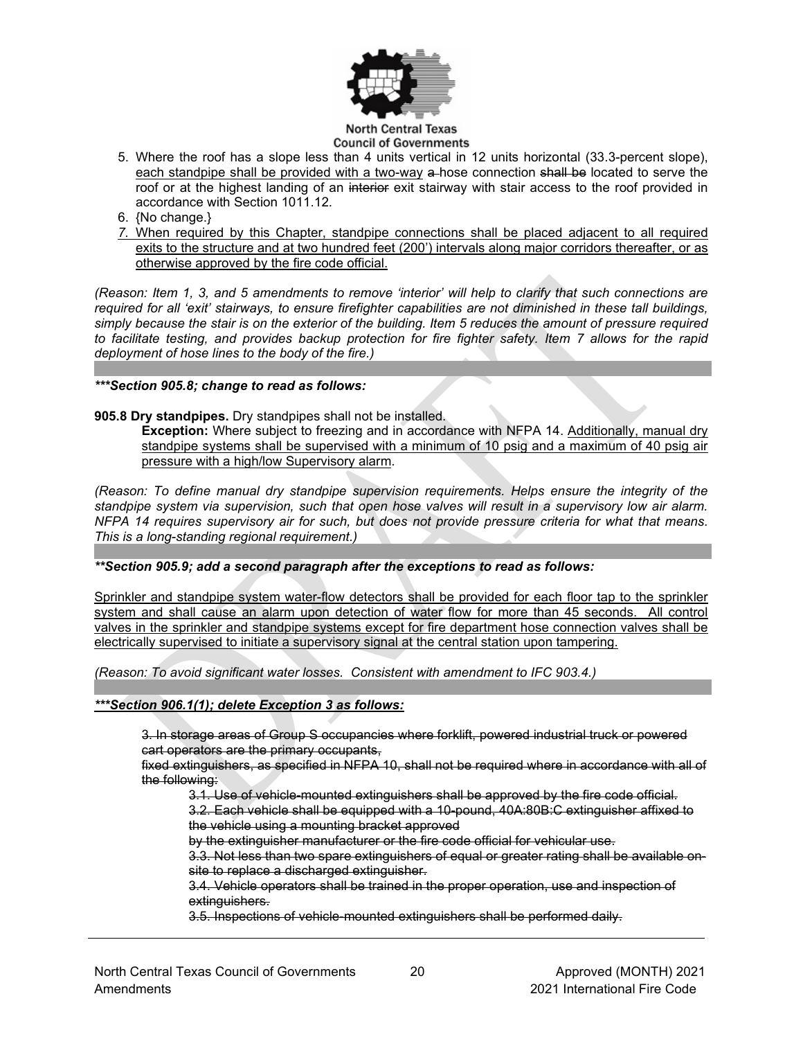5. Where the roof has a slope less than 4 units vertical in 12 units horizontal (33.3-percent slope), <u>each standpipe shall be provided with a two-way</u> ~~a~~ hose connection ~~shall be~~ located to serve the roof or at the highest landing of an ~~interior~~ exit stairway with stair access to the roof provided in accordance with Section 1011.12.
6. {No change.}
7. <u>When required by this Chapter, standpipe connections shall be placed adjacent to all required exits to the structure and at two hundred feet (200') intervals along major corridors thereafter, or as otherwise approved by the fire code official.</u>

*(Reason: Item 1, 3, and 5 amendments to remove 'interior' will help to clarify that such connections are required for all 'exit' stairways, to ensure firefighter capabilities are not diminished in these tall buildings, simply because the stair is on the exterior of the building. Item 5 reduces the amount of pressure required to facilitate testing, and provides backup protection for fire fighter safety. Item 7 allows for the rapid deployment of hose lines to the body of the fire.)*

***\*\*\*Section 905.8; change to read as follows:***

**905.8 Dry standpipes.** Dry standpipes shall not be installed.

**Exception:** Where subject to freezing and in accordance with NFPA 14. <u>Additionally, manual dry standpipe systems shall be supervised with a minimum of 10 psig and a maximum of 40 psig air pressure with a high/low Supervisory alarm</u>.

*(Reason: To define manual dry standpipe supervision requirements. Helps ensure the integrity of the standpipe system via supervision, such that open hose valves will result in a supervisory low air alarm. NFPA 14 requires supervisory air for such, but does not provide pressure criteria for what that means. This is a long-standing regional requirement.)*

***\*\*Section 905.9; add a second paragraph after the exceptions to read as follows:***

<u>Sprinkler and standpipe system water-flow detectors shall be provided for each floor tap to the sprinkler system and shall cause an alarm upon detection of water flow for more than 45 seconds. All control valves in the sprinkler and standpipe systems except for fire department hose connection valves shall be electrically supervised to initiate a supervisory signal at the central station upon tampering.</u>

*(Reason: To avoid significant water losses. Consistent with amendment to IFC 903.4.)*

***<u>\*\*\*Section 906.1(1); delete Exception 3 as follows:</u>***

~~3. In storage areas of Group S occupancies where forklift, powered industrial truck or powered cart operators are the primary occupants,~~
~~fixed extinguishers, as specified in NFPA 10, shall not be required where in accordance with all of the following:~~

~~3.1. Use of vehicle-mounted extinguishers shall be approved by the fire code official.~~
~~3.2. Each vehicle shall be equipped with a 10-pound, 40A:80B:C extinguisher affixed to the vehicle using a mounting bracket approved~~
~~by the extinguisher manufacturer or the fire code official for vehicular use.~~
~~3.3. Not less than two spare extinguishers of equal or greater rating shall be available on-site to replace a discharged extinguisher.~~
~~3.4. Vehicle operators shall be trained in the proper operation, use and inspection of extinguishers.~~
~~3.5. Inspections of vehicle-mounted extinguishers shall be performed daily.~~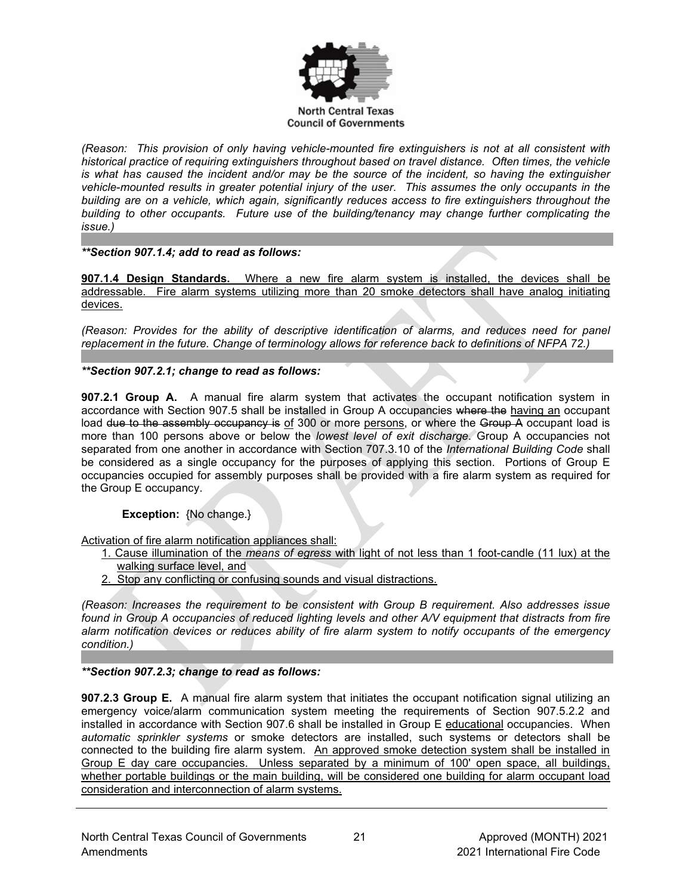*(Reason: This provision of only having vehicle-mounted fire extinguishers is not at all consistent with historical practice of requiring extinguishers throughout based on travel distance. Often times, the vehicle is what has caused the incident and/or may be the source of the incident, so having the extinguisher vehicle-mounted results in greater potential injury of the user. This assumes the only occupants in the building are on a vehicle, which again, significantly reduces access to fire extinguishers throughout the building to other occupants. Future use of the building/tenancy may change further complicating the issue.)*

***\*\*Section 907.1.4; add to read as follows:***

<u>**907.1.4 Design Standards.** Where a new fire alarm system is installed, the devices shall be addressable. Fire alarm systems utilizing more than 20 smoke detectors shall have analog initiating devices.</u>

*(Reason: Provides for the ability of descriptive identification of alarms, and reduces need for panel replacement in the future. Change of terminology allows for reference back to definitions of NFPA 72.)*

***\*\*Section 907.2.1; change to read as follows:***

**907.2.1 Group A.** A manual fire alarm system that activates the occupant notification system in accordance with Section 907.5 shall be installed in Group A occupancies ~~where the~~ <u>having an</u> occupant load ~~due to the assembly occupancy is~~ <u>of</u> 300 or more <u>persons</u>, or where the ~~Group A~~ occupant load is more than 100 persons above or below the *lowest level of exit discharge*. Group A occupancies not separated from one another in accordance with Section 707.3.10 of the *International Building Code* shall be considered as a single occupancy for the purposes of applying this section. Portions of Group E occupancies occupied for assembly purposes shall be provided with a fire alarm system as required for the Group E occupancy.

> **Exception:** {No change.}

<u>Activation of fire alarm notification appliances shall:</u>

1. <u>Cause illumination of the *means of egress* with light of not less than 1 foot-candle (11 lux) at the walking surface level, and</u>
2. <u>Stop any conflicting or confusing sounds and visual distractions.</u>

*(Reason: Increases the requirement to be consistent with Group B requirement. Also addresses issue found in Group A occupancies of reduced lighting levels and other A/V equipment that distracts from fire alarm notification devices or reduces ability of fire alarm system to notify occupants of the emergency condition.)*

***\*\*Section 907.2.3; change to read as follows:***

**907.2.3 Group E.** A manual fire alarm system that initiates the occupant notification signal utilizing an emergency voice/alarm communication system meeting the requirements of Section 907.5.2.2 and installed in accordance with Section 907.6 shall be installed in Group E <u>educational</u> occupancies. When *automatic sprinkler systems* or smoke detectors are installed, such systems or detectors shall be connected to the building fire alarm system. <u>An approved smoke detection system shall be installed in Group E day care occupancies. Unless separated by a minimum of 100' open space, all buildings, whether portable buildings or the main building, will be considered one building for alarm occupant load consideration and interconnection of alarm systems.</u>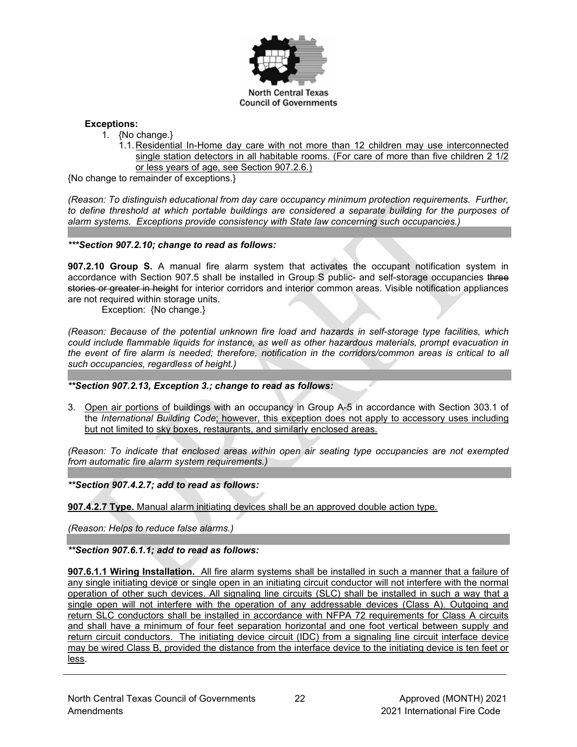**Exceptions:**

1. {No change.}
   1.1. Residential In-Home day care with not more than 12 children may use interconnected single station detectors in all habitable rooms. (For care of more than five children 2 1/2 or less years of age, see Section 907.2.6.)

{No change to remainder of exceptions.}

*(Reason: To distinguish educational from day care occupancy minimum protection requirements. Further, to define threshold at which portable buildings are considered a separate building for the purposes of alarm systems. Exceptions provide consistency with State law concerning such occupancies.)*

***\*\*\*Section 907.2.10; change to read as follows:***

**907.2.10 Group S.** A manual fire alarm system that activates the occupant notification system in accordance with Section 907.5 shall be installed in Group S public- and self-storage occupancies ~~three stories or greater in height~~ for interior corridors and interior common areas. Visible notification appliances are not required within storage units.

Exception: {No change.}

*(Reason: Because of the potential unknown fire load and hazards in self-storage type facilities, which could include flammable liquids for instance, as well as other hazardous materials, prompt evacuation in the event of fire alarm is needed; therefore, notification in the corridors/common areas is critical to all such occupancies, regardless of height.)*

***\*\*Section 907.2.13, Exception 3.; change to read as follows:***

3. Open air portions of buildings with an occupancy in Group A-5 in accordance with Section 303.1 of the *International Building Code*; however, this exception does not apply to accessory uses including but not limited to sky boxes, restaurants, and similarly enclosed areas.

*(Reason: To indicate that enclosed areas within open air seating type occupancies are not exempted from automatic fire alarm system requirements.)*

***\*\*Section 907.4.2.7; add to read as follows:***

**907.4.2.7 Type.** Manual alarm initiating devices shall be an approved double action type.

*(Reason: Helps to reduce false alarms.)*

***\*\*Section 907.6.1.1; add to read as follows:***

**907.6.1.1 Wiring Installation.** All fire alarm systems shall be installed in such a manner that a failure of any single initiating device or single open in an initiating circuit conductor will not interfere with the normal operation of other such devices. All signaling line circuits (SLC) shall be installed in such a way that a single open will not interfere with the operation of any addressable devices (Class A). Outgoing and return SLC conductors shall be installed in accordance with NFPA 72 requirements for Class A circuits and shall have a minimum of four feet separation horizontal and one foot vertical between supply and return circuit conductors. The initiating device circuit (IDC) from a signaling line circuit interface device may be wired Class B, provided the distance from the interface device to the initiating device is ten feet or less.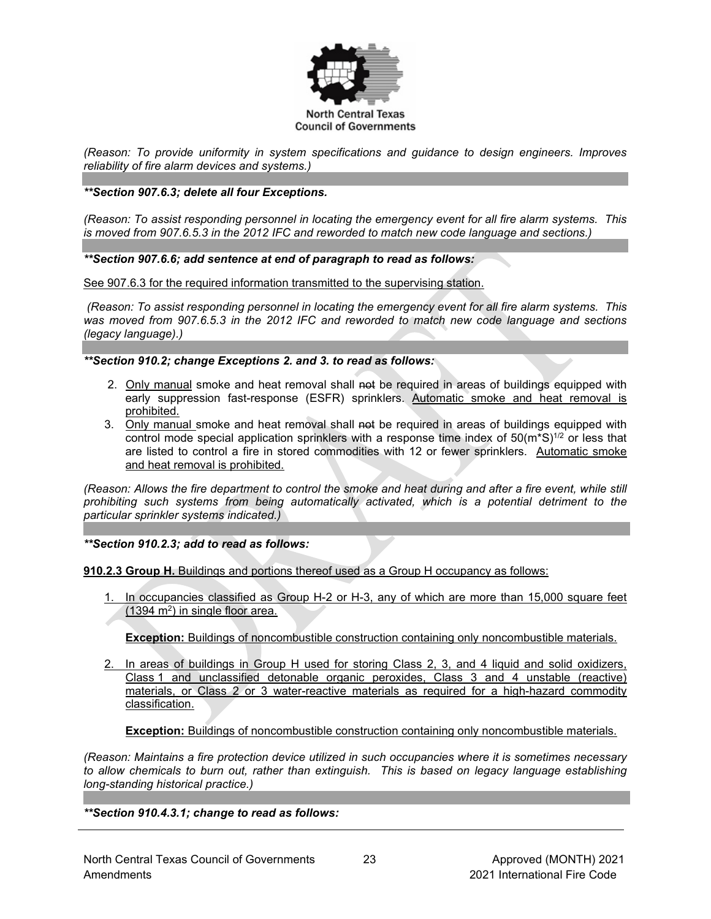*(Reason: To provide uniformity in system specifications and guidance to design engineers. Improves reliability of fire alarm devices and systems.)*

***\*\*Section 907.6.3; delete all four Exceptions.***

*(Reason: To assist responding personnel in locating the emergency event for all fire alarm systems. This is moved from 907.6.5.3 in the 2012 IFC and reworded to match new code language and sections.)*

***\*\*Section 907.6.6; add sentence at end of paragraph to read as follows:***

<u>See 907.6.3 for the required information transmitted to the supervising station.</u>

*(Reason: To assist responding personnel in locating the emergency event for all fire alarm systems. This was moved from 907.6.5.3 in the 2012 IFC and reworded to match new code language and sections (legacy language).)*

***\*\*Section 910.2; change Exceptions 2. and 3. to read as follows:***

2. <u>Only manual</u> smoke and heat removal shall ~~not~~ be required in areas of buildings equipped with early suppression fast-response (ESFR) sprinklers. <u>Automatic smoke and heat removal is prohibited.</u>
3. <u>Only manual</u> smoke and heat removal shall ~~not~~ be required in areas of buildings equipped with control mode special application sprinklers with a response time index of $50(m*S)^{1/2}$ or less that are listed to control a fire in stored commodities with 12 or fewer sprinklers. <u>Automatic smoke and heat removal is prohibited.</u>

*(Reason: Allows the fire department to control the smoke and heat during and after a fire event, while still prohibiting such systems from being automatically activated, which is a potential detriment to the particular sprinkler systems indicated.)*

***\*\*Section 910.2.3; add to read as follows:***

<u>**910.2.3 Group H.** Buildings and portions thereof used as a Group H occupancy as follows:</u>

1. <u>In occupancies classified as Group H-2 or H-3, any of which are more than 15,000 square feet (1394 $m^2$) in single floor area.</u>

   <u>**Exception:** Buildings of noncombustible construction containing only noncombustible materials.</u>

2. <u>In areas of buildings in Group H used for storing Class 2, 3, and 4 liquid and solid oxidizers, Class 1 and unclassified detonable organic peroxides, Class 3 and 4 unstable (reactive) materials, or Class 2 or 3 water-reactive materials as required for a high-hazard commodity classification.</u>

   <u>**Exception:** Buildings of noncombustible construction containing only noncombustible materials.</u>

*(Reason: Maintains a fire protection device utilized in such occupancies where it is sometimes necessary to allow chemicals to burn out, rather than extinguish. This is based on legacy language establishing long-standing historical practice.)*

***\*\*Section 910.4.3.1; change to read as follows:***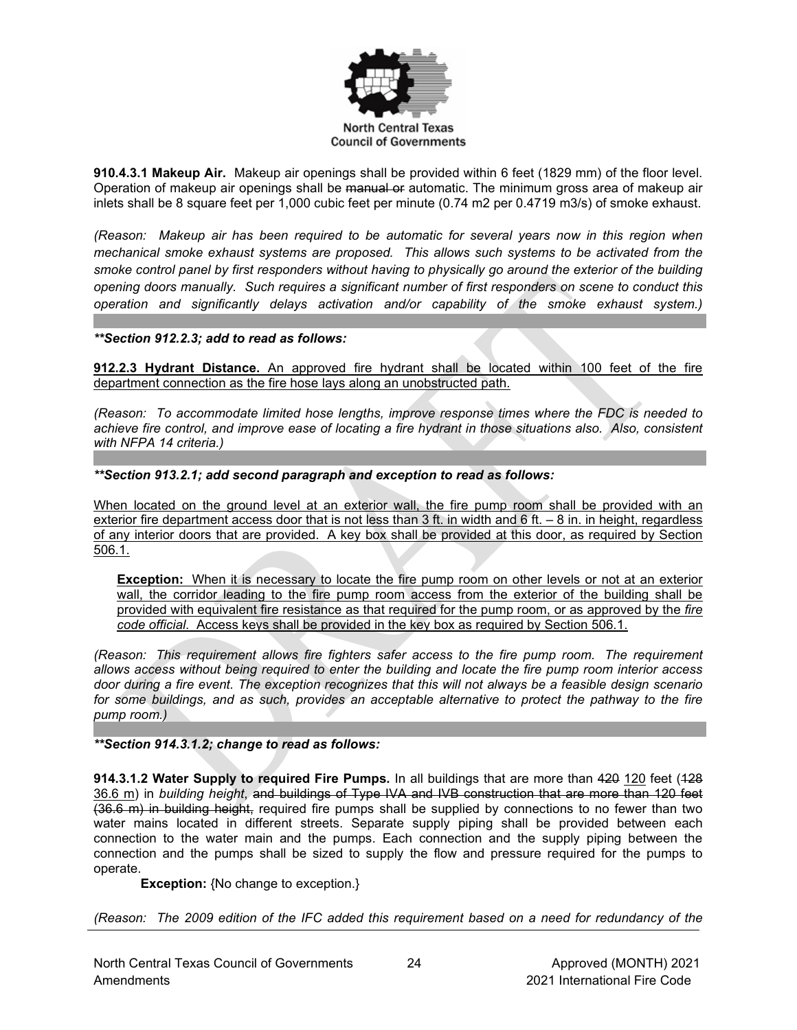**910.4.3.1 Makeup Air.** Makeup air openings shall be provided within 6 feet (1829 mm) of the floor level. Operation of makeup air openings shall be ~~manual or~~ automatic. The minimum gross area of makeup air inlets shall be 8 square feet per 1,000 cubic feet per minute (0.74 m2 per 0.4719 m3/s) of smoke exhaust.

*(Reason: Makeup air has been required to be automatic for several years now in this region when mechanical smoke exhaust systems are proposed. This allows such systems to be activated from the smoke control panel by first responders without having to physically go around the exterior of the building opening doors manually. Such requires a significant number of first responders on scene to conduct this operation and significantly delays activation and/or capability of the smoke exhaust system.)*

***\*\*Section 912.2.3; add to read as follows:***

<u>**912.2.3 Hydrant Distance.** An approved fire hydrant shall be located within 100 feet of the fire department connection as the fire hose lays along an unobstructed path.</u>

*(Reason: To accommodate limited hose lengths, improve response times where the FDC is needed to achieve fire control, and improve ease of locating a fire hydrant in those situations also. Also, consistent with NFPA 14 criteria.)*

***\*\*Section 913.2.1; add second paragraph and exception to read as follows:***

<u>When located on the ground level at an exterior wall, the fire pump room shall be provided with an exterior fire department access door that is not less than 3 ft. in width and 6 ft. – 8 in. in height, regardless of any interior doors that are provided. A key box shall be provided at this door, as required by Section 506.1.</u>

> <u>**Exception:** When it is necessary to locate the fire pump room on other levels or not at an exterior wall, the corridor leading to the fire pump room access from the exterior of the building shall be provided with equivalent fire resistance as that required for the pump room, or as approved by the *fire code official*. Access keys shall be provided in the key box as required by Section 506.1.</u>

*(Reason: This requirement allows fire fighters safer access to the fire pump room. The requirement allows access without being required to enter the building and locate the fire pump room interior access door during a fire event. The exception recognizes that this will not always be a feasible design scenario for some buildings, and as such, provides an acceptable alternative to protect the pathway to the fire pump room.)*

***\*\*Section 914.3.1.2; change to read as follows:***

**914.3.1.2 Water Supply to required Fire Pumps.** In all buildings that are more than ~~420~~ <u>120</u> feet (~~128~~ <u>36.6 m</u>) in *building height*, ~~and buildings of Type IVA and IVB construction that are more than 120 feet (36.6 m) in building height,~~ required fire pumps shall be supplied by connections to no fewer than two water mains located in different streets. Separate supply piping shall be provided between each connection to the water main and the pumps. Each connection and the supply piping between the connection and the pumps shall be sized to supply the flow and pressure required for the pumps to operate.

> **Exception:** {No change to exception.}

*(Reason: The 2009 edition of the IFC added this requirement based on a need for redundancy of the*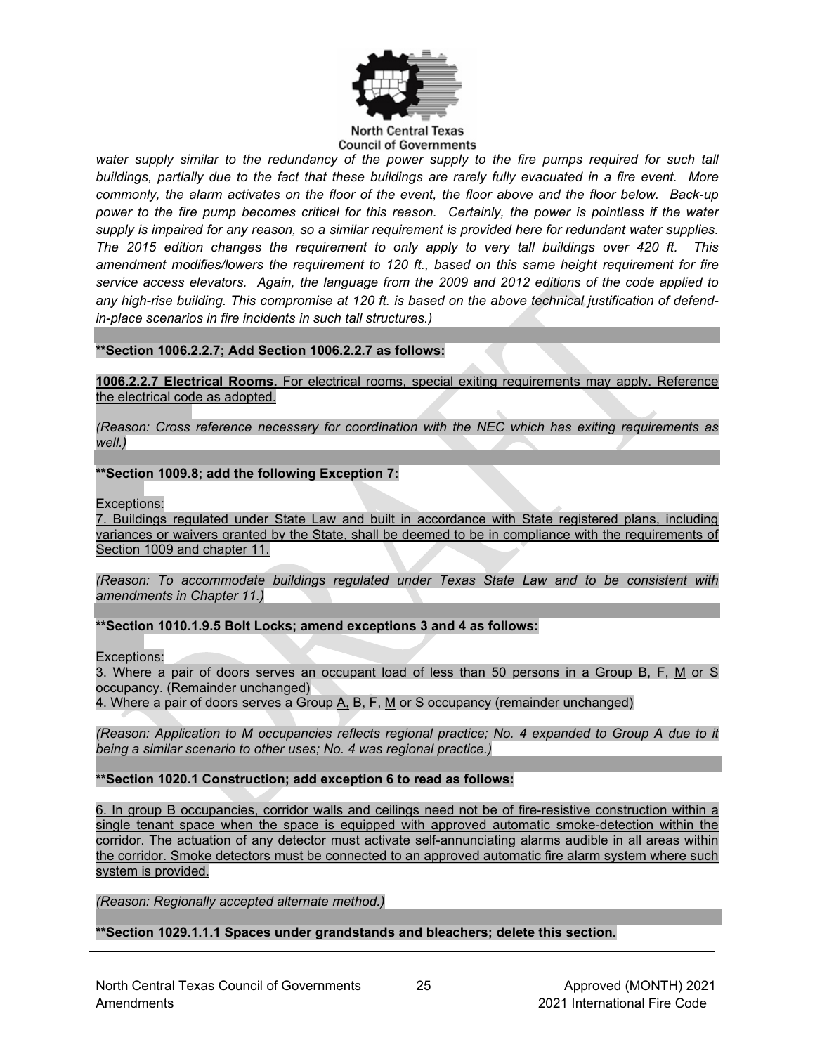*water supply similar to the redundancy of the power supply to the fire pumps required for such tall buildings, partially due to the fact that these buildings are rarely fully evacuated in a fire event. More commonly, the alarm activates on the floor of the event, the floor above and the floor below. Back-up power to the fire pump becomes critical for this reason. Certainly, the power is pointless if the water supply is impaired for any reason, so a similar requirement is provided here for redundant water supplies. The 2015 edition changes the requirement to only apply to very tall buildings over 420 ft. This amendment modifies/lowers the requirement to 120 ft., based on this same height requirement for fire service access elevators. Again, the language from the 2009 and 2012 editions of the code applied to any high-rise building. This compromise at 120 ft. is based on the above technical justification of defend-in-place scenarios in fire incidents in such tall structures.)*

**\*\*Section 1006.2.2.7; Add Section 1006.2.2.7 as follows:**

<u>**1006.2.2.7 Electrical Rooms.** For electrical rooms, special exiting requirements may apply. Reference the electrical code as adopted.</u>

*(Reason: Cross reference necessary for coordination with the NEC which has exiting requirements as well.)*

**\*\*Section 1009.8; add the following Exception 7:**

Exceptions:
<u>7. Buildings regulated under State Law and built in accordance with State registered plans, including variances or waivers granted by the State, shall be deemed to be in compliance with the requirements of Section 1009 and chapter 11.</u>

*(Reason: To accommodate buildings regulated under Texas State Law and to be consistent with amendments in Chapter 11.)*

**\*\*Section 1010.1.9.5 Bolt Locks; amend exceptions 3 and 4 as follows:**

Exceptions:
3. Where a pair of doors serves an occupant load of less than 50 persons in a Group B, F, <u>M</u> or S occupancy. (Remainder unchanged)
4. Where a pair of doors serves a Group <u>A,</u> B, F, <u>M</u> or S occupancy (remainder unchanged)

*(Reason: Application to M occupancies reflects regional practice; No. 4 expanded to Group A due to it being a similar scenario to other uses; No. 4 was regional practice.)*

**\*\*Section 1020.1 Construction; add exception 6 to read as follows:**

<u>6. In group B occupancies, corridor walls and ceilings need not be of fire-resistive construction within a single tenant space when the space is equipped with approved automatic smoke-detection within the corridor. The actuation of any detector must activate self-annunciating alarms audible in all areas within the corridor. Smoke detectors must be connected to an approved automatic fire alarm system where such system is provided.</u>

*(Reason: Regionally accepted alternate method.)*

**\*\*Section 1029.1.1.1 Spaces under grandstands and bleachers; delete this section.**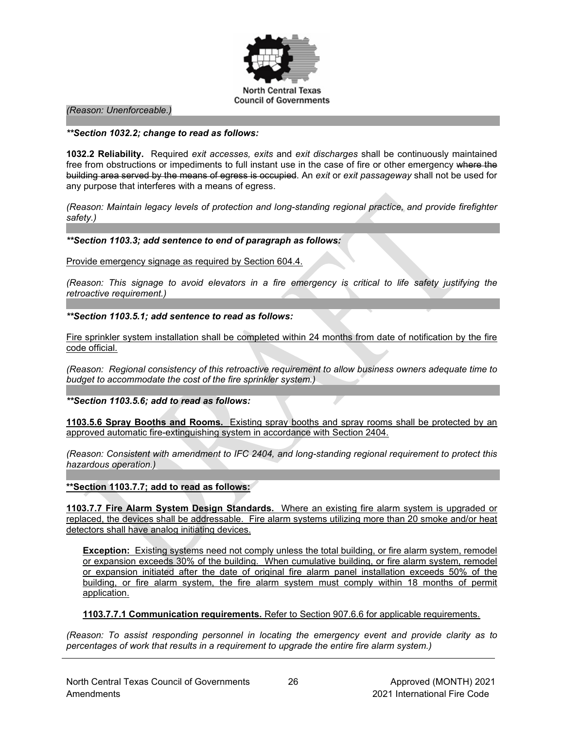*(Reason: Unenforceable.)*

***\*Section 1032.2; change to read as follows:***

**1032.2 Reliability.** Required *exit accesses, exits* and *exit discharges* shall be continuously maintained free from obstructions or impediments to full instant use in the case of fire or other emergency ~~where the building area served by the means of egress is occupied~~. An *exit* or *exit passageway* shall not be used for any purpose that interferes with a means of egress.

*(Reason: Maintain legacy levels of protection and long-standing regional practice, and provide firefighter safety.)*

***\*Section 1103.3; add sentence to end of paragraph as follows:***

<u>Provide emergency signage as required by Section 604.4.</u>

*(Reason: This signage to avoid elevators in a fire emergency is critical to life safety justifying the retroactive requirement.)*

***\*Section 1103.5.1; add sentence to read as follows:***

<u>Fire sprinkler system installation shall be completed within 24 months from date of notification by the fire code official.</u>

*(Reason: Regional consistency of this retroactive requirement to allow business owners adequate time to budget to accommodate the cost of the fire sprinkler system.)*

***\*Section 1103.5.6; add to read as follows:***

<u>**1103.5.6 Spray Booths and Rooms.** Existing spray booths and spray rooms shall be protected by an approved automatic fire-extinguishing system in accordance with Section 2404.</u>

*(Reason: Consistent with amendment to IFC 2404, and long-standing regional requirement to protect this hazardous operation.)*

<u>**\*\*Section 1103.7.7; add to read as follows:**</u>

<u>**1103.7.7 Fire Alarm System Design Standards.** Where an existing fire alarm system is upgraded or replaced, the devices shall be addressable. Fire alarm systems utilizing more than 20 smoke and/or heat detectors shall have analog initiating devices.</u>

> <u>**Exception:** Existing systems need not comply unless the total building, or fire alarm system, remodel or expansion exceeds 30% of the building. When cumulative building, or fire alarm system, remodel or expansion initiated after the date of original fire alarm panel installation exceeds 50% of the building, or fire alarm system, the fire alarm system must comply within 18 months of permit application.</u>

> <u>**1103.7.7.1 Communication requirements.** Refer to Section 907.6.6 for applicable requirements.</u>

*(Reason: To assist responding personnel in locating the emergency event and provide clarity as to percentages of work that results in a requirement to upgrade the entire fire alarm system.)*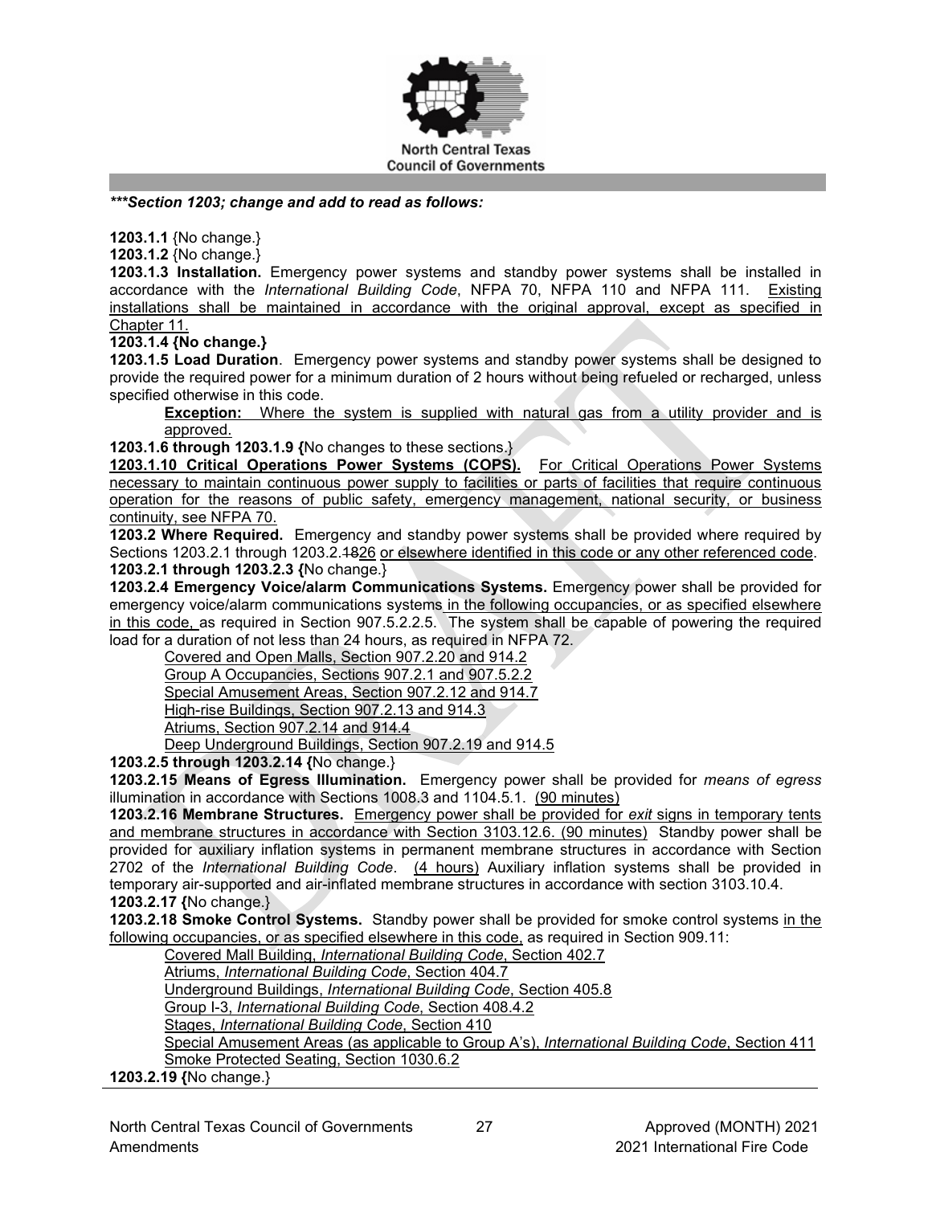***Section 1203; change and add to read as follows:***

**1203.1.1** {No change.}
**1203.1.2** {No change.}
**1203.1.3 Installation.** Emergency power systems and standby power systems shall be installed in accordance with the *International Building Code*, NFPA 70, NFPA 110 and NFPA 111. Existing installations shall be maintained in accordance with the original approval, except as specified in Chapter 11.
**1203.1.4 {No change.}**
**1203.1.5 Load Duration**. Emergency power systems and standby power systems shall be designed to provide the required power for a minimum duration of 2 hours without being refueled or recharged, unless specified otherwise in this code.

> **Exception:** Where the system is supplied with natural gas from a utility provider and is approved.

**1203.1.6 through 1203.1.9 {**No changes to these sections.}
**1203.1.10 Critical Operations Power Systems (COPS).** For Critical Operations Power Systems necessary to maintain continuous power supply to facilities or parts of facilities that require continuous operation for the reasons of public safety, emergency management, national security, or business continuity, see NFPA 70.
**1203.2 Where Required.** Emergency and standby power systems shall be provided where required by Sections 1203.2.1 through 1203.2.~~18~~26 or elsewhere identified in this code or any other referenced code.
**1203.2.1 through 1203.2.3 {**No change.}
**1203.2.4 Emergency Voice/alarm Communications Systems.** Emergency power shall be provided for emergency voice/alarm communications systems in the following occupancies, or as specified elsewhere in this code, as required in Section 907.5.2.2.5. The system shall be capable of powering the required load for a duration of not less than 24 hours, as required in NFPA 72.

- Covered and Open Malls, Section 907.2.20 and 914.2
- Group A Occupancies, Sections 907.2.1 and 907.5.2.2
- Special Amusement Areas, Section 907.2.12 and 914.7
- High-rise Buildings, Section 907.2.13 and 914.3
- Atriums, Section 907.2.14 and 914.4
- Deep Underground Buildings, Section 907.2.19 and 914.5

**1203.2.5 through 1203.2.14 {**No change.}
**1203.2.15 Means of Egress Illumination.** Emergency power shall be provided for *means of egress* illumination in accordance with Sections 1008.3 and 1104.5.1. (90 minutes)
**1203.2.16 Membrane Structures.** Emergency power shall be provided for *exit* signs in temporary tents and membrane structures in accordance with Section 3103.12.6. (90 minutes) Standby power shall be provided for auxiliary inflation systems in permanent membrane structures in accordance with Section 2702 of the *International Building Code*. (4 hours) Auxiliary inflation systems shall be provided in temporary air-supported and air-inflated membrane structures in accordance with section 3103.10.4.
**1203.2.17 {**No change.}
**1203.2.18 Smoke Control Systems.** Standby power shall be provided for smoke control systems in the following occupancies, or as specified elsewhere in this code, as required in Section 909.11:

- Covered Mall Building, *International Building Code*, Section 402.7
- Atriums, *International Building Code*, Section 404.7
- Underground Buildings, *International Building Code*, Section 405.8
- Group I-3, *International Building Code*, Section 408.4.2
- Stages, *International Building Code*, Section 410
- Special Amusement Areas (as applicable to Group A's), *International Building Code*, Section 411
- Smoke Protected Seating, Section 1030.6.2

**1203.2.19 {**No change.}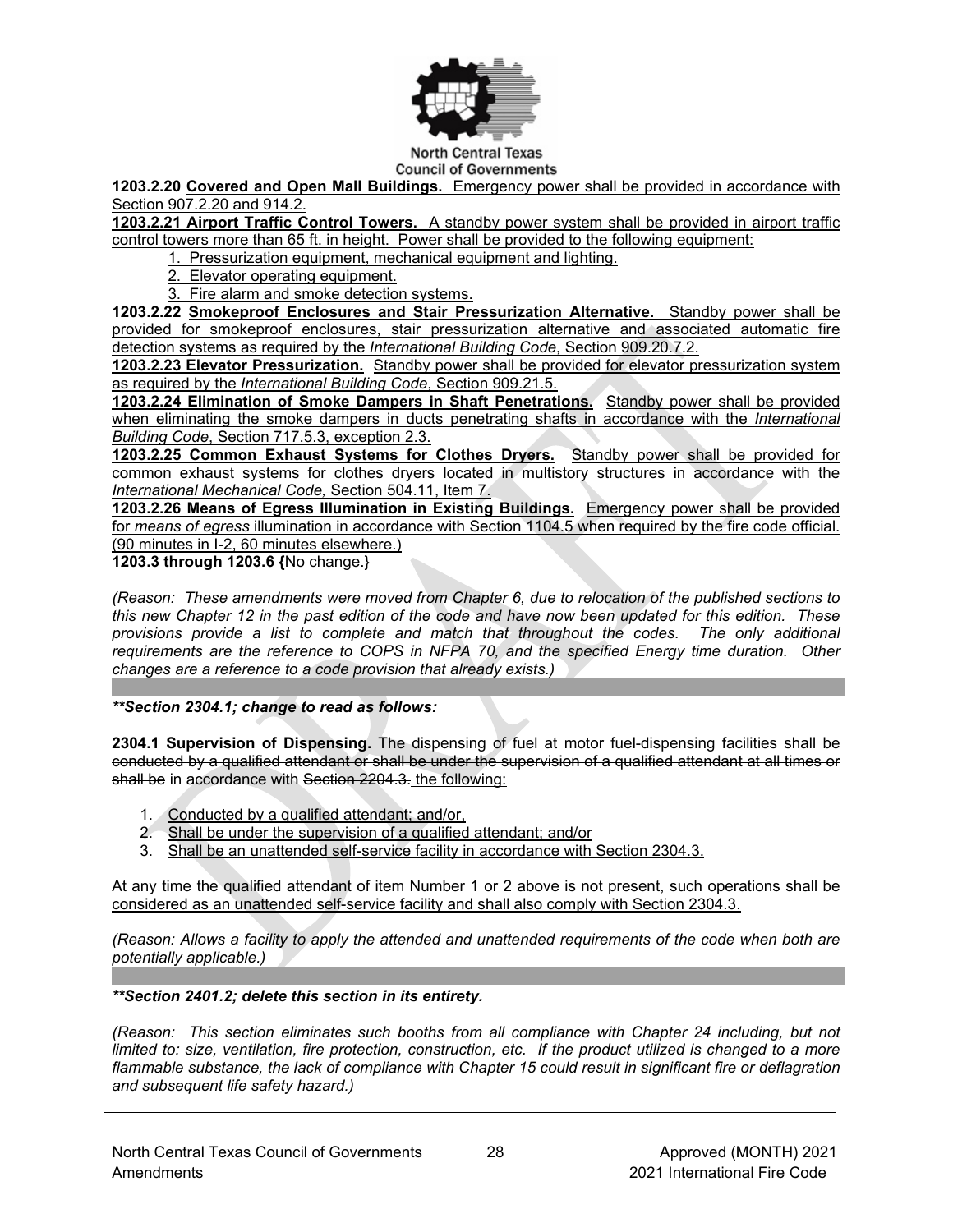**1203.2.20 Covered and Open Mall Buildings.** Emergency power shall be provided in accordance with Section 907.2.20 and 914.2.

**1203.2.21 Airport Traffic Control Towers.** A standby power system shall be provided in airport traffic control towers more than 65 ft. in height. Power shall be provided to the following equipment:

1. Pressurization equipment, mechanical equipment and lighting.
2. Elevator operating equipment.
3. Fire alarm and smoke detection systems.

**1203.2.22 Smokeproof Enclosures and Stair Pressurization Alternative.** Standby power shall be provided for smokeproof enclosures, stair pressurization alternative and associated automatic fire detection systems as required by the *International Building Code*, Section 909.20.7.2.

**1203.2.23 Elevator Pressurization.** Standby power shall be provided for elevator pressurization system as required by the *International Building Code*, Section 909.21.5.

**1203.2.24 Elimination of Smoke Dampers in Shaft Penetrations.** Standby power shall be provided when eliminating the smoke dampers in ducts penetrating shafts in accordance with the *International Building Code*, Section 717.5.3, exception 2.3.

**1203.2.25 Common Exhaust Systems for Clothes Dryers.** Standby power shall be provided for common exhaust systems for clothes dryers located in multistory structures in accordance with the *International Mechanical Code,* Section 504.11, Item 7.

**1203.2.26 Means of Egress Illumination in Existing Buildings.** Emergency power shall be provided for *means of egress* illumination in accordance with Section 1104.5 when required by the fire code official. (90 minutes in I-2, 60 minutes elsewhere.)

**1203.3 through 1203.6 {**No change.}

*(Reason: These amendments were moved from Chapter 6, due to relocation of the published sections to this new Chapter 12 in the past edition of the code and have now been updated for this edition. These provisions provide a list to complete and match that throughout the codes. The only additional requirements are the reference to COPS in NFPA 70, and the specified Energy time duration. Other changes are a reference to a code provision that already exists.)*

***\*\*Section 2304.1; change to read as follows:***

**2304.1 Supervision of Dispensing.** The dispensing of fuel at motor fuel-dispensing facilities shall be ~~conducted by a qualified attendant or shall be under the supervision of a qualified attendant at all times or shall be~~ in accordance with ~~Section 2204.3.~~ the following:

1. Conducted by a qualified attendant; and/or,
2. Shall be under the supervision of a qualified attendant; and/or
3. Shall be an unattended self-service facility in accordance with Section 2304.3.

At any time the qualified attendant of item Number 1 or 2 above is not present, such operations shall be considered as an unattended self-service facility and shall also comply with Section 2304.3.

*(Reason: Allows a facility to apply the attended and unattended requirements of the code when both are potentially applicable.)*

***\*\*Section 2401.2; delete this section in its entirety.***

*(Reason: This section eliminates such booths from all compliance with Chapter 24 including, but not limited to: size, ventilation, fire protection, construction, etc. If the product utilized is changed to a more flammable substance, the lack of compliance with Chapter 15 could result in significant fire or deflagration and subsequent life safety hazard.)*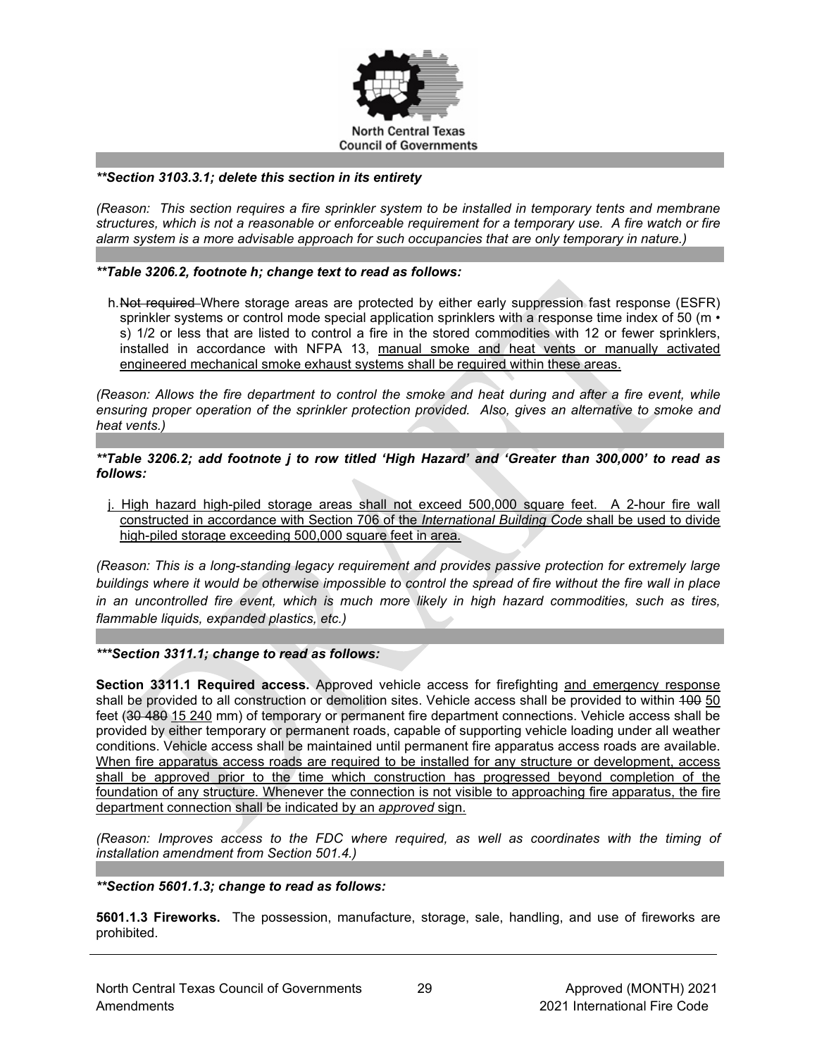***Section 3103.3.1; delete this section in its entirety**

*(Reason: This section requires a fire sprinkler system to be installed in temporary tents and membrane structures, which is not a reasonable or enforceable requirement for a temporary use. A fire watch or fire alarm system is a more advisable approach for such occupancies that are only temporary in nature.)*

***Table 3206.2, footnote h; change text to read as follows:**

h. ~~Not required~~ Where storage areas are protected by either early suppression fast response (ESFR) sprinkler systems or control mode special application sprinklers with a response time index of 50 (m • s) 1/2 or less that are listed to control a fire in the stored commodities with 12 or fewer sprinklers, installed in accordance with NFPA 13, <u>manual smoke and heat vents or manually activated engineered mechanical smoke exhaust systems shall be required within these areas.</u>

*(Reason: Allows the fire department to control the smoke and heat during and after a fire event, while ensuring proper operation of the sprinkler protection provided. Also, gives an alternative to smoke and heat vents.)*

***Table 3206.2; add footnote j to row titled 'High Hazard' and 'Greater than 300,000' to read as follows:**

<u>j. High hazard high-piled storage areas shall not exceed 500,000 square feet. A 2-hour fire wall constructed in accordance with Section 706 of the *International Building Code* shall be used to divide high-piled storage exceeding 500,000 square feet in area.</u>

*(Reason: This is a long-standing legacy requirement and provides passive protection for extremely large buildings where it would be otherwise impossible to control the spread of fire without the fire wall in place in an uncontrolled fire event, which is much more likely in high hazard commodities, such as tires, flammable liquids, expanded plastics, etc.)*

****Section 3311.1; change to read as follows:**

**Section 3311.1 Required access.** Approved vehicle access for firefighting <u>and emergency response</u> shall be provided to all construction or demolition sites. Vehicle access shall be provided to within ~~100~~ <u>50</u> feet (~~30 480~~ <u>15 240</u> mm) of temporary or permanent fire department connections. Vehicle access shall be provided by either temporary or permanent roads, capable of supporting vehicle loading under all weather conditions. Vehicle access shall be maintained until permanent fire apparatus access roads are available. <u>When fire apparatus access roads are required to be installed for any structure or development, access shall be approved prior to the time which construction has progressed beyond completion of the foundation of any structure. Whenever the connection is not visible to approaching fire apparatus, the fire department connection shall be indicated by an *approved* sign.</u>

*(Reason: Improves access to the FDC where required, as well as coordinates with the timing of installation amendment from Section 501.4.)*

***Section 5601.1.3; change to read as follows:**

**5601.1.3 Fireworks.** The possession, manufacture, storage, sale, handling, and use of fireworks are prohibited.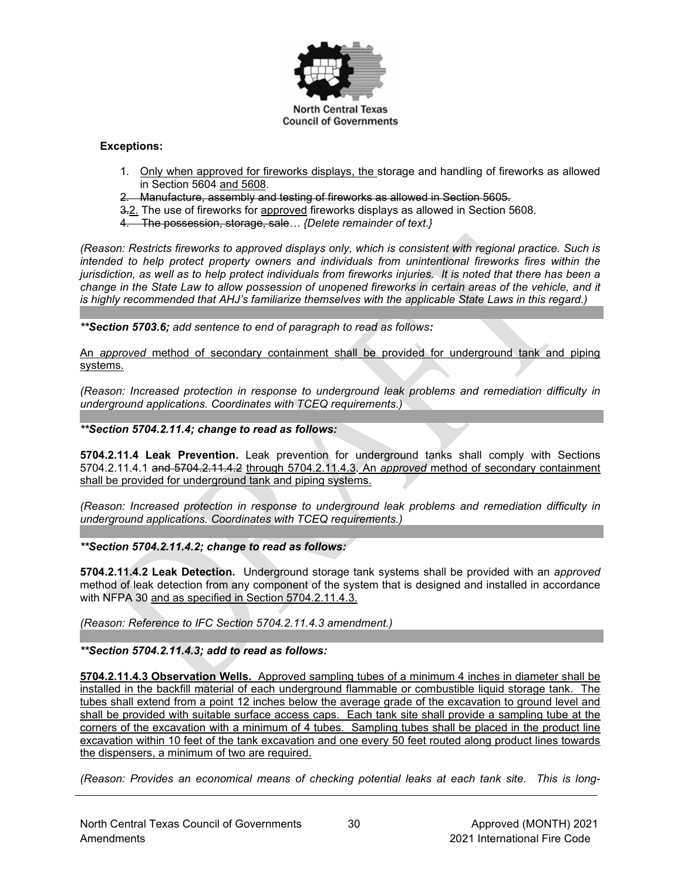**Exceptions:**

1. <u>Only when approved for fireworks displays, the</u> storage and handling of fireworks as allowed in Section 5604 <u>and 5608</u>.
2. ~~Manufacture, assembly and testing of fireworks as allowed in Section 5605.~~
3. ~~3.~~<u>2.</u> The use of fireworks for <u>approved</u> fireworks displays as allowed in Section 5608.
4. ~~The possession, storage, sale~~… *{Delete remainder of text.}*

*(Reason: Restricts fireworks to approved displays only, which is consistent with regional practice. Such is intended to help protect property owners and individuals from unintentional fireworks fires within the jurisdiction, as well as to help protect individuals from fireworks injuries. It is noted that there has been a change in the State Law to allow possession of unopened fireworks in certain areas of the vehicle, and it is highly recommended that AHJ's familiarize themselves with the applicable State Laws in this regard.)*

***\*\*Section 5703.6;** add sentence to end of paragraph to read as follows:*

<u>An *approved* method of secondary containment shall be provided for underground tank and piping systems.</u>

*(Reason: Increased protection in response to underground leak problems and remediation difficulty in underground applications. Coordinates with TCEQ requirements.)*

***\*\*Section 5704.2.11.4; change to read as follows:***

**5704.2.11.4 Leak Prevention.** Leak prevention for underground tanks shall comply with Sections 5704.2.11.4.1 ~~and 5704.2.11.4.2~~ <u>through 5704.2.11.4.3</u>. <u>An *approved* method of secondary containment shall be provided for underground tank and piping systems.</u>

*(Reason: Increased protection in response to underground leak problems and remediation difficulty in underground applications. Coordinates with TCEQ requirements.)*

***\*\*Section 5704.2.11.4.2; change to read as follows:***

**5704.2.11.4.2 Leak Detection.** Underground storage tank systems shall be provided with an *approved* method of leak detection from any component of the system that is designed and installed in accordance with NFPA 30 <u>and as specified in Section 5704.2.11.4.3.</u>

*(Reason: Reference to IFC Section 5704.2.11.4.3 amendment.)*

***\*\*Section 5704.2.11.4.3; add to read as follows:***

<u>**5704.2.11.4.3 Observation Wells.** Approved sampling tubes of a minimum 4 inches in diameter shall be installed in the backfill material of each underground flammable or combustible liquid storage tank. The tubes shall extend from a point 12 inches below the average grade of the excavation to ground level and shall be provided with suitable surface access caps. Each tank site shall provide a sampling tube at the corners of the excavation with a minimum of 4 tubes. Sampling tubes shall be placed in the product line excavation within 10 feet of the tank excavation and one every 50 feet routed along product lines towards the dispensers, a minimum of two are required.</u>

*(Reason: Provides an economical means of checking potential leaks at each tank site. This is long-*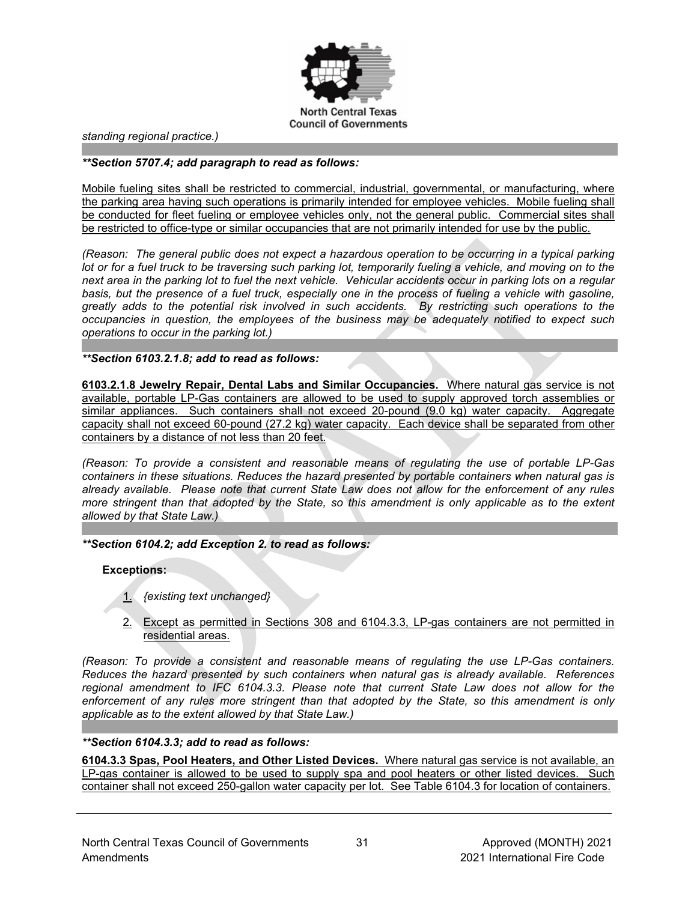*standing regional practice.)*

***\*\*Section 5707.4; add paragraph to read as follows:***

Mobile fueling sites shall be restricted to commercial, industrial, governmental, or manufacturing, where the parking area having such operations is primarily intended for employee vehicles. Mobile fueling shall be conducted for fleet fueling or employee vehicles only, not the general public. Commercial sites shall be restricted to office-type or similar occupancies that are not primarily intended for use by the public.

*(Reason: The general public does not expect a hazardous operation to be occurring in a typical parking lot or for a fuel truck to be traversing such parking lot, temporarily fueling a vehicle, and moving on to the next area in the parking lot to fuel the next vehicle. Vehicular accidents occur in parking lots on a regular basis, but the presence of a fuel truck, especially one in the process of fueling a vehicle with gasoline, greatly adds to the potential risk involved in such accidents. By restricting such operations to the occupancies in question, the employees of the business may be adequately notified to expect such operations to occur in the parking lot.)*

***\*\*Section 6103.2.1.8; add to read as follows:***

**6103.2.1.8 Jewelry Repair, Dental Labs and Similar Occupancies.** Where natural gas service is not available, portable LP-Gas containers are allowed to be used to supply approved torch assemblies or similar appliances. Such containers shall not exceed 20-pound (9.0 kg) water capacity. Aggregate capacity shall not exceed 60-pound (27.2 kg) water capacity. Each device shall be separated from other containers by a distance of not less than 20 feet.

*(Reason: To provide a consistent and reasonable means of regulating the use of portable LP-Gas containers in these situations. Reduces the hazard presented by portable containers when natural gas is already available. Please note that current State Law does not allow for the enforcement of any rules more stringent than that adopted by the State, so this amendment is only applicable as to the extent allowed by that State Law.)*

***\*\*Section 6104.2; add Exception 2. to read as follows:***

**Exceptions:**

1. *{existing text unchanged}*
2. Except as permitted in Sections 308 and 6104.3.3, LP-gas containers are not permitted in residential areas.

*(Reason: To provide a consistent and reasonable means of regulating the use LP-Gas containers. Reduces the hazard presented by such containers when natural gas is already available. References regional amendment to IFC 6104.3.3. Please note that current State Law does not allow for the enforcement of any rules more stringent than that adopted by the State, so this amendment is only applicable as to the extent allowed by that State Law.)*

***\*\*Section 6104.3.3; add to read as follows:***

**6104.3.3 Spas, Pool Heaters, and Other Listed Devices.** Where natural gas service is not available, an LP-gas container is allowed to be used to supply spa and pool heaters or other listed devices. Such container shall not exceed 250-gallon water capacity per lot. See Table 6104.3 for location of containers.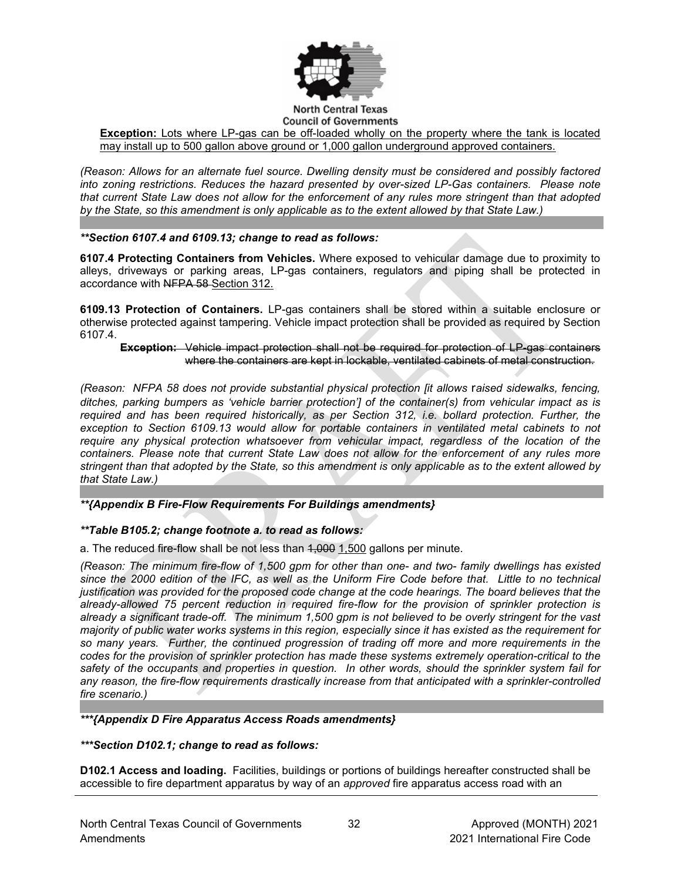**Exception:** <u>Lots where LP-gas can be off-loaded wholly on the property where the tank is located may install up to 500 gallon above ground or 1,000 gallon underground approved containers.</u>

*(Reason: Allows for an alternate fuel source. Dwelling density must be considered and possibly factored into zoning restrictions. Reduces the hazard presented by over-sized LP-Gas containers. Please note that current State Law does not allow for the enforcement of any rules more stringent than that adopted by the State, so this amendment is only applicable as to the extent allowed by that State Law.)*

***\*\*Section 6107.4 and 6109.13; change to read as follows:***

**6107.4 Protecting Containers from Vehicles.** Where exposed to vehicular damage due to proximity to alleys, driveways or parking areas, LP-gas containers, regulators and piping shall be protected in accordance with ~~NFPA 58~~ <u>Section 312.</u>

**6109.13 Protection of Containers.** LP-gas containers shall be stored within a suitable enclosure or otherwise protected against tampering. Vehicle impact protection shall be provided as required by Section 6107.4.

> ~~**Exception:** Vehicle impact protection shall not be required for protection of LP-gas containers where the containers are kept in lockable, ventilated cabinets of metal construction.~~

*(Reason: NFPA 58 does not provide substantial physical protection [it allows raised sidewalks, fencing, ditches, parking bumpers as 'vehicle barrier protection'] of the container(s) from vehicular impact as is required and has been required historically, as per Section 312, i.e. bollard protection. Further, the exception to Section 6109.13 would allow for portable containers in ventilated metal cabinets to not require any physical protection whatsoever from vehicular impact, regardless of the location of the containers. Please note that current State Law does not allow for the enforcement of any rules more stringent than that adopted by the State, so this amendment is only applicable as to the extent allowed by that State Law.)*

***\*\*{Appendix B Fire-Flow Requirements For Buildings amendments}***

***\*\*Table B105.2; change footnote a. to read as follows:***

a. The reduced fire-flow shall be not less than ~~1,000~~ <u>1,500</u> gallons per minute.

*(Reason: The minimum fire-flow of 1,500 gpm for other than one- and two- family dwellings has existed since the 2000 edition of the IFC, as well as the Uniform Fire Code before that. Little to no technical justification was provided for the proposed code change at the code hearings. The board believes that the already-allowed 75 percent reduction in required fire-flow for the provision of sprinkler protection is already a significant trade-off. The minimum 1,500 gpm is not believed to be overly stringent for the vast majority of public water works systems in this region, especially since it has existed as the requirement for so many years. Further, the continued progression of trading off more and more requirements in the codes for the provision of sprinkler protection has made these systems extremely operation-critical to the safety of the occupants and properties in question. In other words, should the sprinkler system fail for any reason, the fire-flow requirements drastically increase from that anticipated with a sprinkler-controlled fire scenario.)*

***\*\*\*{Appendix D Fire Apparatus Access Roads amendments}***

***\*\*\*Section D102.1; change to read as follows:***

**D102.1 Access and loading.** Facilities, buildings or portions of buildings hereafter constructed shall be accessible to fire department apparatus by way of an *approved* fire apparatus access road with an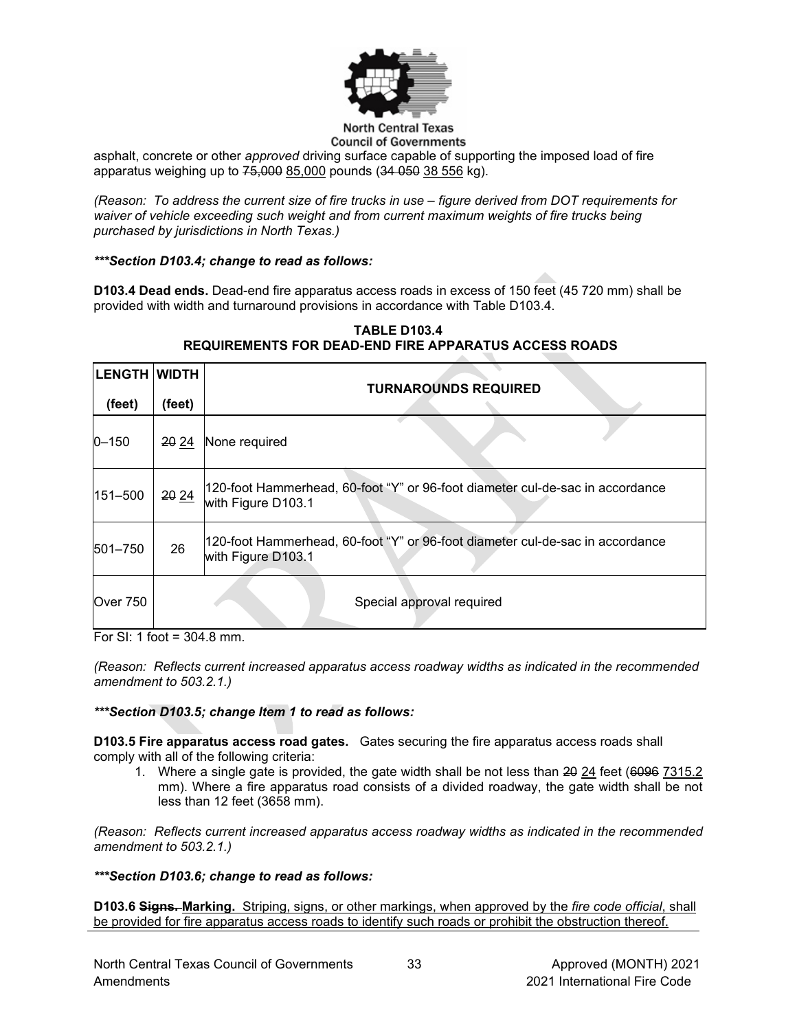asphalt, concrete or other *approved* driving surface capable of supporting the imposed load of fire apparatus weighing up to ~~75,000~~ 85,000 pounds (~~34 050~~ 38 556 kg).

*(Reason: To address the current size of fire trucks in use – figure derived from DOT requirements for waiver of vehicle exceeding such weight and from current maximum weights of fire trucks being purchased by jurisdictions in North Texas.)*

***\*\*\*Section D103.4; change to read as follows:***

**D103.4 Dead ends.** Dead-end fire apparatus access roads in excess of 150 feet (45 720 mm) shall be provided with width and turnaround provisions in accordance with Table D103.4.

**TABLE D103.4**
**REQUIREMENTS FOR DEAD-END FIRE APPARATUS ACCESS ROADS**

| LENGTH (feet) | WIDTH (feet) | TURNAROUNDS REQUIRED |
|---|---|---|
| 0–150 | ~~20~~ 24 | None required |
| 151–500 | ~~20~~ 24 | 120-foot Hammerhead, 60-foot "Y" or 96-foot diameter cul-de-sac in accordance with Figure D103.1 |
| 501–750 | 26 | 120-foot Hammerhead, 60-foot "Y" or 96-foot diameter cul-de-sac in accordance with Figure D103.1 |
| Over 750 | Special approval required | |

For SI: 1 foot = 304.8 mm.

*(Reason: Reflects current increased apparatus access roadway widths as indicated in the recommended amendment to 503.2.1.)*

***\*\*\*Section D103.5; change Item 1 to read as follows:***

**D103.5 Fire apparatus access road gates.** Gates securing the fire apparatus access roads shall comply with all of the following criteria:

1. Where a single gate is provided, the gate width shall be not less than ~~20~~ 24 feet (~~6096~~ 7315.2 mm). Where a fire apparatus road consists of a divided roadway, the gate width shall be not less than 12 feet (3658 mm).

*(Reason: Reflects current increased apparatus access roadway widths as indicated in the recommended amendment to 503.2.1.)*

***\*\*\*Section D103.6; change to read as follows:***

**D103.6 ~~Signs.~~ Marking.** Striping, signs, or other markings, when approved by the *fire code official*, shall be provided for fire apparatus access roads to identify such roads or prohibit the obstruction thereof.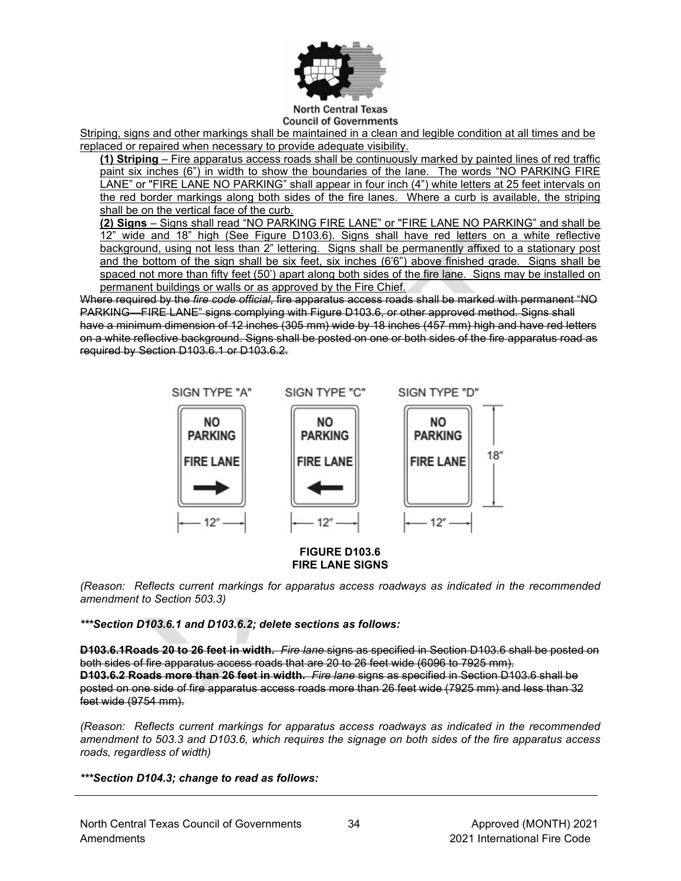Striping, signs and other markings shall be maintained in a clean and legible condition at all times and be replaced or repaired when necessary to provide adequate visibility.

**(1) Striping** – Fire apparatus access roads shall be continuously marked by painted lines of red traffic paint six inches (6") in width to show the boundaries of the lane. The words "NO PARKING FIRE LANE" or "FIRE LANE NO PARKING" shall appear in four inch (4") white letters at 25 feet intervals on the red border markings along both sides of the fire lanes. Where a curb is available, the striping shall be on the vertical face of the curb.

**(2) Signs** – Signs shall read "NO PARKING FIRE LANE" or "FIRE LANE NO PARKING" and shall be 12" wide and 18" high (See Figure D103.6). Signs shall have red letters on a white reflective background, using not less than 2" lettering. Signs shall be permanently affixed to a stationary post and the bottom of the sign shall be six feet, six inches (6'6") above finished grade. Signs shall be spaced not more than fifty feet (50') apart along both sides of the fire lane. Signs may be installed on permanent buildings or walls or as approved by the Fire Chief.

~~Where required by the *fire code official*, fire apparatus access roads shall be marked with permanent "NO PARKING—FIRE LANE" signs complying with Figure D103.6, or other approved method. Signs shall have a minimum dimension of 12 inches (305 mm) wide by 18 inches (457 mm) high and have red letters on a white reflective background. Signs shall be posted on one or both sides of the fire apparatus road as required by Section D103.6.1 or D103.6.2.~~

SIGN TYPE "A" — NO PARKING FIRE LANE (arrow right), 12" wide
SIGN TYPE "C" — NO PARKING FIRE LANE (arrow left), 12" wide
SIGN TYPE "D" — NO PARKING FIRE LANE, 12" wide, 18" high

**FIGURE D103.6**
**FIRE LANE SIGNS**

*(Reason: Reflects current markings for apparatus access roadways as indicated in the recommended amendment to Section 503.3)*

***\*\*\*Section D103.6.1 and D103.6.2; delete sections as follows:***

~~**D103.6.1Roads 20 to 26 feet in width.** *Fire lane* signs as specified in Section D103.6 shall be posted on both sides of fire apparatus access roads that are 20 to 26 feet wide (6096 to 7925 mm).~~
~~**D103.6.2 Roads more than 26 feet in width.** *Fire lane* signs as specified in Section D103.6 shall be posted on one side of fire apparatus access roads more than 26 feet wide (7925 mm) and less than 32 feet wide (9754 mm).~~

*(Reason: Reflects current markings for apparatus access roadways as indicated in the recommended amendment to 503.3 and D103.6, which requires the signage on both sides of the fire apparatus access roads, regardless of width)*

***\*\*\*Section D104.3; change to read as follows:***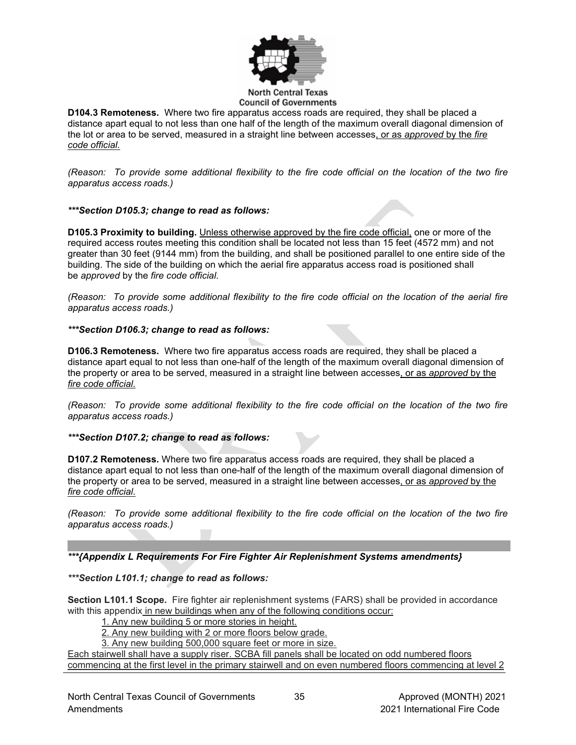**D104.3 Remoteness.** Where two fire apparatus access roads are required, they shall be placed a distance apart equal to not less than one half of the length of the maximum overall diagonal dimension of the lot or area to be served, measured in a straight line between accesses, or as *approved* by the *fire code official*.

*(Reason: To provide some additional flexibility to the fire code official on the location of the two fire apparatus access roads.)*

***\*\*\*Section D105.3; change to read as follows:***

**D105.3 Proximity to building.** Unless otherwise approved by the fire code official, one or more of the required access routes meeting this condition shall be located not less than 15 feet (4572 mm) and not greater than 30 feet (9144 mm) from the building, and shall be positioned parallel to one entire side of the building. The side of the building on which the aerial fire apparatus access road is positioned shall be *approved* by the *fire code official*.

*(Reason: To provide some additional flexibility to the fire code official on the location of the aerial fire apparatus access roads.)*

***\*\*\*Section D106.3; change to read as follows:***

**D106.3 Remoteness.** Where two fire apparatus access roads are required, they shall be placed a distance apart equal to not less than one-half of the length of the maximum overall diagonal dimension of the property or area to be served, measured in a straight line between accesses, or as *approved* by the *fire code official*.

*(Reason: To provide some additional flexibility to the fire code official on the location of the two fire apparatus access roads.)*

***\*\*\*Section D107.2; change to read as follows:***

**D107.2 Remoteness.** Where two fire apparatus access roads are required, they shall be placed a distance apart equal to not less than one-half of the length of the maximum overall diagonal dimension of the property or area to be served, measured in a straight line between accesses, or as *approved* by the *fire code official*.

*(Reason: To provide some additional flexibility to the fire code official on the location of the two fire apparatus access roads.)*

***\*\*\*{Appendix L Requirements For Fire Fighter Air Replenishment Systems amendments}***

***\*\*\*Section L101.1; change to read as follows:***

**Section L101.1 Scope.** Fire fighter air replenishment systems (FARS) shall be provided in accordance with this appendix in new buildings when any of the following conditions occur:

1. Any new building 5 or more stories in height.
2. Any new building with 2 or more floors below grade.
3. Any new building 500,000 square feet or more in size.

Each stairwell shall have a supply riser. SCBA fill panels shall be located on odd numbered floors commencing at the first level in the primary stairwell and on even numbered floors commencing at level 2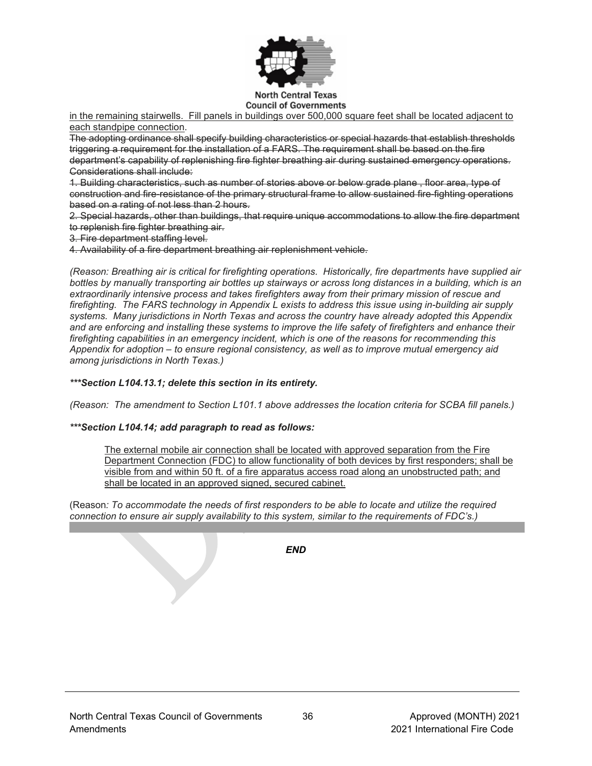<u>in the remaining stairwells. Fill panels in buildings over 500,000 square feet shall be located adjacent to each standpipe connection</u>.

~~The adopting ordinance shall specify building characteristics or special hazards that establish thresholds triggering a requirement for the installation of a FARS. The requirement shall be based on the fire department's capability of replenishing fire fighter breathing air during sustained emergency operations. Considerations shall include:~~

~~1. Building characteristics, such as number of stories above or below grade plane , floor area, type of construction and fire-resistance of the primary structural frame to allow sustained fire-fighting operations based on a rating of not less than 2 hours.~~

~~2. Special hazards, other than buildings, that require unique accommodations to allow the fire department to replenish fire fighter breathing air.~~

~~3. Fire department staffing level.~~

~~4. Availability of a fire department breathing air replenishment vehicle.~~

*(Reason: Breathing air is critical for firefighting operations. Historically, fire departments have supplied air bottles by manually transporting air bottles up stairways or across long distances in a building, which is an extraordinarily intensive process and takes firefighters away from their primary mission of rescue and firefighting. The FARS technology in Appendix L exists to address this issue using in-building air supply systems. Many jurisdictions in North Texas and across the country have already adopted this Appendix and are enforcing and installing these systems to improve the life safety of firefighters and enhance their firefighting capabilities in an emergency incident, which is one of the reasons for recommending this Appendix for adoption – to ensure regional consistency, as well as to improve mutual emergency aid among jurisdictions in North Texas.)*

***\*\*\*Section L104.13.1; delete this section in its entirety.***

*(Reason: The amendment to Section L101.1 above addresses the location criteria for SCBA fill panels.)*

***\*\*\*Section L104.14; add paragraph to read as follows:***

> <u>The external mobile air connection shall be located with approved separation from the Fire Department Connection (FDC) to allow functionality of both devices by first responders; shall be visible from and within 50 ft. of a fire apparatus access road along an unobstructed path; and shall be located in an approved signed, secured cabinet.</u>

(Reason*: To accommodate the needs of first responders to be able to locate and utilize the required connection to ensure air supply availability to this system, similar to the requirements of FDC's.)*

***END***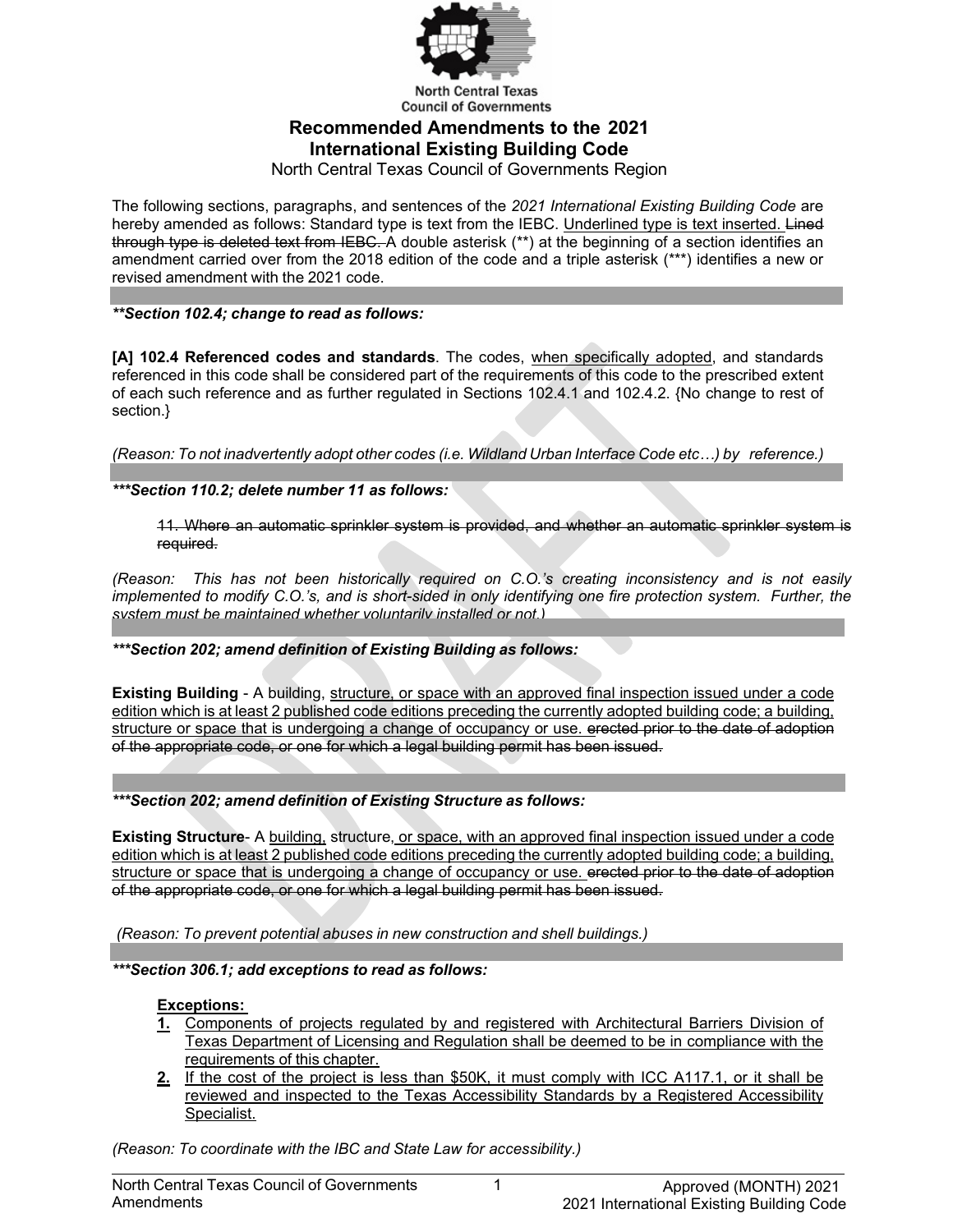North Central Texas Council of Governments

# Recommended Amendments to the 2021 International Existing Building Code

North Central Texas Council of Governments Region

The following sections, paragraphs, and sentences of the *2021 International Existing Building Code* are hereby amended as follows: Standard type is text from the IEBC. <u>Underlined type is text inserted.</u> ~~Lined through type is deleted text from IEBC.~~ A double asterisk (**) at the beginning of a section identifies an amendment carried over from the 2018 edition of the code and a triple asterisk (***) identifies a new or revised amendment with the 2021 code.

---

***\*\*Section 102.4; change to read as follows:***

**[A] 102.4 Referenced codes and standards**. The codes, <u>when specifically adopted</u>, and standards referenced in this code shall be considered part of the requirements of this code to the prescribed extent of each such reference and as further regulated in Sections 102.4.1 and 102.4.2. {No change to rest of section.}

*(Reason: To not inadvertently adopt other codes (i.e. Wildland Urban Interface Code etc…) by reference.)*

---

***\*\*\*Section 110.2; delete number 11 as follows:***

~~11. Where an automatic sprinkler system is provided, and whether an automatic sprinkler system is required.~~

*(Reason: This has not been historically required on C.O.'s creating inconsistency and is not easily implemented to modify C.O.'s, and is short-sided in only identifying one fire protection system. Further, the system must be maintained whether voluntarily installed or not.)*

---

***\*\*\*Section 202; amend definition of Existing Building as follows:***

**Existing Building** - A building, <u>structure, or space with an approved final inspection issued under a code edition which is at least 2 published code editions preceding the currently adopted building code; a building, structure or space that is undergoing a change of occupancy or use.</u> ~~erected prior to the date of adoption of the appropriate code, or one for which a legal building permit has been issued.~~

---

***\*\*\*Section 202; amend definition of Existing Structure as follows:***

**Existing Structure**- A <u>building,</u> structure<u>, or space, with an approved final inspection issued under a code edition which is at least 2 published code editions preceding the currently adopted building code; a building, structure or space that is undergoing a change of occupancy or use.</u> ~~erected prior to the date of adoption of the appropriate code, or one for which a legal building permit has been issued.~~

*(Reason: To prevent potential abuses in new construction and shell buildings.)*

---

***\*\*\*Section 306.1; add exceptions to read as follows:***

<u>**Exceptions:**</u>

1. <u>Components of projects regulated by and registered with Architectural Barriers Division of Texas Department of Licensing and Regulation shall be deemed to be in compliance with the requirements of this chapter.</u>
2. <u>If the cost of the project is less than $50K, it must comply with ICC A117.1, or it shall be reviewed and inspected to the Texas Accessibility Standards by a Registered Accessibility Specialist.</u>

*(Reason: To coordinate with the IBC and State Law for accessibility.)*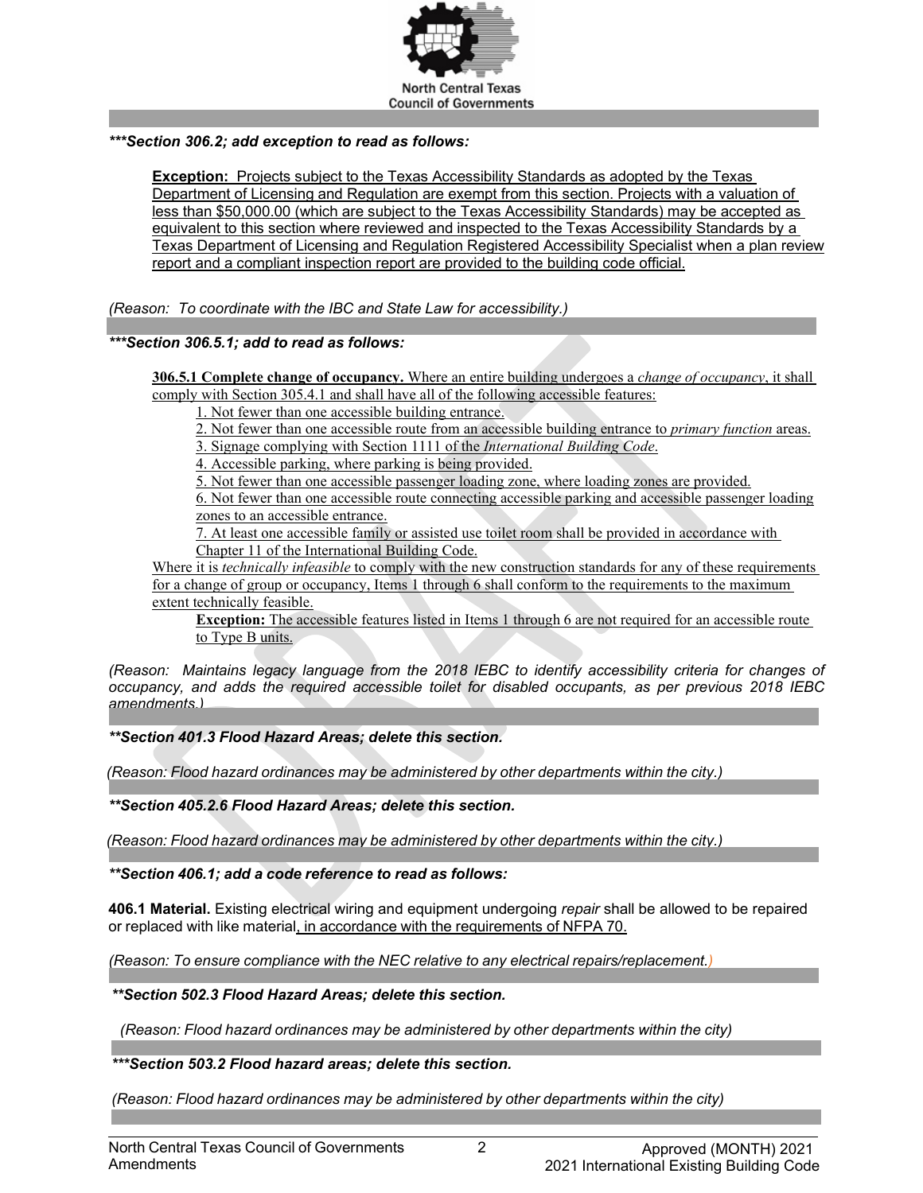***Section 306.2; add exception to read as follows:***

> **Exception:** Projects subject to the Texas Accessibility Standards as adopted by the Texas Department of Licensing and Regulation are exempt from this section. Projects with a valuation of less than $50,000.00 (which are subject to the Texas Accessibility Standards) may be accepted as equivalent to this section where reviewed and inspected to the Texas Accessibility Standards by a Texas Department of Licensing and Regulation Registered Accessibility Specialist when a plan review report and a compliant inspection report are provided to the building code official.

*(Reason: To coordinate with the IBC and State Law for accessibility.)*

***Section 306.5.1; add to read as follows:***

**306.5.1 Complete change of occupancy.** Where an entire building undergoes a *change of occupancy*, it shall comply with Section 305.4.1 and shall have all of the following accessible features:

1. Not fewer than one accessible building entrance.
2. Not fewer than one accessible route from an accessible building entrance to *primary function* areas.
3. Signage complying with Section 1111 of the *International Building Code*.
4. Accessible parking, where parking is being provided.
5. Not fewer than one accessible passenger loading zone, where loading zones are provided.
6. Not fewer than one accessible route connecting accessible parking and accessible passenger loading zones to an accessible entrance.
7. At least one accessible family or assisted use toilet room shall be provided in accordance with Chapter 11 of the International Building Code.

Where it is *technically infeasible* to comply with the new construction standards for any of these requirements for a change of group or occupancy, Items 1 through 6 shall conform to the requirements to the maximum extent technically feasible.

> **Exception:** The accessible features listed in Items 1 through 6 are not required for an accessible route to Type B units.

*(Reason: Maintains legacy language from the 2018 IEBC to identify accessibility criteria for changes of occupancy, and adds the required accessible toilet for disabled occupants, as per previous 2018 IEBC amendments.)*

***\*\*Section 401.3 Flood Hazard Areas; delete this section.***

*(Reason: Flood hazard ordinances may be administered by other departments within the city.)*

***\*\*Section 405.2.6 Flood Hazard Areas; delete this section.***

*(Reason: Flood hazard ordinances may be administered by other departments within the city.)*

***\*\*Section 406.1; add a code reference to read as follows:***

**406.1 Material.** Existing electrical wiring and equipment undergoing *repair* shall be allowed to be repaired or replaced with like material, in accordance with the requirements of NFPA 70.

*(Reason: To ensure compliance with the NEC relative to any electrical repairs/replacement.)*

***\*\*Section 502.3 Flood Hazard Areas; delete this section.***

*(Reason: Flood hazard ordinances may be administered by other departments within the city)*

***Section 503.2 Flood hazard areas; delete this section.***

*(Reason: Flood hazard ordinances may be administered by other departments within the city)*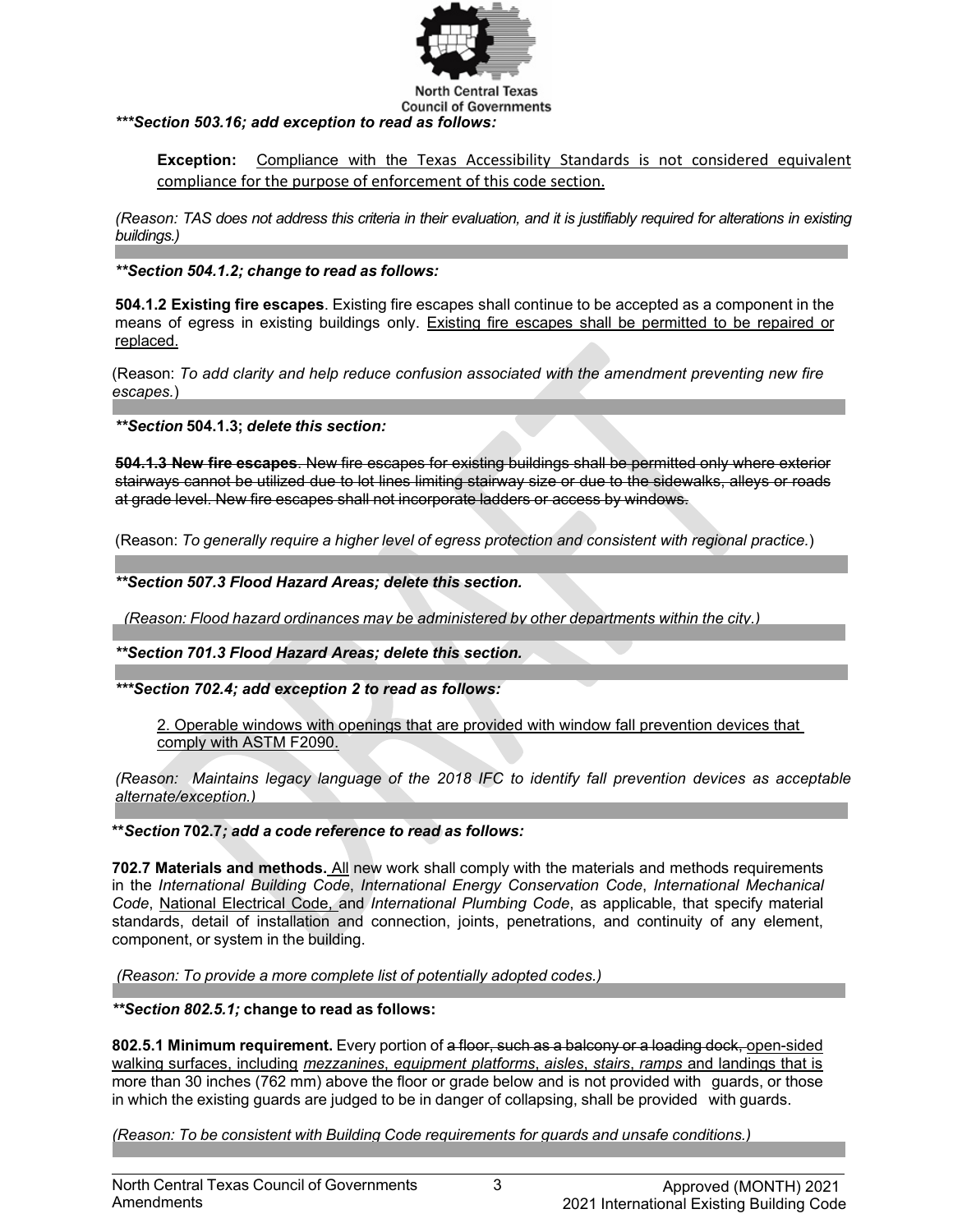***Section 503.16; add exception to read as follows:***

**Exception:** Compliance with the Texas Accessibility Standards is not considered equivalent compliance for the purpose of enforcement of this code section.

*(Reason: TAS does not address this criteria in their evaluation, and it is justifiably required for alterations in existing buildings.)*

***Section 504.1.2; change to read as follows:***

**504.1.2 Existing fire escapes**. Existing fire escapes shall continue to be accepted as a component in the means of egress in existing buildings only. Existing fire escapes shall be permitted to be repaired or replaced.

(Reason: *To add clarity and help reduce confusion associated with the amendment preventing new fire escapes.*)

***Section 504.1.3; delete this section:***

~~**504.1.3 New fire escapes**. New fire escapes for existing buildings shall be permitted only where exterior stairways cannot be utilized due to lot lines limiting stairway size or due to the sidewalks, alleys or roads at grade level. New fire escapes shall not incorporate ladders or access by windows.~~

(Reason: *To generally require a higher level of egress protection and consistent with regional practice.*)

***Section 507.3 Flood Hazard Areas; delete this section.***

*(Reason: Flood hazard ordinances may be administered by other departments within the city.)*

***Section 701.3 Flood Hazard Areas; delete this section.***

***Section 702.4; add exception 2 to read as follows:***

2. Operable windows with openings that are provided with window fall prevention devices that comply with ASTM F2090.

*(Reason: Maintains legacy language of the 2018 IFC to identify fall prevention devices as acceptable alternate/exception.)*

***Section 702.7; add a code reference to read as follows:***

**702.7 Materials and methods.** All new work shall comply with the materials and methods requirements in the *International Building Code*, *International Energy Conservation Code*, *International Mechanical Code*, National Electrical Code, and *International Plumbing Code*, as applicable, that specify material standards, detail of installation and connection, joints, penetrations, and continuity of any element, component, or system in the building.

*(Reason: To provide a more complete list of potentially adopted codes.)*

***Section 802.5.1; change to read as follows:***

**802.5.1 Minimum requirement.** Every portion of ~~a floor, such as a balcony or a loading dock,~~ open-sided walking surfaces, including *mezzanines*, *equipment platforms*, *aisles*, *stairs*, *ramps* and landings that is more than 30 inches (762 mm) above the floor or grade below and is not provided with guards, or those in which the existing guards are judged to be in danger of collapsing, shall be provided with guards.

*(Reason: To be consistent with Building Code requirements for guards and unsafe conditions.)*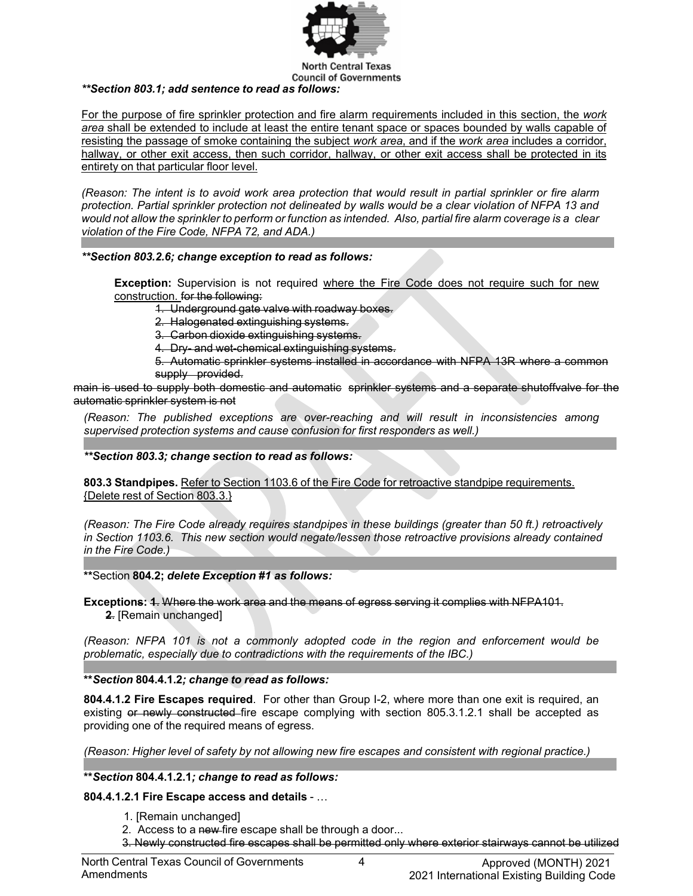***\*Section 803.1; add sentence to read as follows:***

<u>For the purpose of fire sprinkler protection and fire alarm requirements included in this section, the *work area* shall be extended to include at least the entire tenant space or spaces bounded by walls capable of resisting the passage of smoke containing the subject *work area*, and if the *work area* includes a corridor, hallway, or other exit access, then such corridor, hallway, or other exit access shall be protected in its entirety on that particular floor level.</u>

*(Reason: The intent is to avoid work area protection that would result in partial sprinkler or fire alarm protection. Partial sprinkler protection not delineated by walls would be a clear violation of NFPA 13 and would not allow the sprinkler to perform or function as intended. Also, partial fire alarm coverage is a clear violation of the Fire Code, NFPA 72, and ADA.)*

***\*Section 803.2.6; change exception to read as follows:***

**Exception:** Supervision is not required <u>where the Fire Code does not require such for new construction.</u> ~~for the following:~~

1. ~~Underground gate valve with roadway boxes.~~
2. ~~Halogenated extinguishing systems.~~
3. ~~Carbon dioxide extinguishing systems.~~
4. ~~Dry- and wet-chemical extinguishing systems.~~
5. ~~Automatic sprinkler systems installed in accordance with NFPA 13R where a common supply main is used to supply both domestic and automatic sprinkler systems and a separate shutoffvalve for the automatic sprinkler system is not provided.~~

*(Reason: The published exceptions are over-reaching and will result in inconsistencies among supervised protection systems and cause confusion for first responders as well.)*

***\*Section 803.3; change section to read as follows:***

**803.3 Standpipes.** <u>Refer to Section 1103.6 of the Fire Code for retroactive standpipe requirements.</u> <u>{Delete rest of Section 803.3.}</u>

*(Reason: The Fire Code already requires standpipes in these buildings (greater than 50 ft.) retroactively in Section 1103.6. This new section would negate/lessen those retroactive provisions already contained in the Fire Code.)*

**\*\***Section **804.2;** ***delete Exception #1 as follows:***

**Exception~~s~~:** ~~1. Where the work area and the means of egress serving it complies with NFPA101.~~
~~**2**.~~ [Remain unchanged]

*(Reason: NFPA 101 is not a commonly adopted code in the region and enforcement would be problematic, especially due to contradictions with the requirements of the IBC.)*

**\*\****Section* **804.4.1.2***; change to read as follows:*

**804.4.1.2 Fire Escapes required**. For other than Group I-2, where more than one exit is required, an existing ~~or newly constructed~~ fire escape complying with section 805.3.1.2.1 shall be accepted as providing one of the required means of egress.

*(Reason: Higher level of safety by not allowing new fire escapes and consistent with regional practice.)*

**\*\****Section* **804.4.1.2.1***; change to read as follows:*

**804.4.1.2.1 Fire Escape access and details** - …

1. [Remain unchanged]
2. Access to a ~~new~~ fire escape shall be through a door...
3. ~~Newly constructed fire escapes shall be permitted only where exterior stairways cannot be utilized~~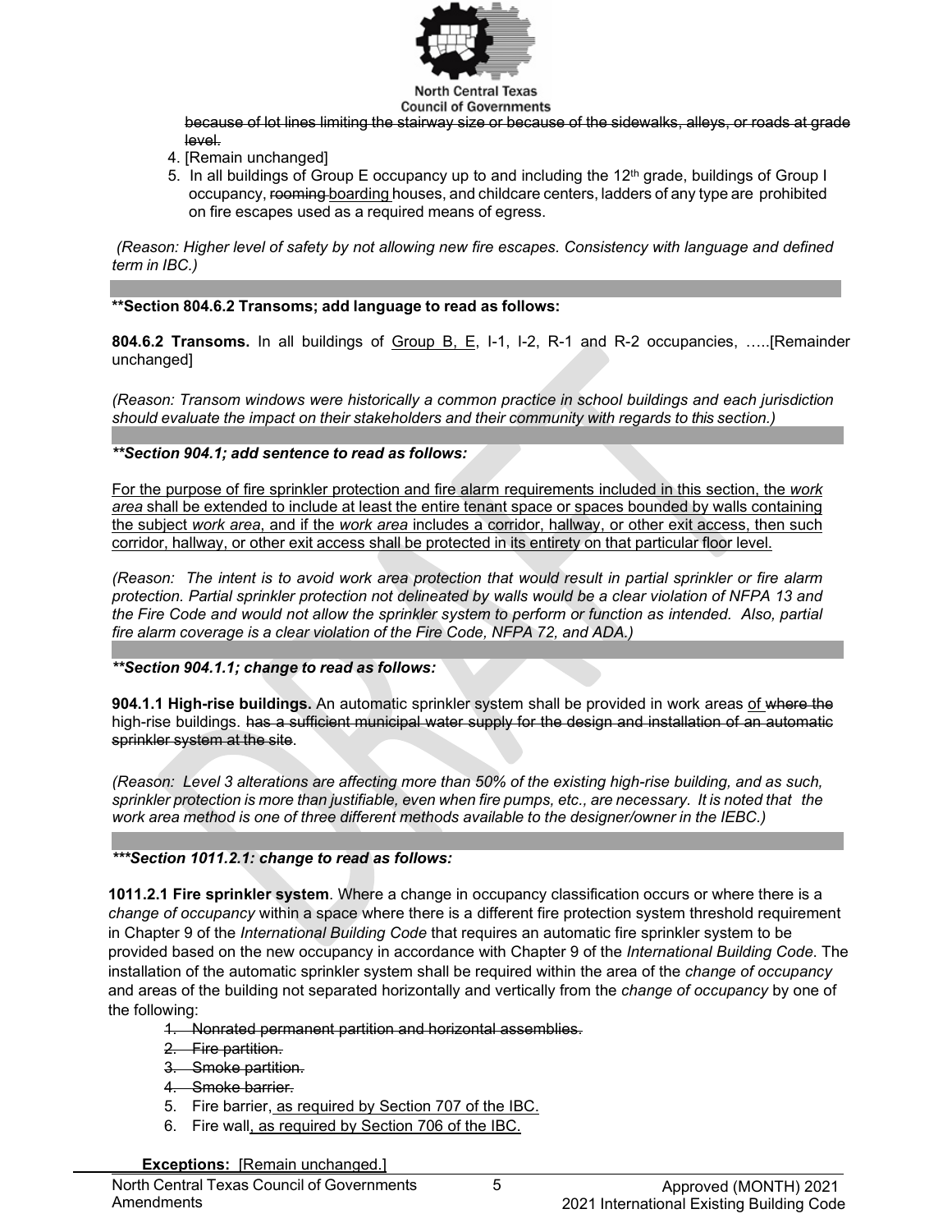~~because of lot lines limiting the stairway size or because of the sidewalks, alleys, or roads at grade level.~~

4. [Remain unchanged]
5. In all buildings of Group E occupancy up to and including the 12th grade, buildings of Group I occupancy, ~~rooming~~ <u>boarding</u> houses, and childcare centers, ladders of any type are prohibited on fire escapes used as a required means of egress.

*(Reason: Higher level of safety by not allowing new fire escapes. Consistency with language and defined term in IBC.)*

**\*\*Section 804.6.2 Transoms; add language to read as follows:**

**804.6.2 Transoms.** In all buildings of <u>Group B, E</u>, I-1, I-2, R-1 and R-2 occupancies, …..[Remainder unchanged]

*(Reason: Transom windows were historically a common practice in school buildings and each jurisdiction should evaluate the impact on their stakeholders and their community with regards to this section.)*

***\*\*Section 904.1; add sentence to read as follows:***

<u>For the purpose of fire sprinkler protection and fire alarm requirements included in this section, the *work area* shall be extended to include at least the entire tenant space or spaces bounded by walls containing the subject *work area*, and if the *work area* includes a corridor, hallway, or other exit access, then such corridor, hallway, or other exit access shall be protected in its entirety on that particular floor level.</u>

*(Reason: The intent is to avoid work area protection that would result in partial sprinkler or fire alarm protection. Partial sprinkler protection not delineated by walls would be a clear violation of NFPA 13 and the Fire Code and would not allow the sprinkler system to perform or function as intended. Also, partial fire alarm coverage is a clear violation of the Fire Code, NFPA 72, and ADA.)*

***\*\*Section 904.1.1; change to read as follows:***

**904.1.1 High-rise buildings.** An automatic sprinkler system shall be provided in work areas <u>of</u> ~~where the~~ high-rise buildings. ~~has a sufficient municipal water supply for the design and installation of an automatic sprinkler system at the site~~.

*(Reason: Level 3 alterations are affecting more than 50% of the existing high-rise building, and as such, sprinkler protection is more than justifiable, even when fire pumps, etc., are necessary. It is noted that the work area method is one of three different methods available to the designer/owner in the IEBC.)*

***\*\*\*Section 1011.2.1: change to read as follows:***

**1011.2.1 Fire sprinkler system**. Where a change in occupancy classification occurs or where there is a *change of occupancy* within a space where there is a different fire protection system threshold requirement in Chapter 9 of the *International Building Code* that requires an automatic fire sprinkler system to be provided based on the new occupancy in accordance with Chapter 9 of the *International Building Code*. The installation of the automatic sprinkler system shall be required within the area of the *change of occupancy* and areas of the building not separated horizontally and vertically from the *change of occupancy* by one of the following:

1. ~~Nonrated permanent partition and horizontal assemblies.~~
2. ~~Fire partition.~~
3. ~~Smoke partition.~~
4. ~~Smoke barrier.~~
5. Fire barrier<u>, as required by Section 707 of the IBC.</u>
6. Fire wall<u>, as required by Section 706 of the IBC.</u>

**Exceptions:** [Remain unchanged.]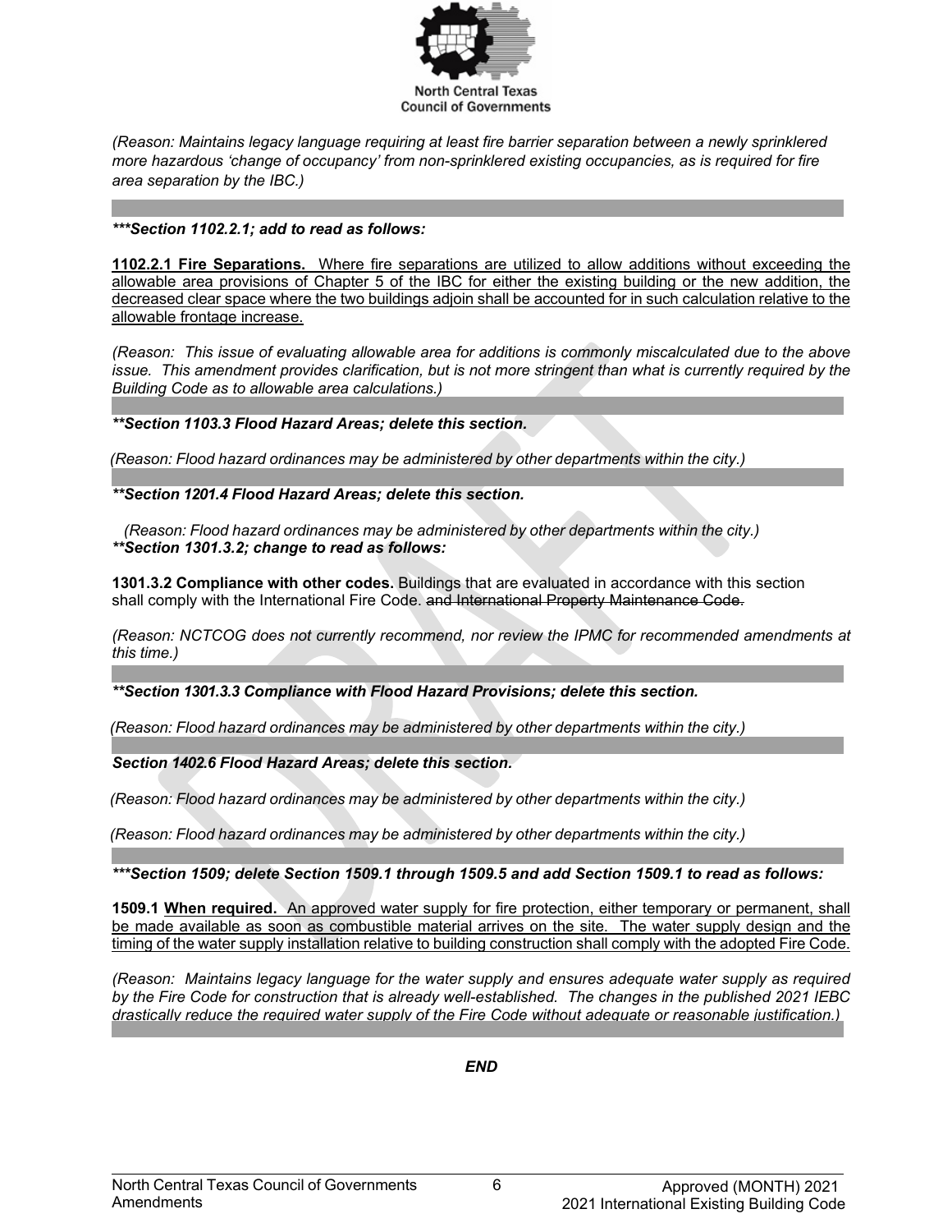*(Reason: Maintains legacy language requiring at least fire barrier separation between a newly sprinklered more hazardous 'change of occupancy' from non-sprinklered existing occupancies, as is required for fire area separation by the IBC.)*

***\*\*\*Section 1102.2.1; add to read as follows:***

<u>**1102.2.1 Fire Separations.** Where fire separations are utilized to allow additions without exceeding the allowable area provisions of Chapter 5 of the IBC for either the existing building or the new addition, the decreased clear space where the two buildings adjoin shall be accounted for in such calculation relative to the allowable frontage increase.</u>

*(Reason: This issue of evaluating allowable area for additions is commonly miscalculated due to the above issue. This amendment provides clarification, but is not more stringent than what is currently required by the Building Code as to allowable area calculations.)*

***\*\*Section 1103.3 Flood Hazard Areas; delete this section.***

*(Reason: Flood hazard ordinances may be administered by other departments within the city.)*

***\*\*Section 1201.4 Flood Hazard Areas; delete this section.***

*(Reason: Flood hazard ordinances may be administered by other departments within the city.)*

***\*\*Section 1301.3.2; change to read as follows:***

**1301.3.2 Compliance with other codes.** Buildings that are evaluated in accordance with this section shall comply with the International Fire Code. ~~and International Property Maintenance Code.~~

*(Reason: NCTCOG does not currently recommend, nor review the IPMC for recommended amendments at this time.)*

***\*\*Section 1301.3.3 Compliance with Flood Hazard Provisions; delete this section.***

*(Reason: Flood hazard ordinances may be administered by other departments within the city.)*

***Section 1402.6 Flood Hazard Areas; delete this section.***

*(Reason: Flood hazard ordinances may be administered by other departments within the city.)*

*(Reason: Flood hazard ordinances may be administered by other departments within the city.)*

***\*\*\*Section 1509; delete Section 1509.1 through 1509.5 and add Section 1509.1 to read as follows:***

**1509.1** <u>**When required.** An approved water supply for fire protection, either temporary or permanent, shall be made available as soon as combustible material arrives on the site. The water supply design and the timing of the water supply installation relative to building construction shall comply with the adopted Fire Code.</u>

*(Reason: Maintains legacy language for the water supply and ensures adequate water supply as required by the Fire Code for construction that is already well-established. The changes in the published 2021 IEBC drastically reduce the required water supply of the Fire Code without adequate or reasonable justification.)*

***END***